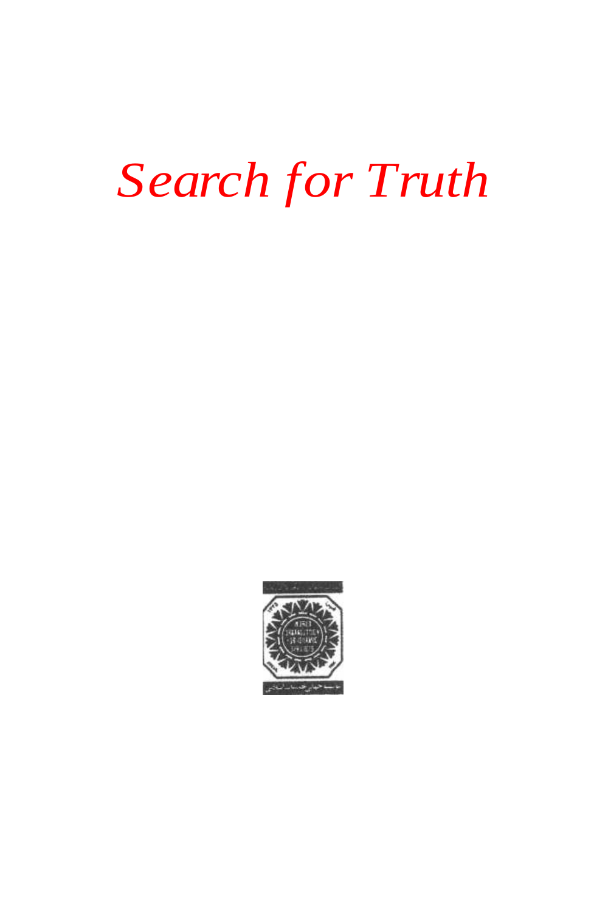# *Search for Truth*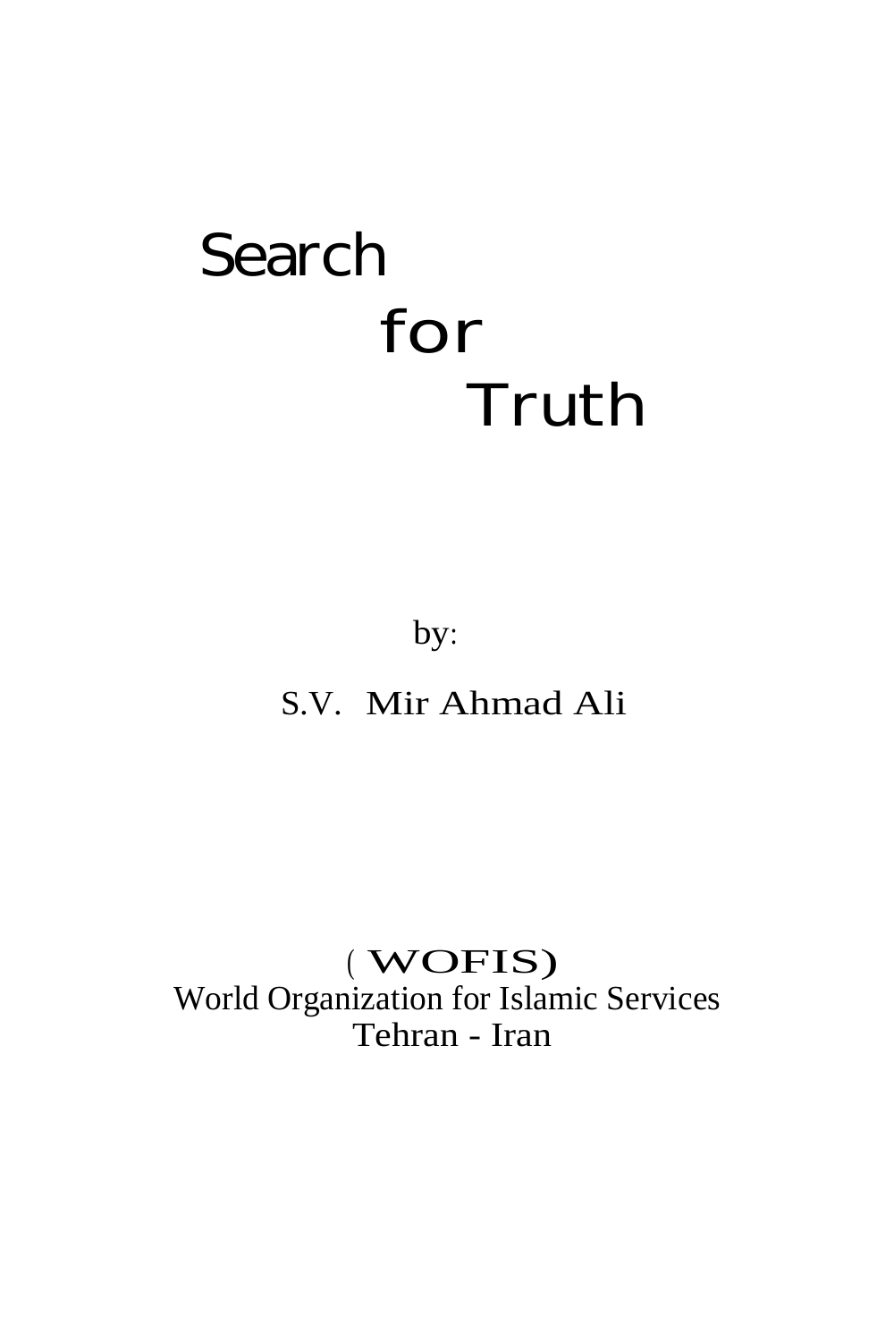# Search for Truth

by:

S.V. Mir Ahmad Ali

( WOFIS)
World Organization for Islamic Services
Tehran - Iran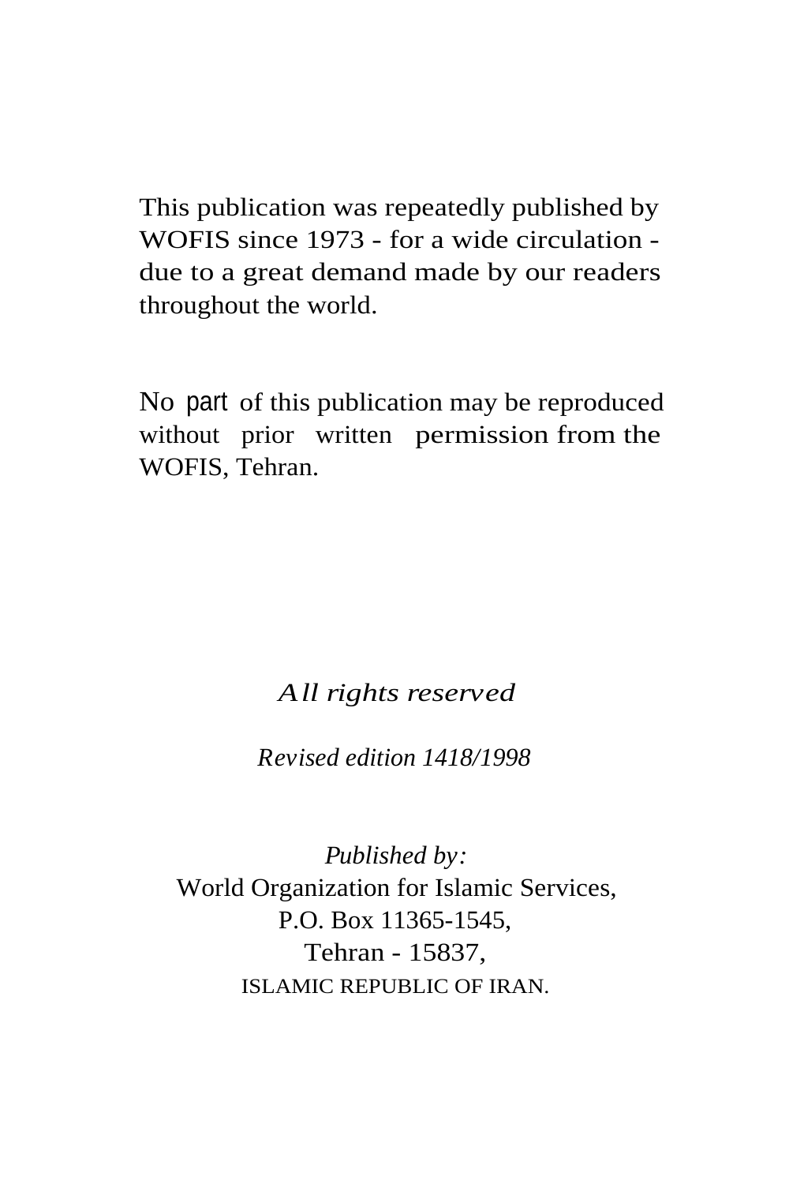This publication was repeatedly published by WOFIS since 1973 - for a wide circulation - due to a great demand made by our readers throughout the world.

No part of this publication may be reproduced without prior written permission from the WOFIS, Tehran.

*All rights reserved*

*Revised edition 1418/1998*

*Published by:*
World Organization for Islamic Services,
P.O. Box 11365-1545,
Tehran - 15837,
ISLAMIC REPUBLIC OF IRAN.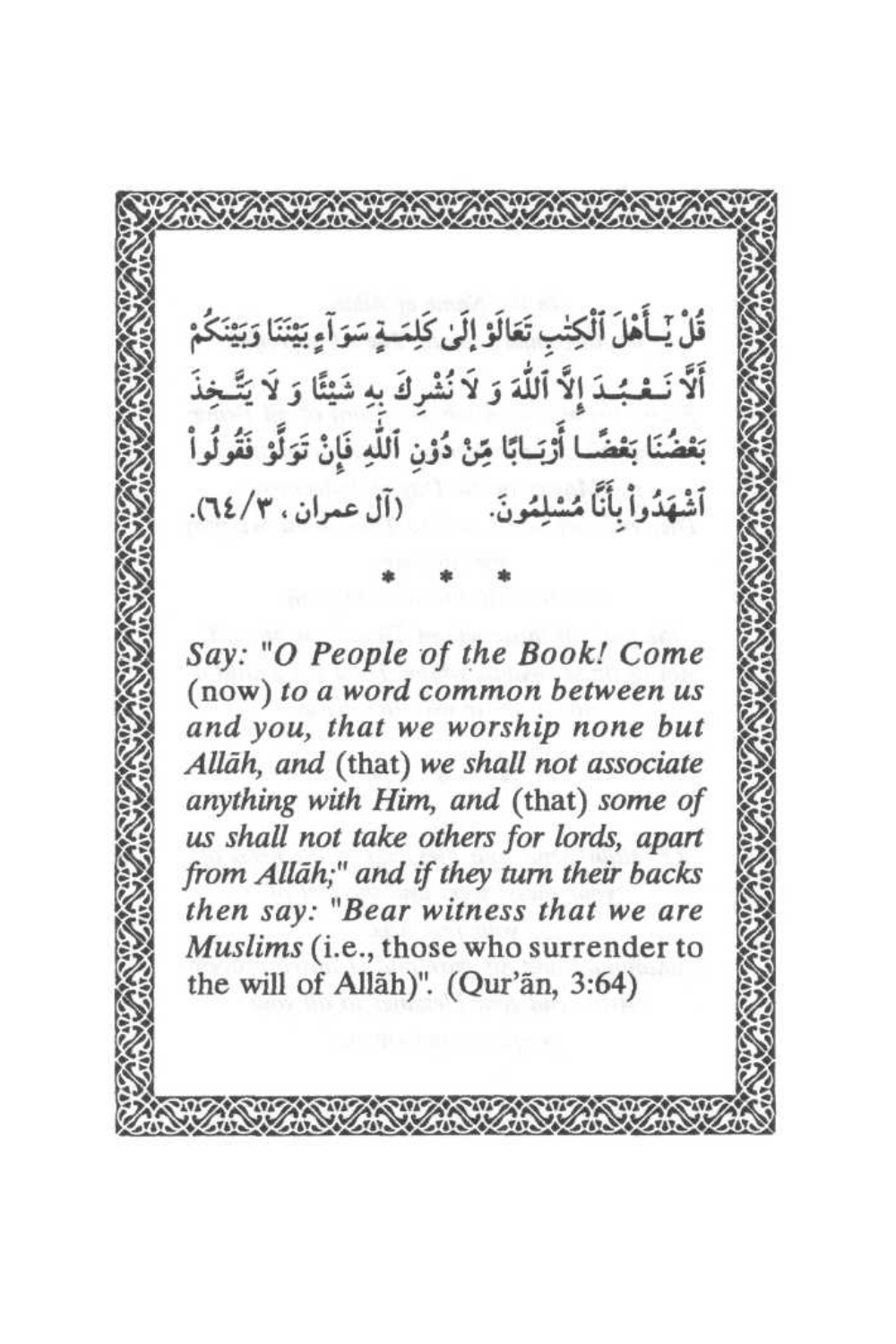قُلْ يَـٰٓأَهْلَ ٱلْكِتَـٰبِ تَعَالَوْا۟ إِلَىٰ كَلِمَةٍ سَوَآءٍۭ بَيْنَنَا وَبَيْنَكُمْ أَلَّا نَعْبُدَ إِلَّا ٱللَّهَ وَلَا نُشْرِكَ بِهِۦ شَيْـًۭٔا وَلَا يَتَّخِذَ بَعْضُنَا بَعْضًا أَرْبَابًۭا مِّن دُونِ ٱللَّهِ ۚ فَإِن تَوَلَّوْا۟ فَقُولُوا۟ ٱشْهَدُوا۟ بِأَنَّا مُسْلِمُونَ. (آل عمران، ٣/٦٤).

\* \* \*

*Say: "O People of the Book! Come* (now) *to a word common between us and you, that we worship none but Allāh, and* (that) *we shall not associate anything with Him, and* (that) *some of us shall not take others for lords, apart from Allāh;" and if they turn their backs then say: "Bear witness that we are Muslims* (i.e., those who surrender to the will of Allāh)". (Qur'ān, 3:64)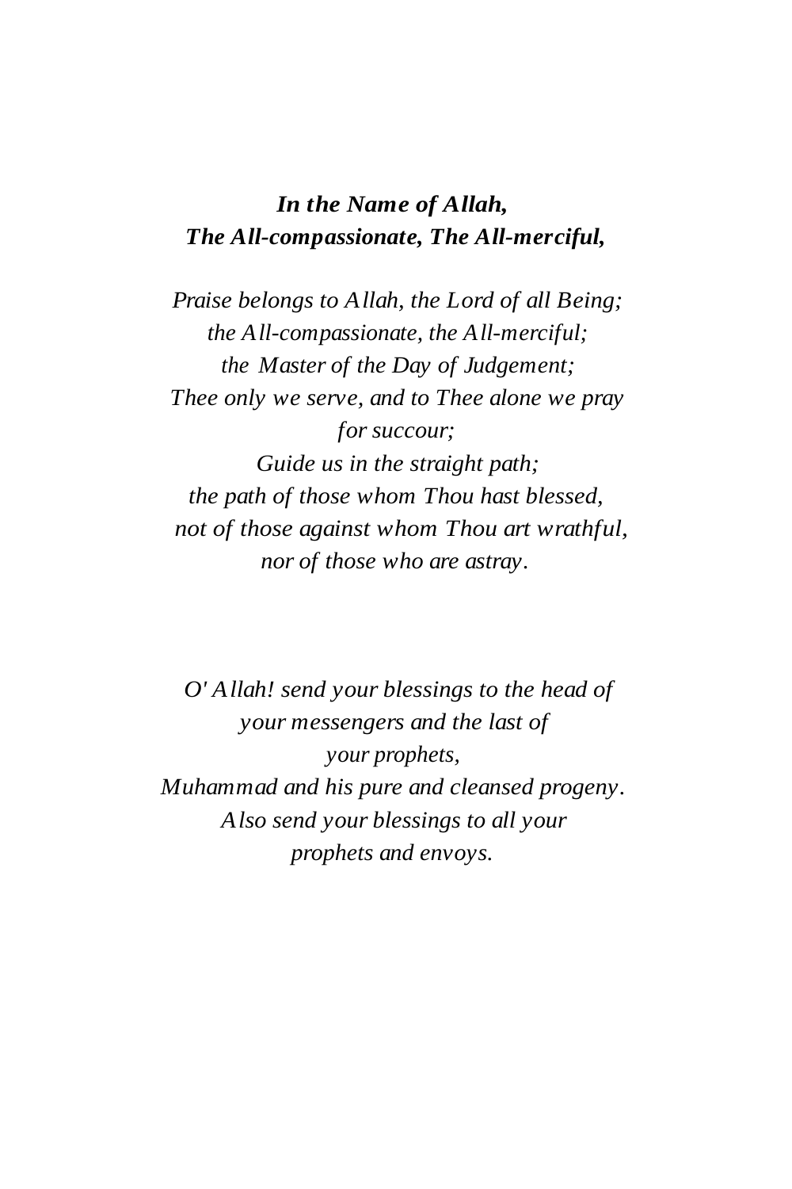***In the Name of Allah,***
***The All-compassionate, The All-merciful,***

*Praise belongs to Allah, the Lord of all Being;*
*the All-compassionate, the All-merciful;*
*the Master of the Day of Judgement;*
*Thee only we serve, and to Thee alone we pray for succour;*
*Guide us in the straight path;*
*the path of those whom Thou hast blessed,*
*not of those against whom Thou art wrathful,*
*nor of those who are astray.*

*O' Allah! send your blessings to the head of your messengers and the last of your prophets,*
*Muhammad and his pure and cleansed progeny.*
*Also send your blessings to all your prophets and envoys.*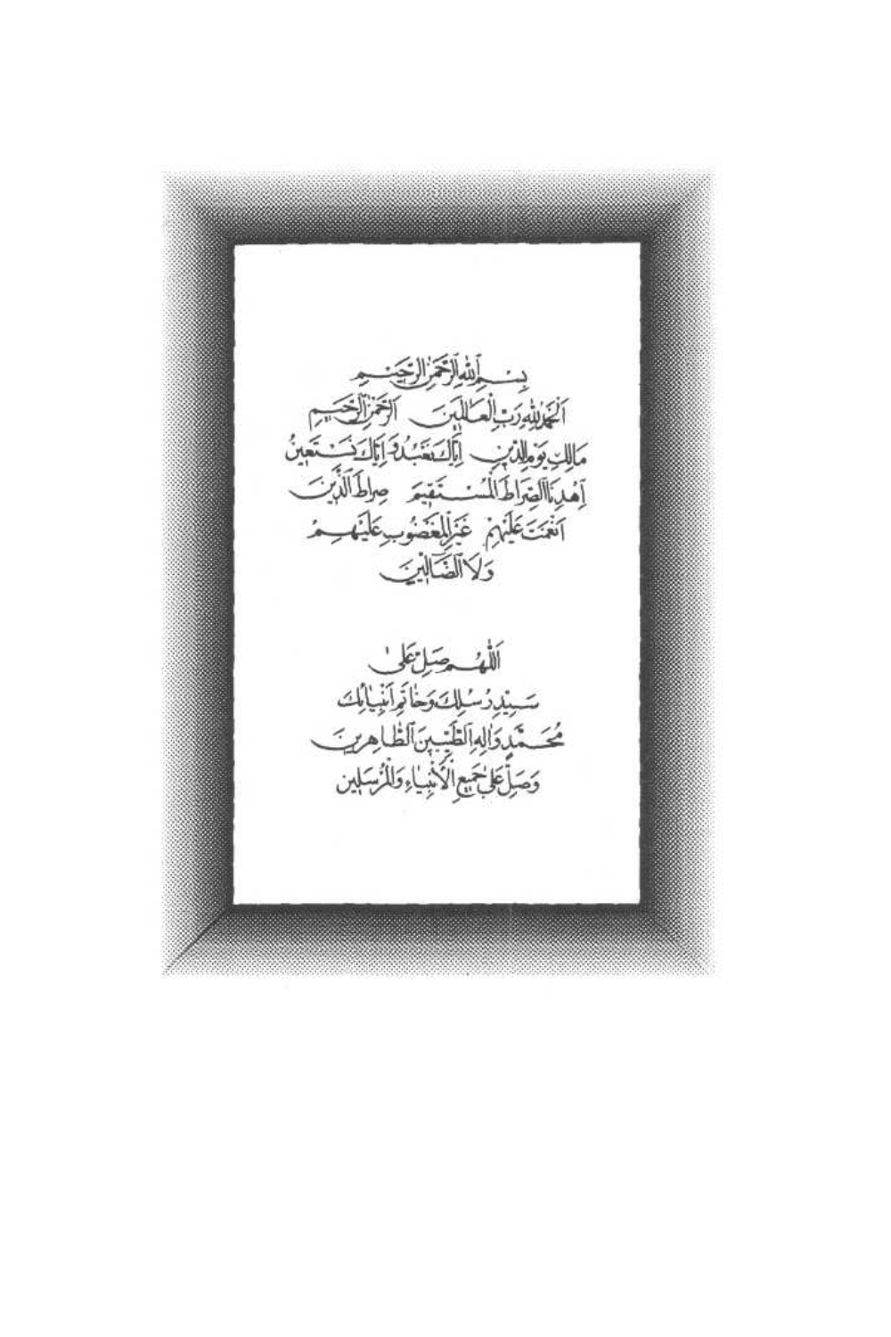بِسْمِ اللهِ الرَّحْمٰنِ الرَّحِيْمِ

اَلْحَمْدُ لِلّٰهِ رَبِّ الْعَالَمِيْنَ ۝ اَلرَّحْمٰنِ الرَّحِيْمِ

مَالِكِ يَوْمِ الدِّيْنِ ۝ اِيَّاكَ نَعْبُدُ وَاِيَّاكَ نَسْتَعِيْنُ

اِهْدِنَا الصِّرَاطَ الْمُسْتَقِيْمَ ۝ صِرَاطَ الَّذِيْنَ

اَنْعَمْتَ عَلَيْهِمْ ۝ غَيْرِ الْمَغْضُوْبِ عَلَيْهِمْ

وَلَا الضَّالِّيْنَ

اَللّٰهُمَّ صَلِّ عَلٰى

سَيِّدِ رُسُلِكَ وَخَاتَمِ اَنْبِيَائِكَ

مُحَمَّدٍ وَآلِهِ الطَّيِّبِيْنَ الطَّاهِرِيْنَ

وَصَلِّ عَلٰى جَمِيْعِ الْاَنْبِيَاءِ وَالْمُرْسَلِيْنَ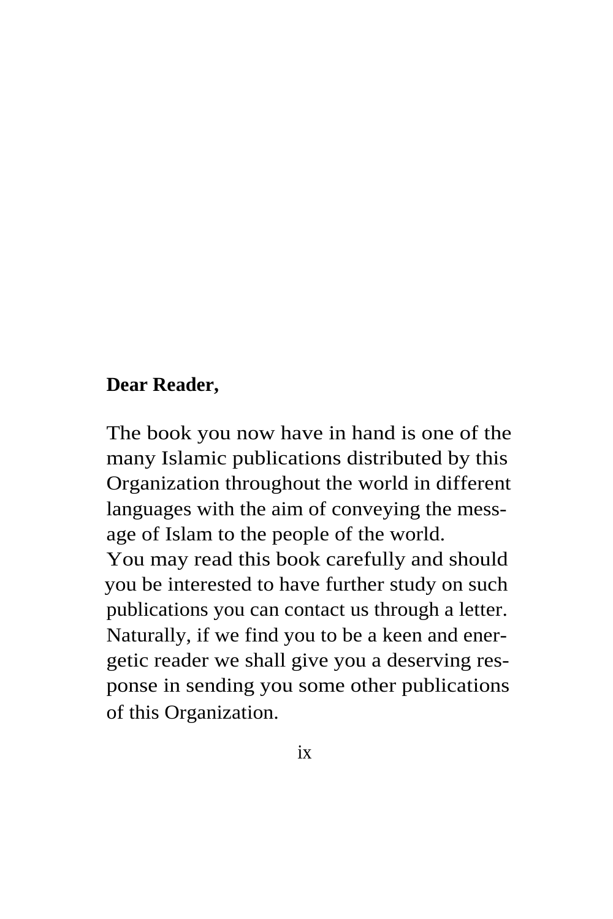**Dear Reader,**

The book you now have in hand is one of the many Islamic publications distributed by this Organization throughout the world in different languages with the aim of conveying the message of Islam to the people of the world.

You may read this book carefully and should you be interested to have further study on such publications you can contact us through a letter. Naturally, if we find you to be a keen and energetic reader we shall give you a deserving response in sending you some other publications of this Organization.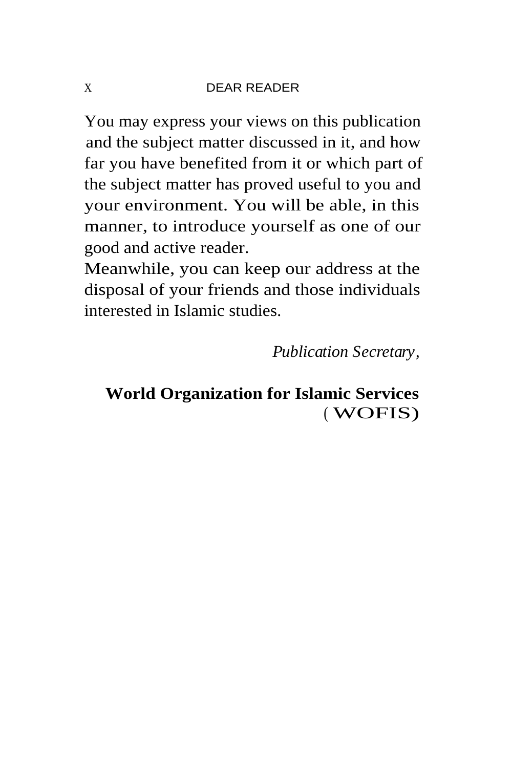You may express your views on this publication and the subject matter discussed in it, and how far you have benefited from it or which part of the subject matter has proved useful to you and your environment. You will be able, in this manner, to introduce yourself as one of our good and active reader.

Meanwhile, you can keep our address at the disposal of your friends and those individuals interested in Islamic studies.

*Publication Secretary*,

**World Organization for Islamic Services** (WOFIS)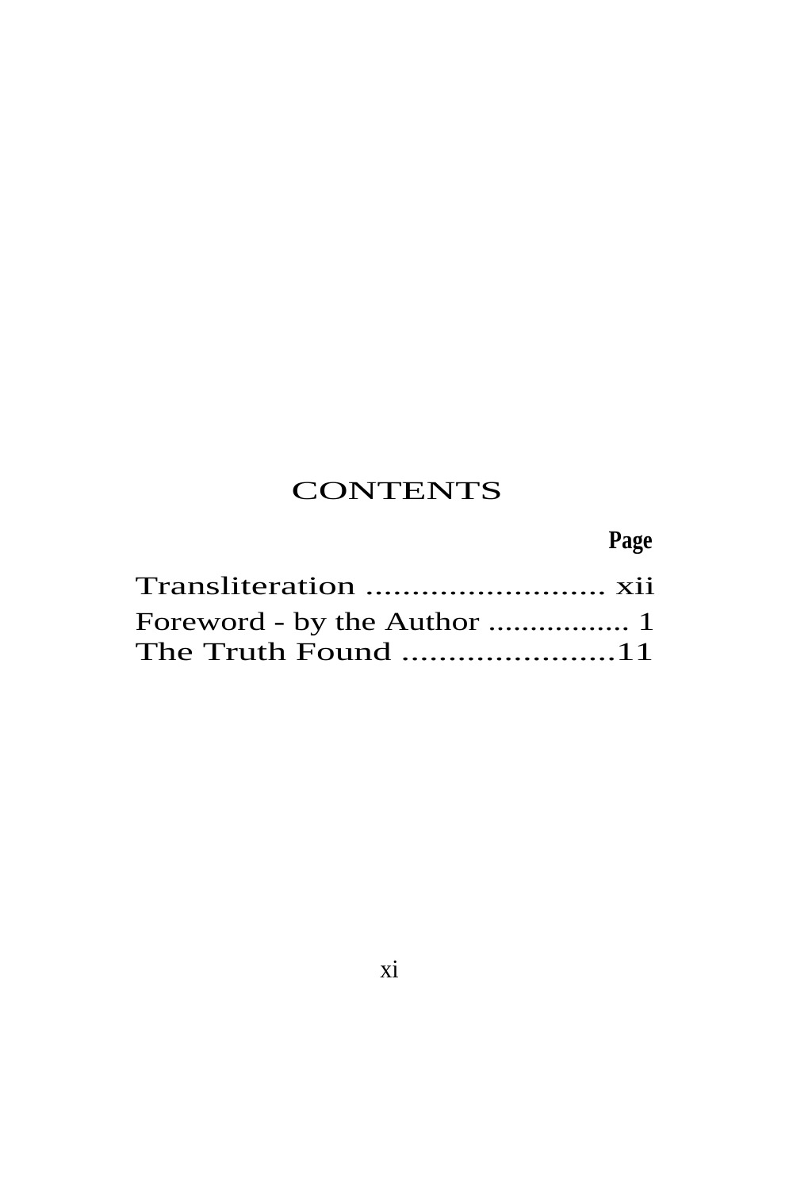# CONTENTS

**Page**

Transliteration .......................... xii

Foreword - by the Author ................. 1

The Truth Found .......................11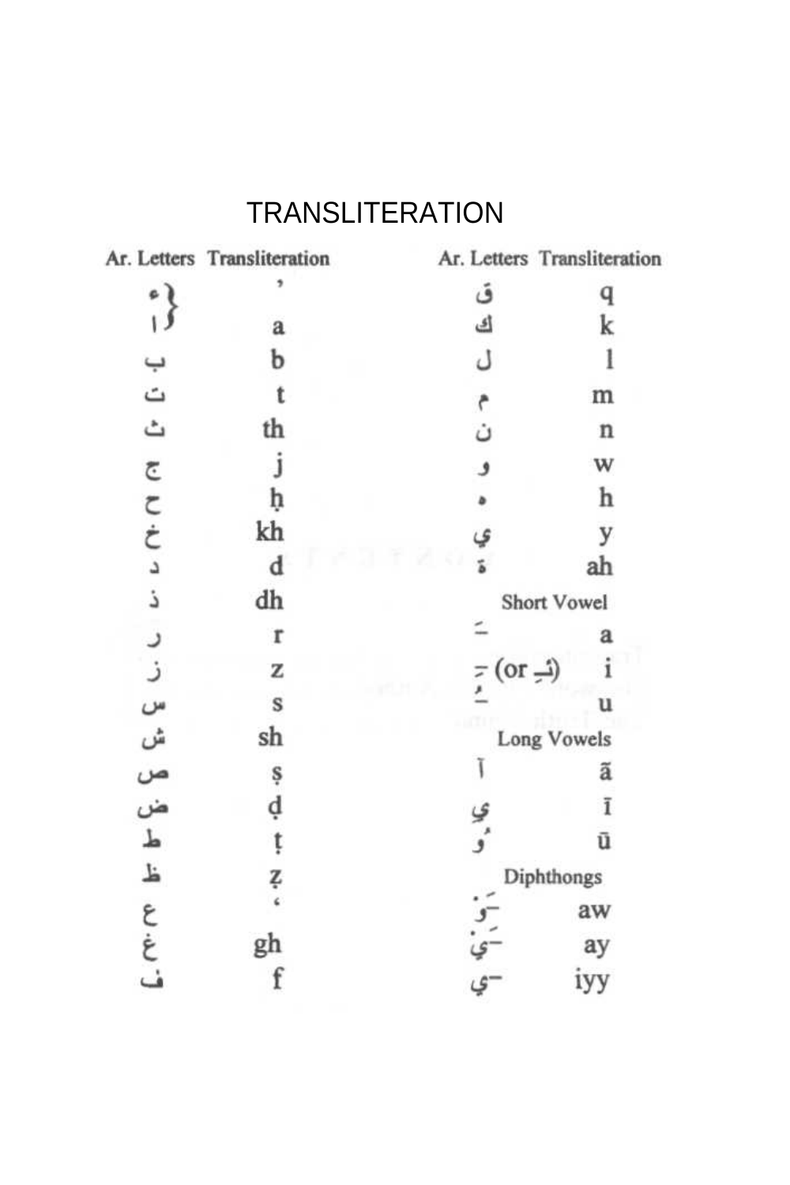# TRANSLITERATION

| Ar. Letters | Transliteration | Ar. Letters | Transliteration |
|---|---|---|---|
| ء | ' | ق | q |
| ا | a | ك | k |
| ب | b | ل | l |
| ت | t | م | m |
| ث | th | ن | n |
| ج | j | و | w |
| ح | ḥ | ه | h |
| خ | kh | ي | y |
| د | d | ة | ah |
| ذ | dh | **Short Vowel** | |
| ر | r | ـَ | a |
| ز | z | ـِ (or ئـِ) | i |
| س | s | ـُ | u |
| ش | sh | **Long Vowels** | |
| ص | ṣ | آ | ā |
| ض | ḍ | يِ | ī |
| ط | ṭ | وُ | ū |
| ظ | ẓ | **Diphthongs** | |
| ع | ' | ـَوْ | aw |
| غ | gh | ـَيْ | ay |
| ف | f | ـيّ | iyy |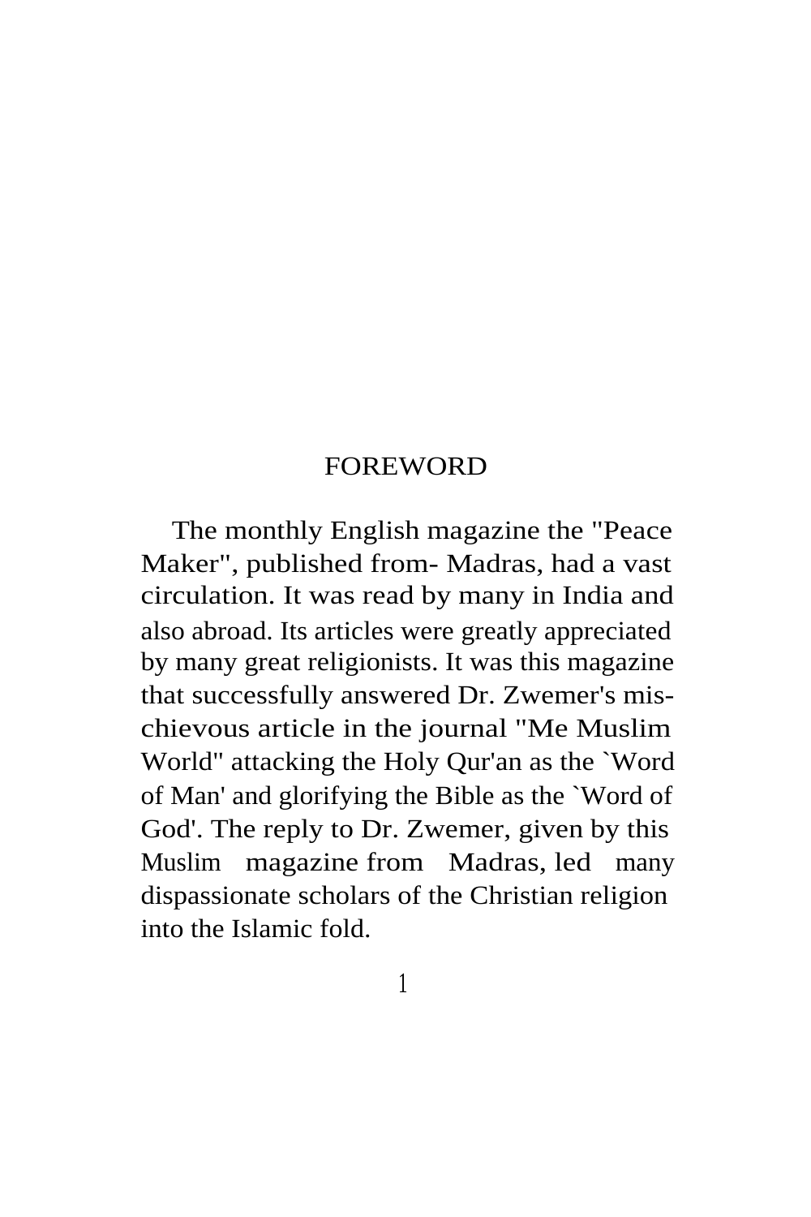# FOREWORD

The monthly English magazine the "Peace Maker", published from- Madras, had a vast circulation. It was read by many in India and also abroad. Its articles were greatly appreciated by many great religionists. It was this magazine that successfully answered Dr. Zwemer's mischievous article in the journal "Me Muslim World" attacking the Holy Qur'an as the `Word of Man' and glorifying the Bible as the `Word of God'. The reply to Dr. Zwemer, given by this Muslim magazine from Madras, led many dispassionate scholars of the Christian religion into the Islamic fold.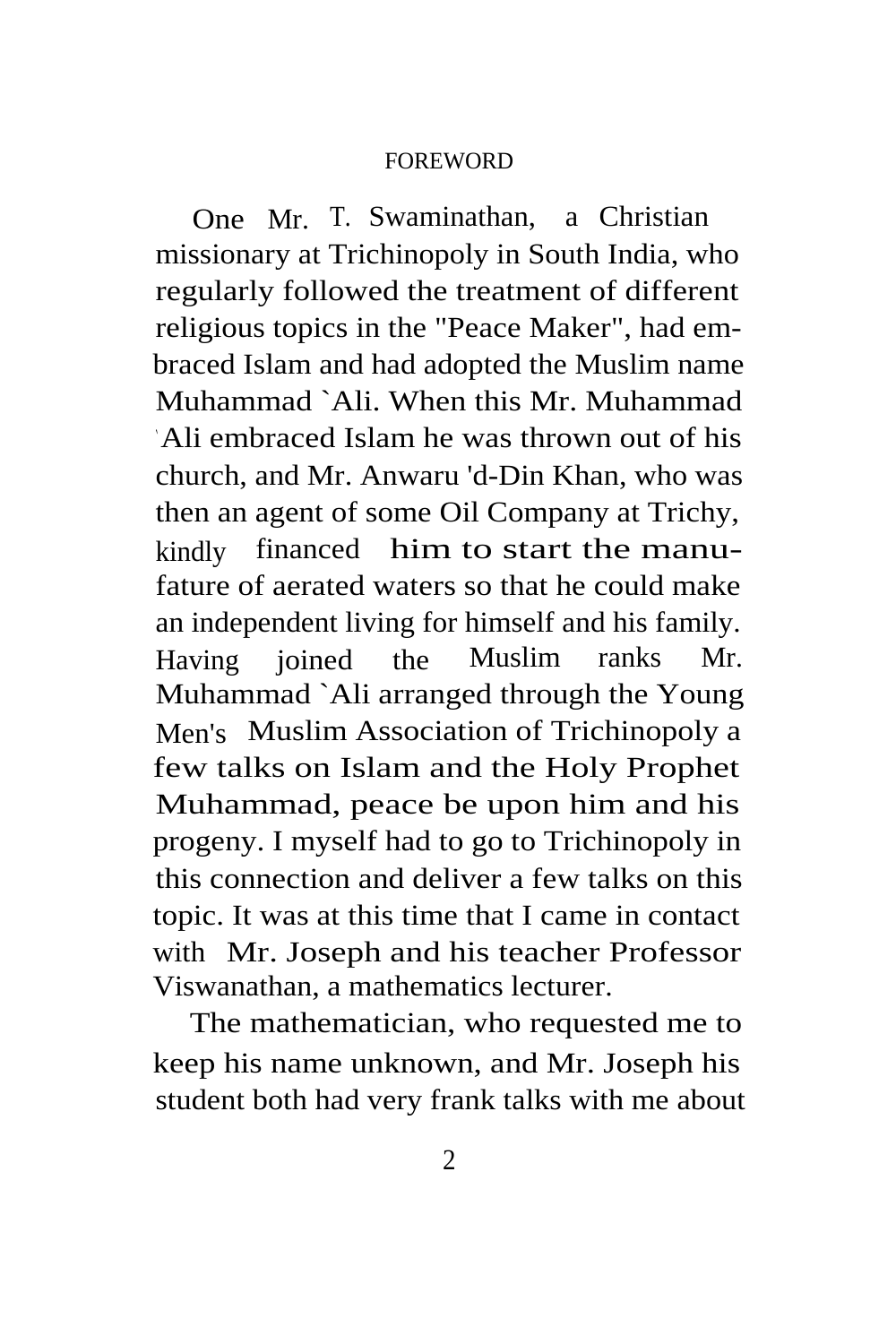FOREWORD

One Mr. T. Swaminathan, a Christian missionary at Trichinopoly in South India, who regularly followed the treatment of different religious topics in the "Peace Maker", had embraced Islam and had adopted the Muslim name Muhammad `Ali. When this Mr. Muhammad `Ali embraced Islam he was thrown out of his church, and Mr. Anwaru 'd-Din Khan, who was then an agent of some Oil Company at Trichy, kindly financed him to start the manufature of aerated waters so that he could make an independent living for himself and his family. Having joined the Muslim ranks Mr. Muhammad `Ali arranged through the Young Men's Muslim Association of Trichinopoly a few talks on Islam and the Holy Prophet Muhammad, peace be upon him and his progeny. I myself had to go to Trichinopoly in this connection and deliver a few talks on this topic. It was at this time that I came in contact with Mr. Joseph and his teacher Professor Viswanathan, a mathematics lecturer.

The mathematician, who requested me to keep his name unknown, and Mr. Joseph his student both had very frank talks with me about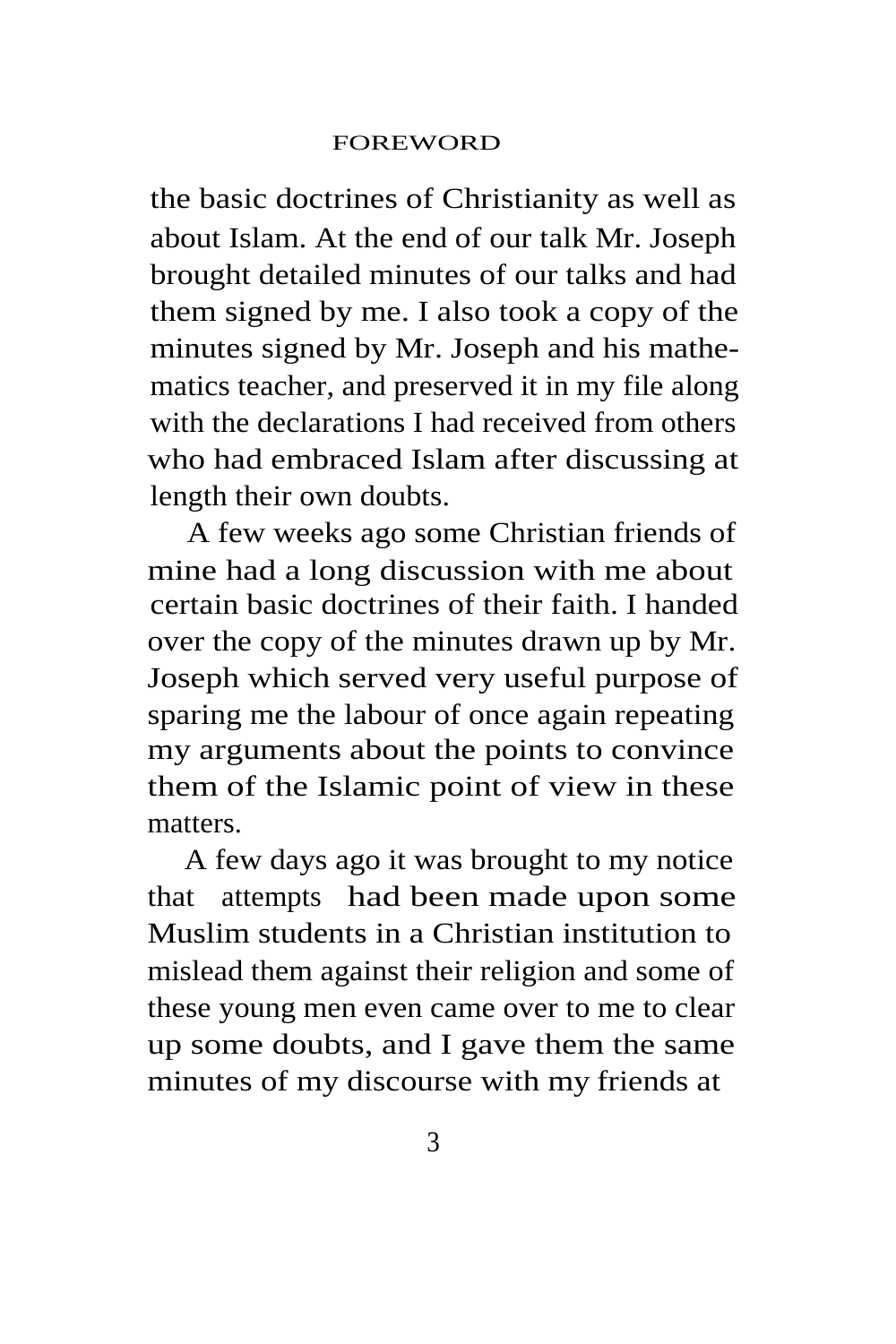the basic doctrines of Christianity as well as about Islam. At the end of our talk Mr. Joseph brought detailed minutes of our talks and had them signed by me. I also took a copy of the minutes signed by Mr. Joseph and his mathematics teacher, and preserved it in my file along with the declarations I had received from others who had embraced Islam after discussing at length their own doubts.

A few weeks ago some Christian friends of mine had a long discussion with me about certain basic doctrines of their faith. I handed over the copy of the minutes drawn up by Mr. Joseph which served very useful purpose of sparing me the labour of once again repeating my arguments about the points to convince them of the Islamic point of view in these matters.

A few days ago it was brought to my notice that attempts had been made upon some Muslim students in a Christian institution to mislead them against their religion and some of these young men even came over to me to clear up some doubts, and I gave them the same minutes of my discourse with my friends at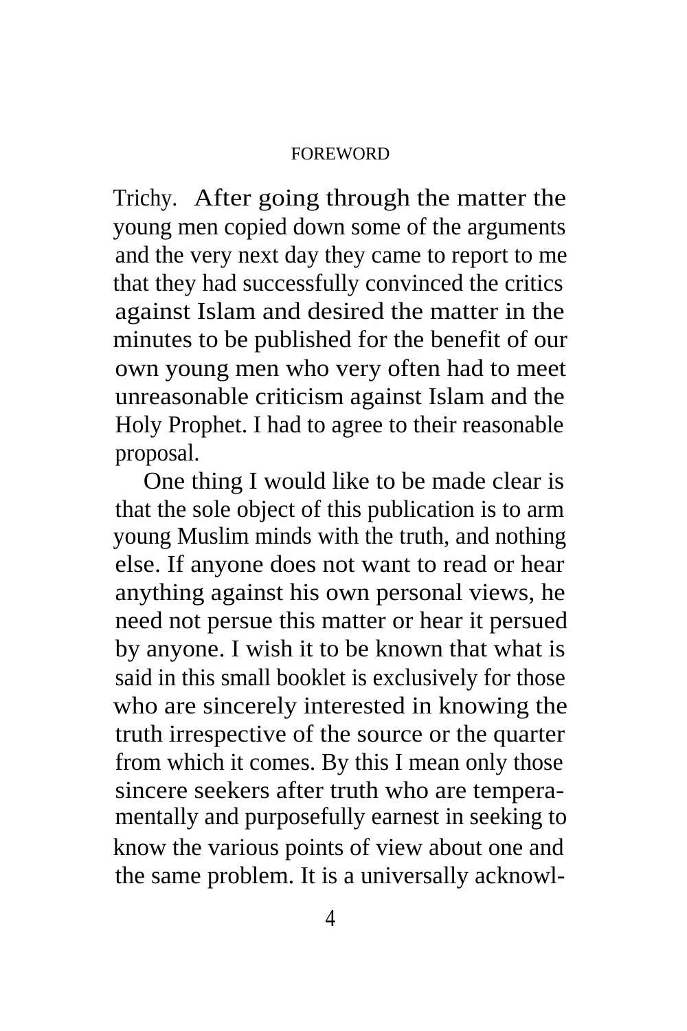Trichy. After going through the matter the young men copied down some of the arguments and the very next day they came to report to me that they had successfully convinced the critics against Islam and desired the matter in the minutes to be published for the benefit of our own young men who very often had to meet unreasonable criticism against Islam and the Holy Prophet. I had to agree to their reasonable proposal.

One thing I would like to be made clear is that the sole object of this publication is to arm young Muslim minds with the truth, and nothing else. If anyone does not want to read or hear anything against his own personal views, he need not persue this matter or hear it persued by anyone. I wish it to be known that what is said in this small booklet is exclusively for those who are sincerely interested in knowing the truth irrespective of the source or the quarter from which it comes. By this I mean only those sincere seekers after truth who are temperamentally and purposefully earnest in seeking to know the various points of view about one and the same problem. It is a universally acknowl-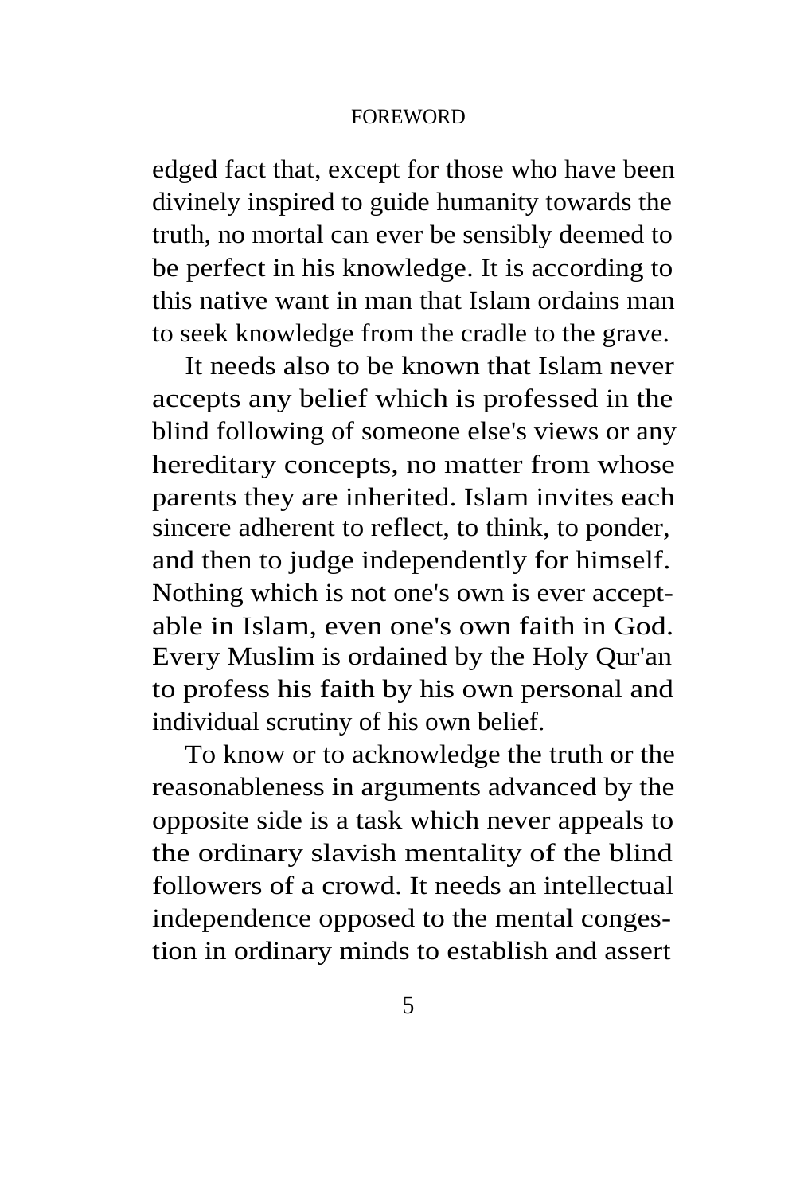edged fact that, except for those who have been divinely inspired to guide humanity towards the truth, no mortal can ever be sensibly deemed to be perfect in his knowledge. It is according to this native want in man that Islam ordains man to seek knowledge from the cradle to the grave.

It needs also to be known that Islam never accepts any belief which is professed in the blind following of someone else's views or any hereditary concepts, no matter from whose parents they are inherited. Islam invites each sincere adherent to reflect, to think, to ponder, and then to judge independently for himself. Nothing which is not one's own is ever acceptable in Islam, even one's own faith in God. Every Muslim is ordained by the Holy Qur'an to profess his faith by his own personal and individual scrutiny of his own belief.

To know or to acknowledge the truth or the reasonableness in arguments advanced by the opposite side is a task which never appeals to the ordinary slavish mentality of the blind followers of a crowd. It needs an intellectual independence opposed to the mental congestion in ordinary minds to establish and assert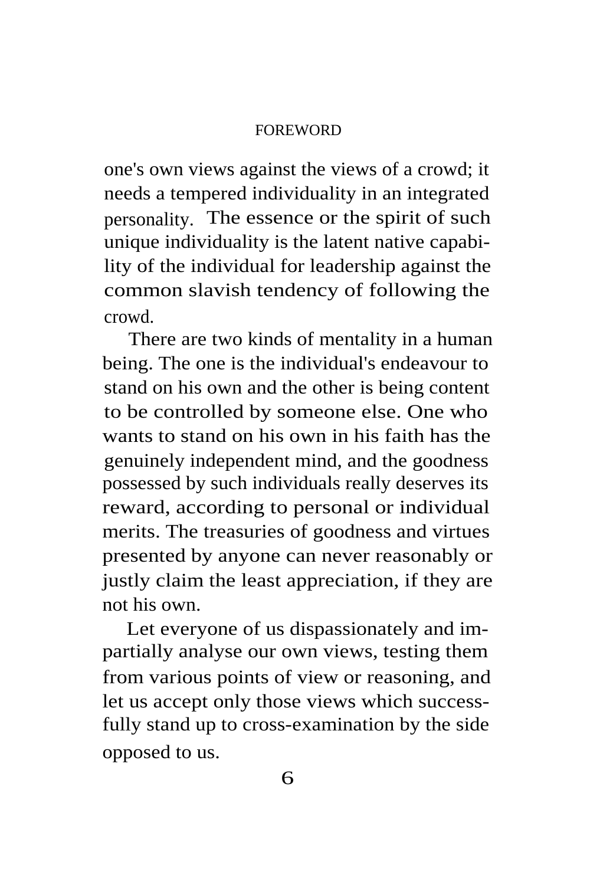one's own views against the views of a crowd; it needs a tempered individuality in an integrated personality. The essence or the spirit of such unique individuality is the latent native capability of the individual for leadership against the common slavish tendency of following the crowd.

There are two kinds of mentality in a human being. The one is the individual's endeavour to stand on his own and the other is being content to be controlled by someone else. One who wants to stand on his own in his faith has the genuinely independent mind, and the goodness possessed by such individuals really deserves its reward, according to personal or individual merits. The treasuries of goodness and virtues presented by anyone can never reasonably or justly claim the least appreciation, if they are not his own.

Let everyone of us dispassionately and impartially analyse our own views, testing them from various points of view or reasoning, and let us accept only those views which successfully stand up to cross-examination by the side opposed to us.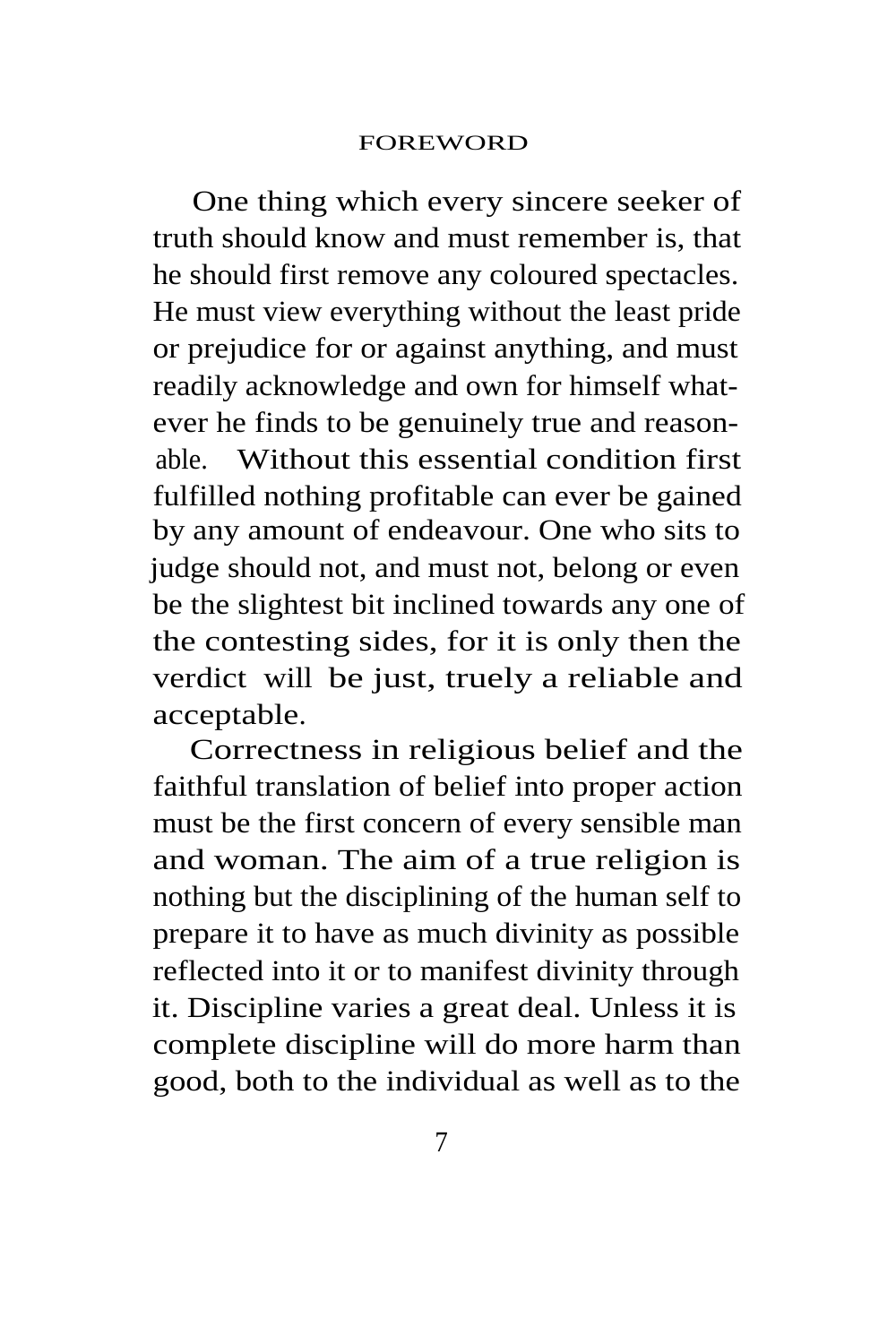# FOREWORD

One thing which every sincere seeker of truth should know and must remember is, that he should first remove any coloured spectacles. He must view everything without the least pride or prejudice for or against anything, and must readily acknowledge and own for himself whatever he finds to be genuinely true and reasonable. Without this essential condition first fulfilled nothing profitable can ever be gained by any amount of endeavour. One who sits to judge should not, and must not, belong or even be the slightest bit inclined towards any one of the contesting sides, for it is only then the verdict will be just, truely a reliable and acceptable.

Correctness in religious belief and the faithful translation of belief into proper action must be the first concern of every sensible man and woman. The aim of a true religion is nothing but the disciplining of the human self to prepare it to have as much divinity as possible reflected into it or to manifest divinity through it. Discipline varies a great deal. Unless it is complete discipline will do more harm than good, both to the individual as well as to the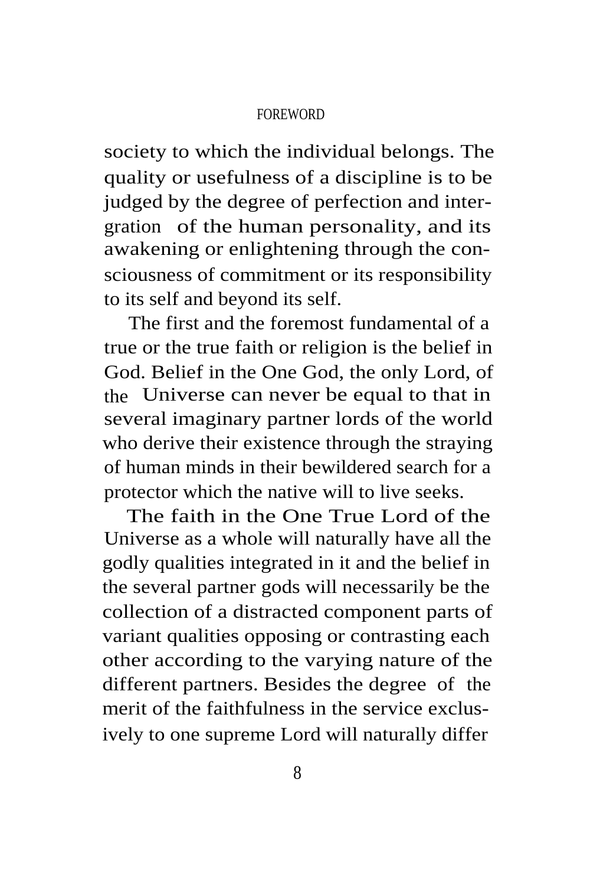society to which the individual belongs. The quality or usefulness of a discipline is to be judged by the degree of perfection and intergration of the human personality, and its awakening or enlightening through the consciousness of commitment or its responsibility to its self and beyond its self.

The first and the foremost fundamental of a true or the true faith or religion is the belief in God. Belief in the One God, the only Lord, of the Universe can never be equal to that in several imaginary partner lords of the world who derive their existence through the straying of human minds in their bewildered search for a protector which the native will to live seeks.

The faith in the One True Lord of the Universe as a whole will naturally have all the godly qualities integrated in it and the belief in the several partner gods will necessarily be the collection of a distracted component parts of variant qualities opposing or contrasting each other according to the varying nature of the different partners. Besides the degree of the merit of the faithfulness in the service exclusively to one supreme Lord will naturally differ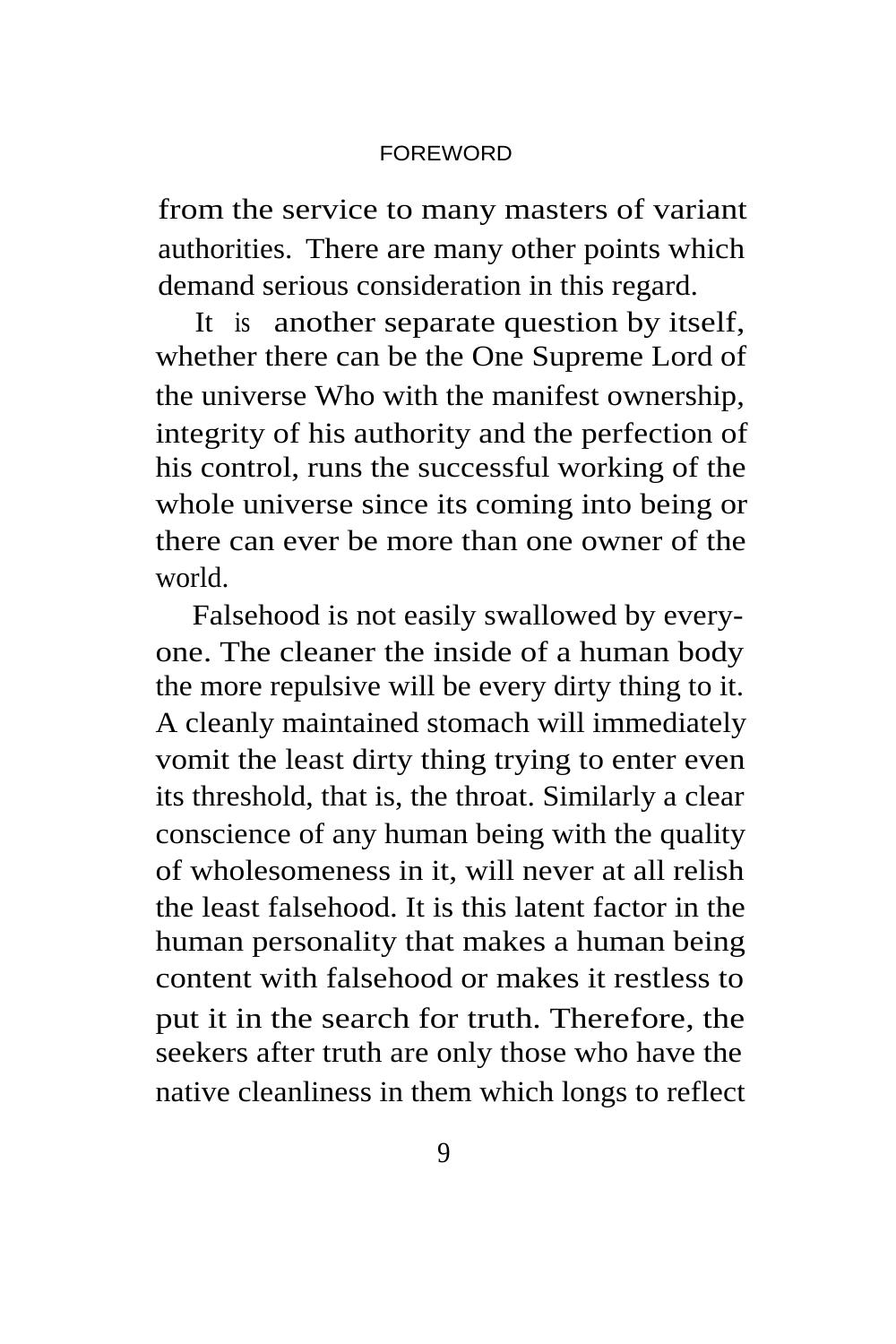from the service to many masters of variant authorities. There are many other points which demand serious consideration in this regard.

It is another separate question by itself, whether there can be the One Supreme Lord of the universe Who with the manifest ownership, integrity of his authority and the perfection of his control, runs the successful working of the whole universe since its coming into being or there can ever be more than one owner of the world.

Falsehood is not easily swallowed by everyone. The cleaner the inside of a human body the more repulsive will be every dirty thing to it. A cleanly maintained stomach will immediately vomit the least dirty thing trying to enter even its threshold, that is, the throat. Similarly a clear conscience of any human being with the quality of wholesomeness in it, will never at all relish the least falsehood. It is this latent factor in the human personality that makes a human being content with falsehood or makes it restless to put it in the search for truth. Therefore, the seekers after truth are only those who have the native cleanliness in them which longs to reflect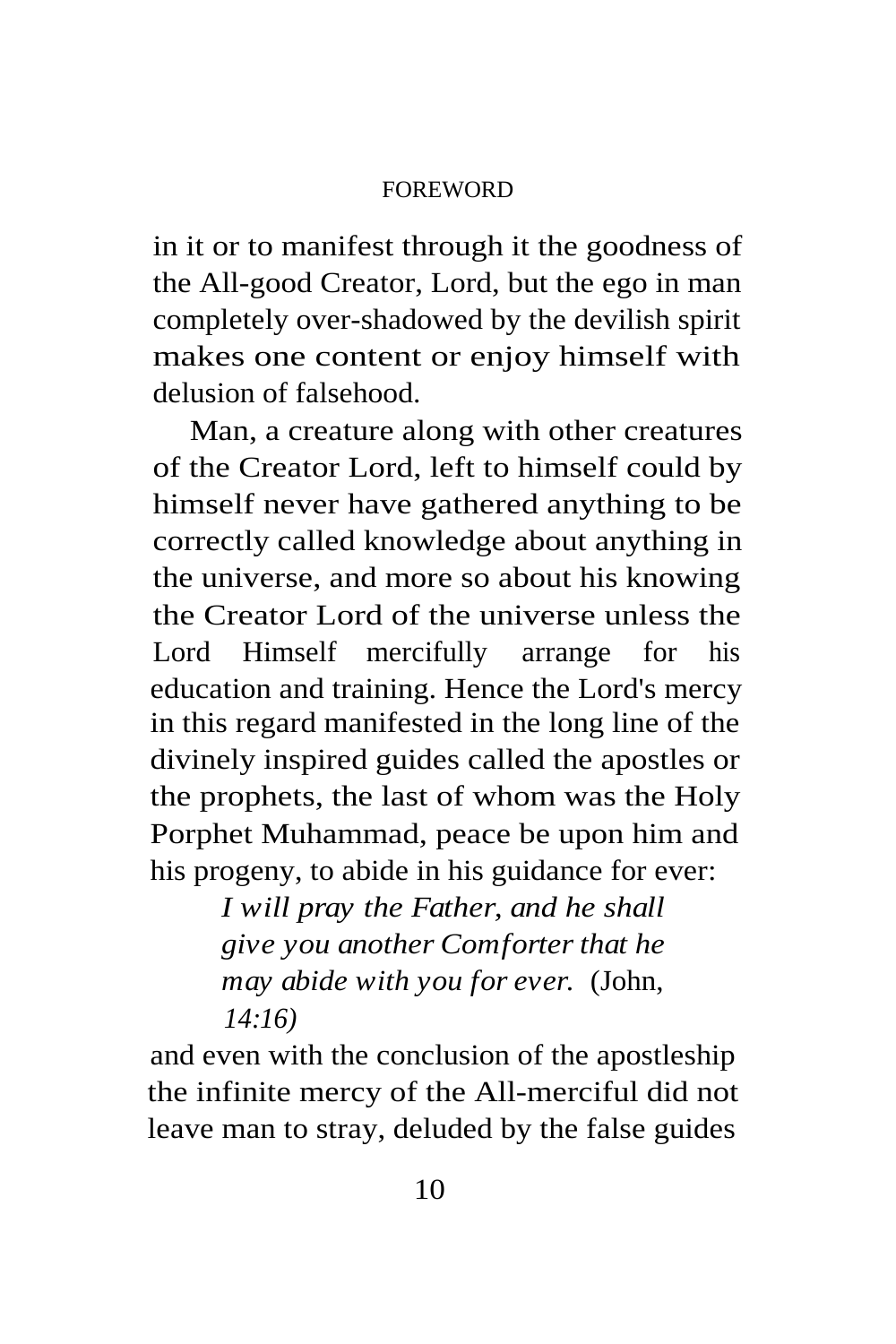in it or to manifest through it the goodness of the All-good Creator, Lord, but the ego in man completely over-shadowed by the devilish spirit makes one content or enjoy himself with delusion of falsehood.

Man, a creature along with other creatures of the Creator Lord, left to himself could by himself never have gathered anything to be correctly called knowledge about anything in the universe, and more so about his knowing the Creator Lord of the universe unless the Lord Himself mercifully arrange for his education and training. Hence the Lord's mercy in this regard manifested in the long line of the divinely inspired guides called the apostles or the prophets, the last of whom was the Holy Porphet Muhammad, peace be upon him and his progeny, to abide in his guidance for ever:

> *I will pray the Father, and he shall give you another Comforter that he may abide with you for ever.* (John, *14:16)*

and even with the conclusion of the apostleship the infinite mercy of the All-merciful did not leave man to stray, deluded by the false guides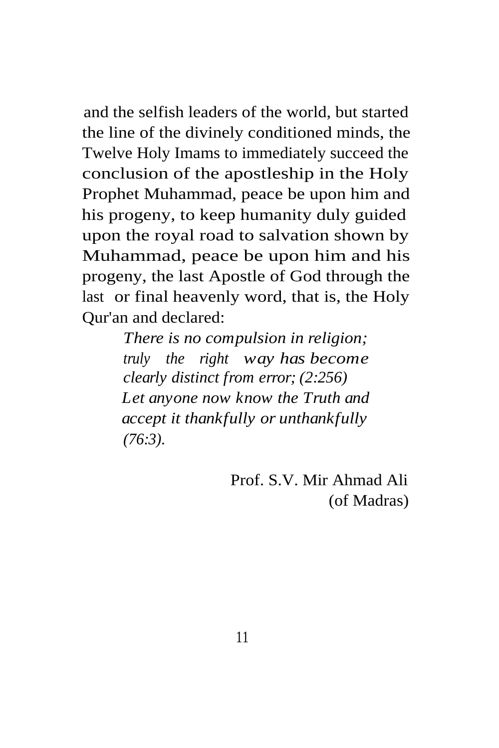and the selfish leaders of the world, but started the line of the divinely conditioned minds, the Twelve Holy Imams to immediately succeed the conclusion of the apostleship in the Holy Prophet Muhammad, peace be upon him and his progeny, to keep humanity duly guided upon the royal road to salvation shown by Muhammad, peace be upon him and his progeny, the last Apostle of God through the last or final heavenly word, that is, the Holy Qur'an and declared:

> *There is no compulsion in religion; truly the right way has become clearly distinct from error; (2:256)*
> *Let anyone now know the Truth and accept it thankfully or unthankfully (76:3).*

Prof. S.V. Mir Ahmad Ali
(of Madras)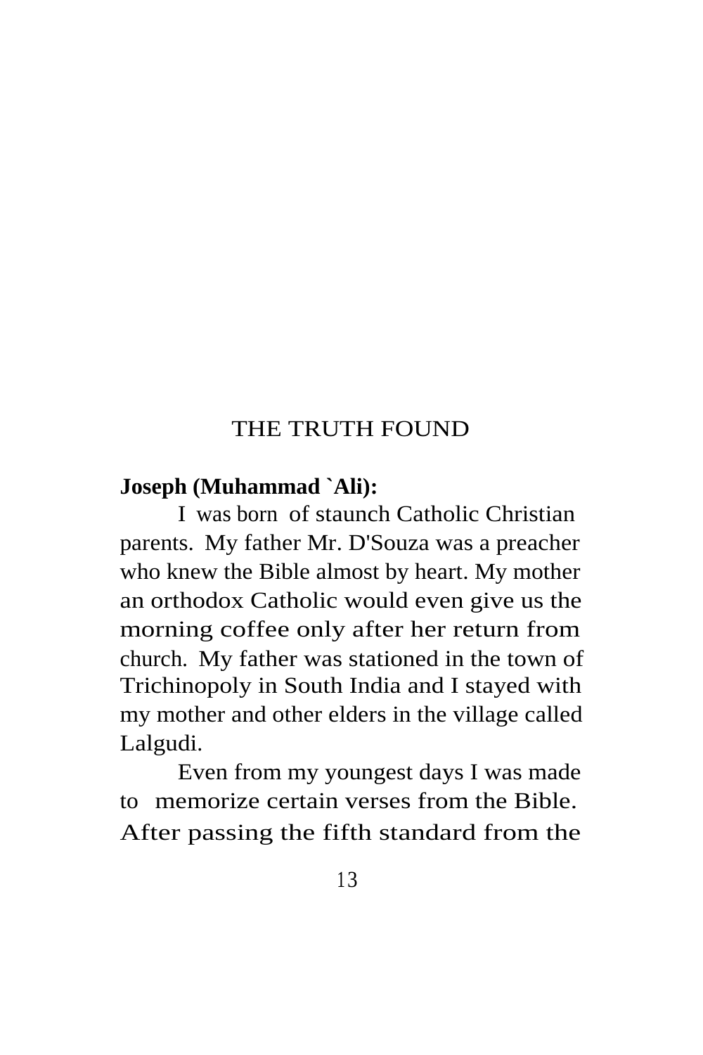# THE TRUTH FOUND

**Joseph (Muhammad `Ali):**

I was born of staunch Catholic Christian parents. My father Mr. D'Souza was a preacher who knew the Bible almost by heart. My mother an orthodox Catholic would even give us the morning coffee only after her return from church. My father was stationed in the town of Trichinopoly in South India and I stayed with my mother and other elders in the village called Lalgudi.

Even from my youngest days I was made to memorize certain verses from the Bible. After passing the fifth standard from the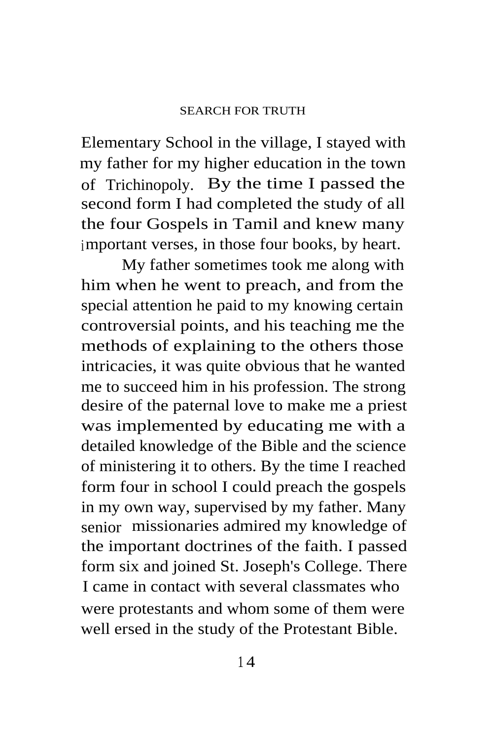Elementary School in the village, I stayed with my father for my higher education in the town of Trichinopoly. By the time I passed the second form I had completed the study of all the four Gospels in Tamil and knew many important verses, in those four books, by heart.

My father sometimes took me along with him when he went to preach, and from the special attention he paid to my knowing certain controversial points, and his teaching me the methods of explaining to the others those intricacies, it was quite obvious that he wanted me to succeed him in his profession. The strong desire of the paternal love to make me a priest was implemented by educating me with a detailed knowledge of the Bible and the science of ministering it to others. By the time I reached form four in school I could preach the gospels in my own way, supervised by my father. Many senior missionaries admired my knowledge of the important doctrines of the faith. I passed form six and joined St. Joseph's College. There I came in contact with several classmates who were protestants and whom some of them were well ersed in the study of the Protestant Bible.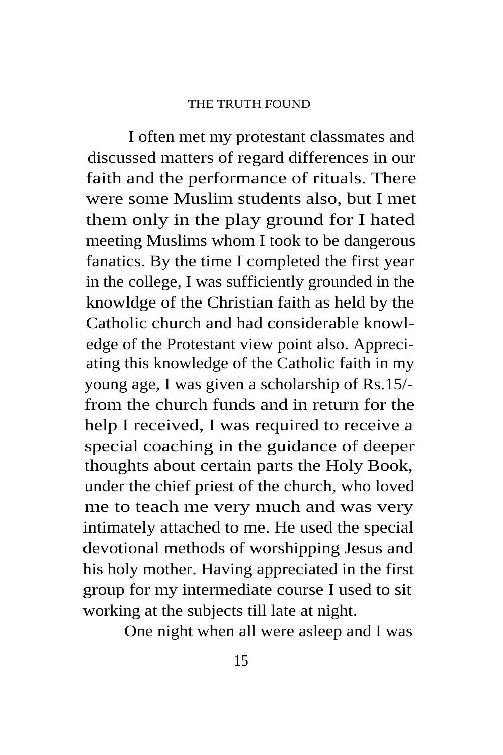I often met my protestant classmates and discussed matters of regard differences in our faith and the performance of rituals. There were some Muslim students also, but I met them only in the play ground for I hated meeting Muslims whom I took to be dangerous fanatics. By the time I completed the first year in the college, I was sufficiently grounded in the knowldge of the Christian faith as held by the Catholic church and had considerable knowledge of the Protestant view point also. Appreciating this knowledge of the Catholic faith in my young age, I was given a scholarship of Rs.15/- from the church funds and in return for the help I received, I was required to receive a special coaching in the guidance of deeper thoughts about certain parts the Holy Book, under the chief priest of the church, who loved me to teach me very much and was very intimately attached to me. He used the special devotional methods of worshipping Jesus and his holy mother. Having appreciated in the first group for my intermediate course I used to sit working at the subjects till late at night.

One night when all were asleep and I was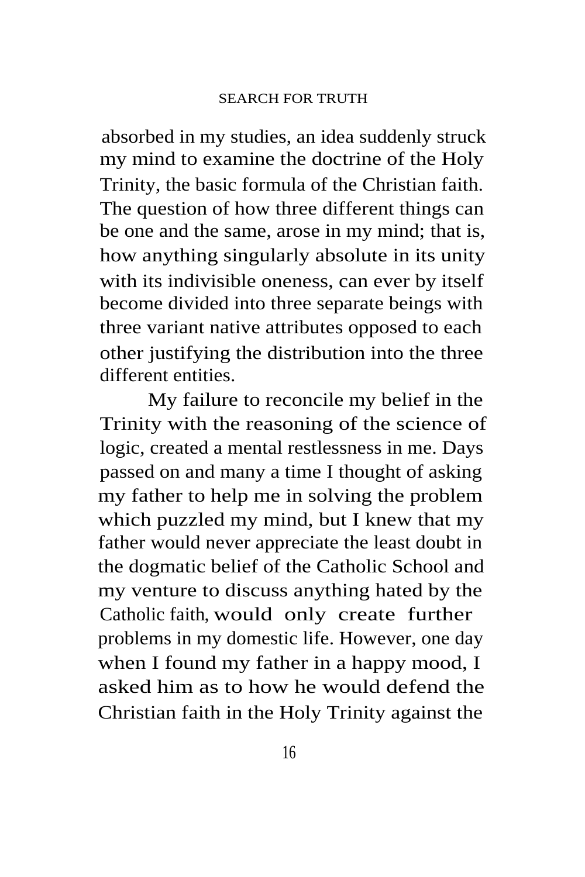absorbed in my studies, an idea suddenly struck my mind to examine the doctrine of the Holy Trinity, the basic formula of the Christian faith. The question of how three different things can be one and the same, arose in my mind; that is, how anything singularly absolute in its unity with its indivisible oneness, can ever by itself become divided into three separate beings with three variant native attributes opposed to each other justifying the distribution into the three different entities.

My failure to reconcile my belief in the Trinity with the reasoning of the science of logic, created a mental restlessness in me. Days passed on and many a time I thought of asking my father to help me in solving the problem which puzzled my mind, but I knew that my father would never appreciate the least doubt in the dogmatic belief of the Catholic School and my venture to discuss anything hated by the Catholic faith, would only create further problems in my domestic life. However, one day when I found my father in a happy mood, I asked him as to how he would defend the Christian faith in the Holy Trinity against the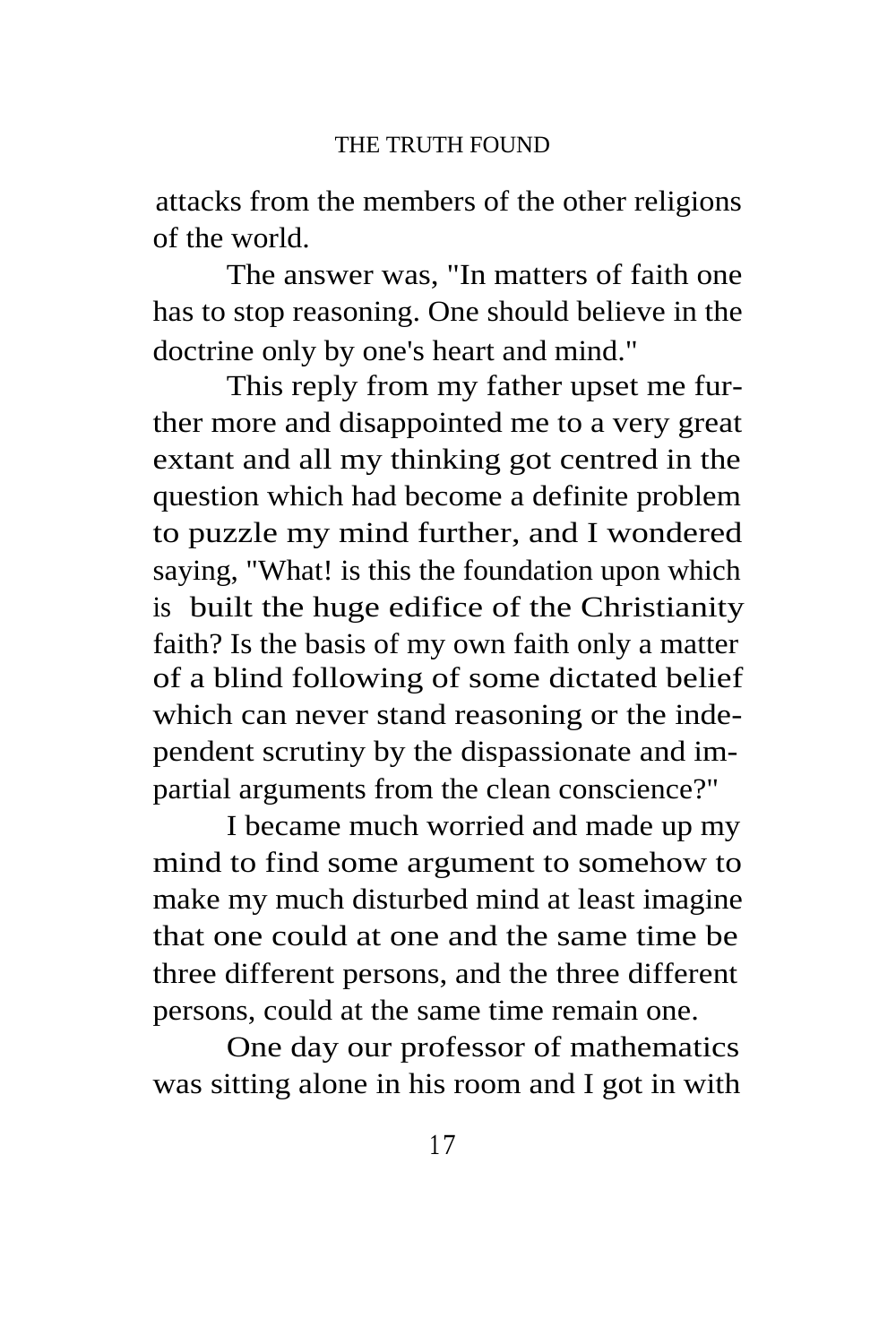attacks from the members of the other religions of the world.

The answer was, "In matters of faith one has to stop reasoning. One should believe in the doctrine only by one's heart and mind."

This reply from my father upset me further more and disappointed me to a very great extant and all my thinking got centred in the question which had become a definite problem to puzzle my mind further, and I wondered saying, "What! is this the foundation upon which is built the huge edifice of the Christianity faith? Is the basis of my own faith only a matter of a blind following of some dictated belief which can never stand reasoning or the independent scrutiny by the dispassionate and impartial arguments from the clean conscience?"

I became much worried and made up my mind to find some argument to somehow to make my much disturbed mind at least imagine that one could at one and the same time be three different persons, and the three different persons, could at the same time remain one.

One day our professor of mathematics was sitting alone in his room and I got in with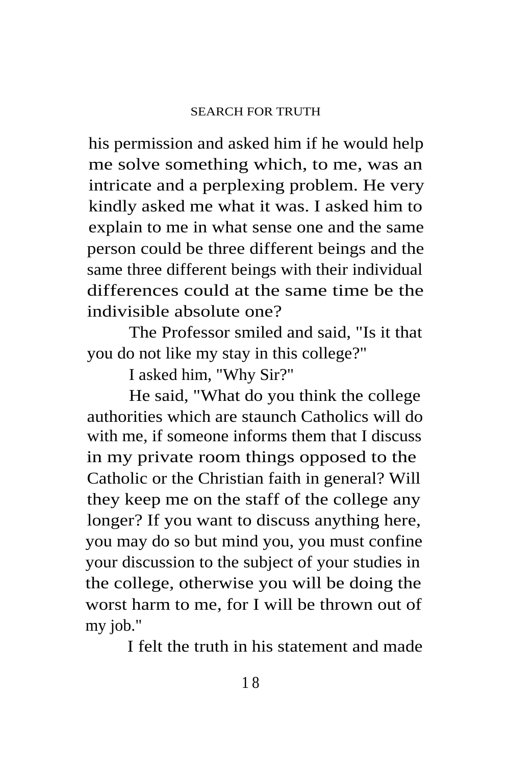his permission and asked him if he would help me solve something which, to me, was an intricate and a perplexing problem. He very kindly asked me what it was. I asked him to explain to me in what sense one and the same person could be three different beings and the same three different beings with their individual differences could at the same time be the indivisible absolute one?

The Professor smiled and said, "Is it that you do not like my stay in this college?"

I asked him, "Why Sir?"

He said, "What do you think the college authorities which are staunch Catholics will do with me, if someone informs them that I discuss in my private room things opposed to the Catholic or the Christian faith in general? Will they keep me on the staff of the college any longer? If you want to discuss anything here, you may do so but mind you, you must confine your discussion to the subject of your studies in the college, otherwise you will be doing the worst harm to me, for I will be thrown out of my job."

I felt the truth in his statement and made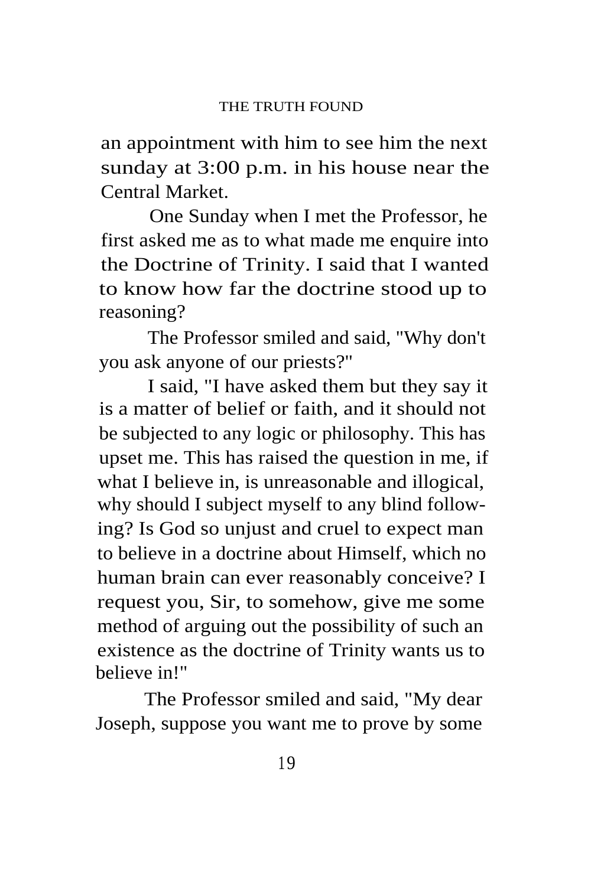an appointment with him to see him the next sunday at 3:00 p.m. in his house near the Central Market.

One Sunday when I met the Professor, he first asked me as to what made me enquire into the Doctrine of Trinity. I said that I wanted to know how far the doctrine stood up to reasoning?

The Professor smiled and said, "Why don't you ask anyone of our priests?"

I said, "I have asked them but they say it is a matter of belief or faith, and it should not be subjected to any logic or philosophy. This has upset me. This has raised the question in me, if what I believe in, is unreasonable and illogical, why should I subject myself to any blind following? Is God so unjust and cruel to expect man to believe in a doctrine about Himself, which no human brain can ever reasonably conceive? I request you, Sir, to somehow, give me some method of arguing out the possibility of such an existence as the doctrine of Trinity wants us to believe in!"

The Professor smiled and said, "My dear Joseph, suppose you want me to prove by some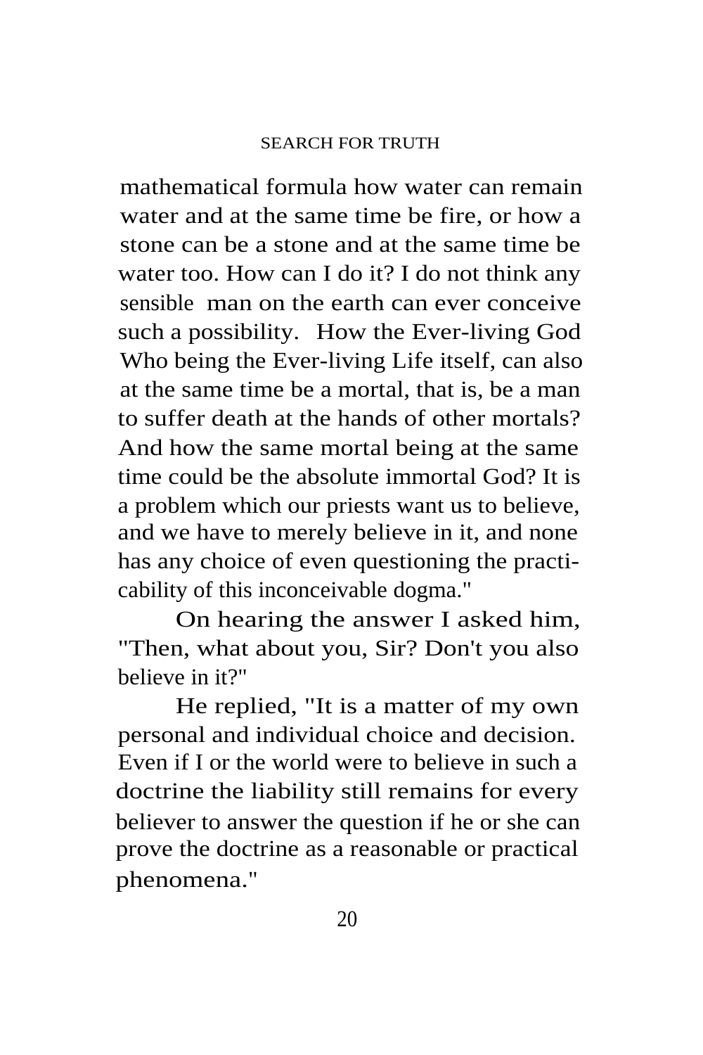mathematical formula how water can remain water and at the same time be fire, or how a stone can be a stone and at the same time be water too. How can I do it? I do not think any sensible man on the earth can ever conceive such a possibility. How the Ever-living God Who being the Ever-living Life itself, can also at the same time be a mortal, that is, be a man to suffer death at the hands of other mortals? And how the same mortal being at the same time could be the absolute immortal God? It is a problem which our priests want us to believe, and we have to merely believe in it, and none has any choice of even questioning the practicability of this inconceivable dogma."

On hearing the answer I asked him, "Then, what about you, Sir? Don't you also believe in it?"

He replied, "It is a matter of my own personal and individual choice and decision. Even if I or the world were to believe in such a doctrine the liability still remains for every believer to answer the question if he or she can prove the doctrine as a reasonable or practical phenomena."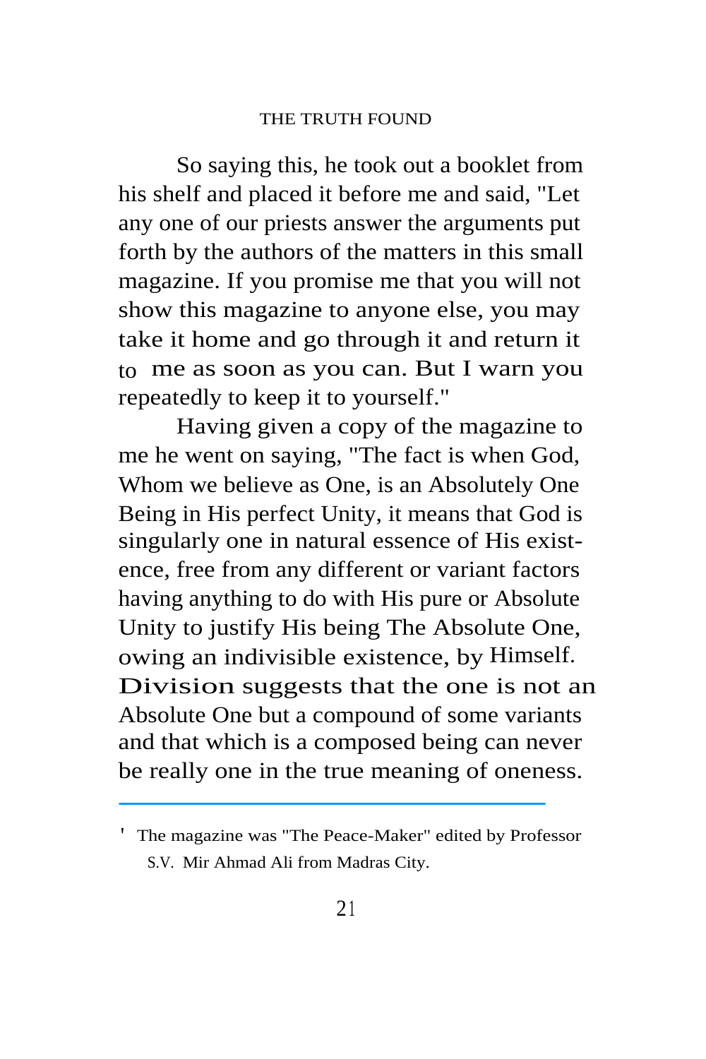So saying this, he took out a booklet from his shelf and placed it before me and said, "Let any one of our priests answer the arguments put forth by the authors of the matters in this small magazine. If you promise me that you will not show this magazine to anyone else, you may take it home and go through it and return it to me as soon as you can. But I warn you repeatedly to keep it to yourself."

Having given a copy of the magazine to me he went on saying, "The fact is when God, Whom we believe as One, is an Absolutely One Being in His perfect Unity, it means that God is singularly one in natural essence of His existence, free from any different or variant factors having anything to do with His pure or Absolute Unity to justify His being The Absolute One, owing an indivisible existence, by Himself. Division suggests that the one is not an Absolute One but a compound of some variants and that which is a composed being can never be really one in the true meaning of oneness.

---

[1] The magazine was "The Peace-Maker" edited by Professor S.V. Mir Ahmad Ali from Madras City.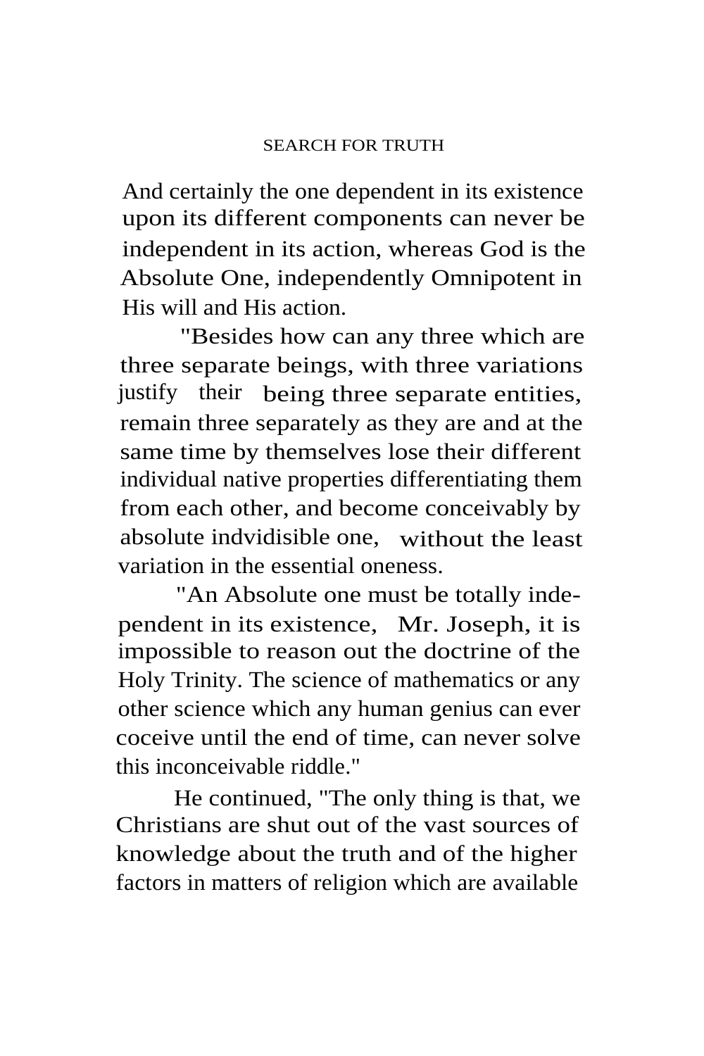And certainly the one dependent in its existence upon its different components can never be independent in its action, whereas God is the Absolute One, independently Omnipotent in His will and His action.

"Besides how can any three which are three separate beings, with three variations justify their being three separate entities, remain three separately as they are and at the same time by themselves lose their different individual native properties differentiating them from each other, and become conceivably by absolute indvidisible one, without the least variation in the essential oneness.

"An Absolute one must be totally independent in its existence, Mr. Joseph, it is impossible to reason out the doctrine of the Holy Trinity. The science of mathematics or any other science which any human genius can ever coceive until the end of time, can never solve this inconceivable riddle."

He continued, "The only thing is that, we Christians are shut out of the vast sources of knowledge about the truth and of the higher factors in matters of religion which are available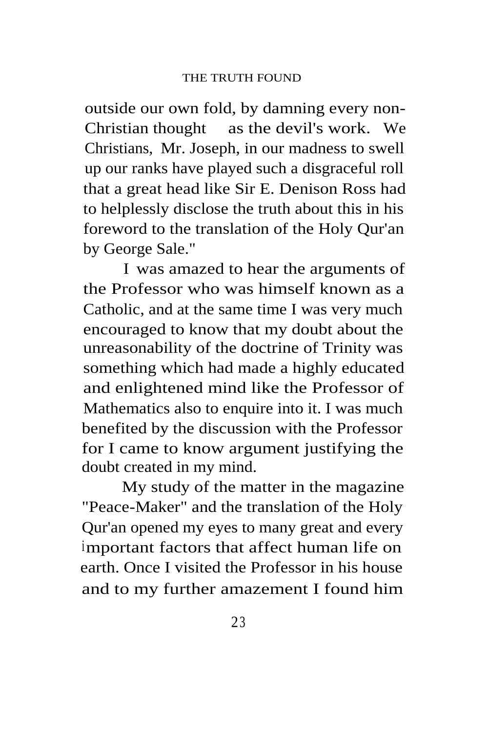outside our own fold, by damning every non-Christian thought as the devil's work. We Christians, Mr. Joseph, in our madness to swell up our ranks have played such a disgraceful roll that a great head like Sir E. Denison Ross had to helplessly disclose the truth about this in his foreword to the translation of the Holy Qur'an by George Sale."

I was amazed to hear the arguments of the Professor who was himself known as a Catholic, and at the same time I was very much encouraged to know that my doubt about the unreasonability of the doctrine of Trinity was something which had made a highly educated and enlightened mind like the Professor of Mathematics also to enquire into it. I was much benefited by the discussion with the Professor for I came to know argument justifying the doubt created in my mind.

My study of the matter in the magazine "Peace-Maker" and the translation of the Holy Qur'an opened my eyes to many great and every important factors that affect human life on earth. Once I visited the Professor in his house and to my further amazement I found him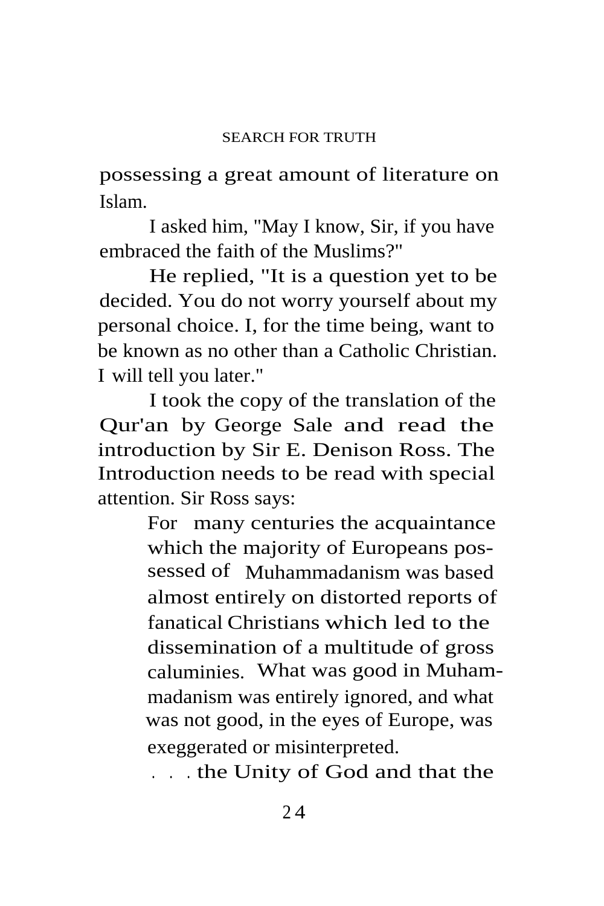possessing a great amount of literature on Islam.

I asked him, "May I know, Sir, if you have embraced the faith of the Muslims?"

He replied, "It is a question yet to be decided. You do not worry yourself about my personal choice. I, for the time being, want to be known as no other than a Catholic Christian. I will tell you later."

I took the copy of the translation of the Qur'an by George Sale and read the introduction by Sir E. Denison Ross. The Introduction needs to be read with special attention. Sir Ross says:

> For many centuries the acquaintance which the majority of Europeans possessed of Muhammadanism was based almost entirely on distorted reports of fanatical Christians which led to the dissemination of a multitude of gross caluminies. What was good in Muhammadanism was entirely ignored, and what was not good, in the eyes of Europe, was exeggerated or misinterpreted.
>
> . . . the Unity of God and that the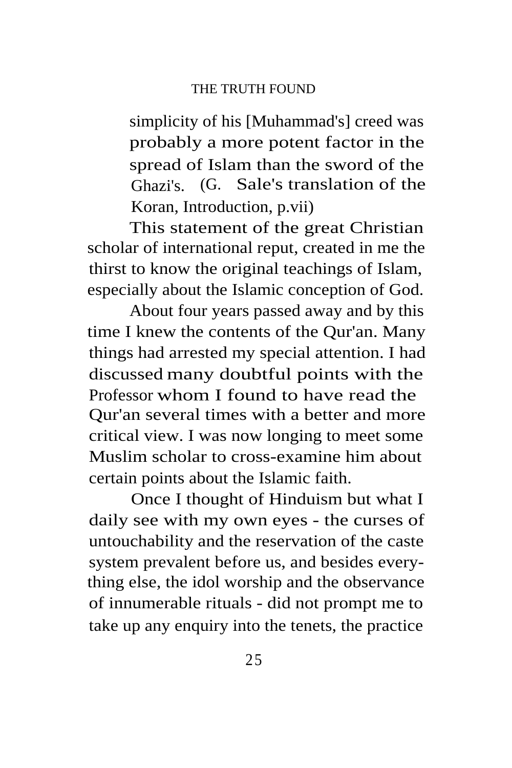> simplicity of his [Muhammad's] creed was probably a more potent factor in the spread of Islam than the sword of the Ghazi's. (G. Sale's translation of the Koran, Introduction, p.vii)

This statement of the great Christian scholar of international reput, created in me the thirst to know the original teachings of Islam, especially about the Islamic conception of God.

About four years passed away and by this time I knew the contents of the Qur'an. Many things had arrested my special attention. I had discussed many doubtful points with the Professor whom I found to have read the Qur'an several times with a better and more critical view. I was now longing to meet some Muslim scholar to cross-examine him about certain points about the Islamic faith.

Once I thought of Hinduism but what I daily see with my own eyes - the curses of untouchability and the reservation of the caste system prevalent before us, and besides everything else, the idol worship and the observance of innumerable rituals - did not prompt me to take up any enquiry into the tenets, the practice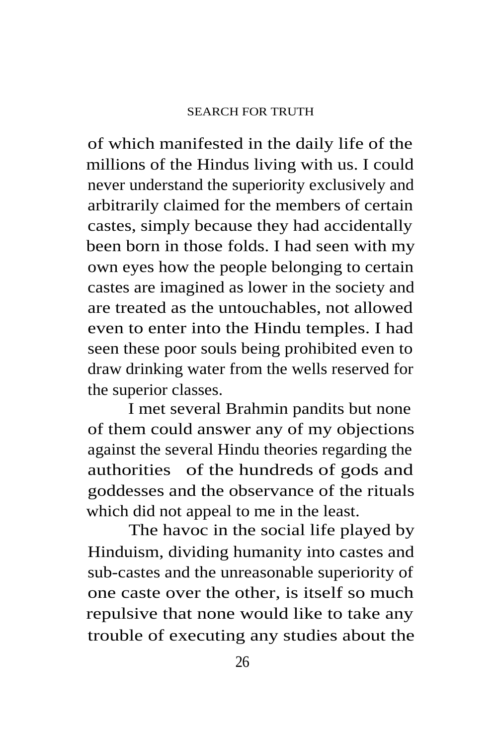of which manifested in the daily life of the millions of the Hindus living with us. I could never understand the superiority exclusively and arbitrarily claimed for the members of certain castes, simply because they had accidentally been born in those folds. I had seen with my own eyes how the people belonging to certain castes are imagined as lower in the society and are treated as the untouchables, not allowed even to enter into the Hindu temples. I had seen these poor souls being prohibited even to draw drinking water from the wells reserved for the superior classes.

I met several Brahmin pandits but none of them could answer any of my objections against the several Hindu theories regarding the authorities of the hundreds of gods and goddesses and the observance of the rituals which did not appeal to me in the least.

The havoc in the social life played by Hinduism, dividing humanity into castes and sub-castes and the unreasonable superiority of one caste over the other, is itself so much repulsive that none would like to take any trouble of executing any studies about the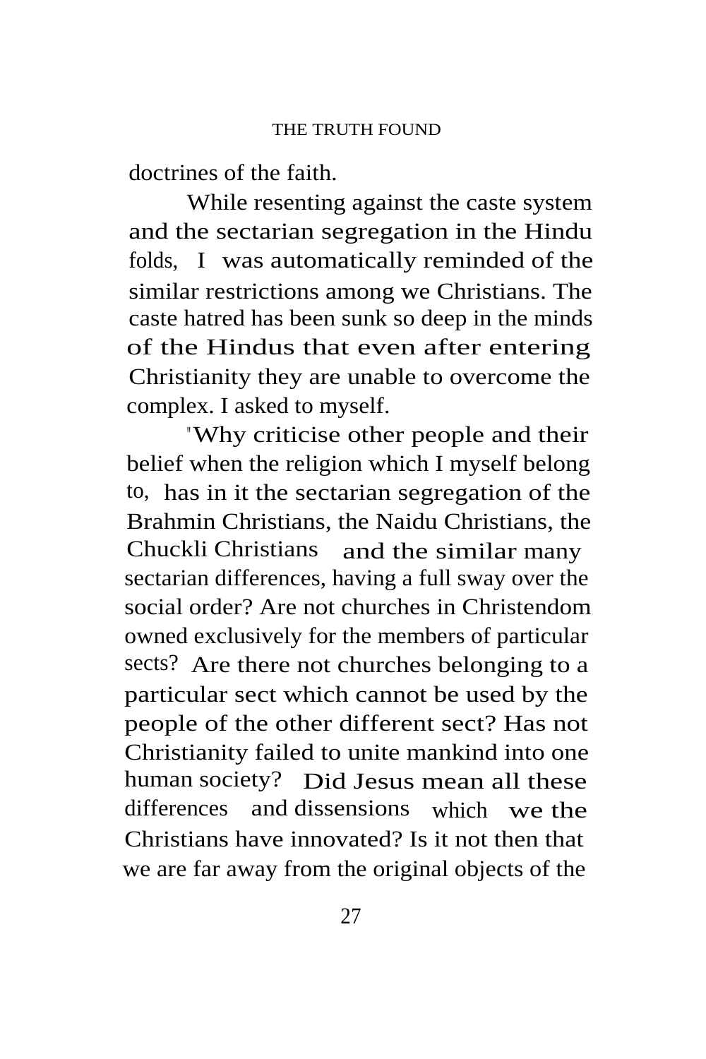doctrines of the faith.

While resenting against the caste system and the sectarian segregation in the Hindu folds, I was automatically reminded of the similar restrictions among we Christians. The caste hatred has been sunk so deep in the minds of the Hindus that even after entering Christianity they are unable to overcome the complex. I asked to myself.

"Why criticise other people and their belief when the religion which I myself belong to, has in it the sectarian segregation of the Brahmin Christians, the Naidu Christians, the Chuckli Christians and the similar many sectarian differences, having a full sway over the social order? Are not churches in Christendom owned exclusively for the members of particular sects? Are there not churches belonging to a particular sect which cannot be used by the people of the other different sect? Has not Christianity failed to unite mankind into one human society? Did Jesus mean all these differences and dissensions which we the Christians have innovated? Is it not then that we are far away from the original objects of the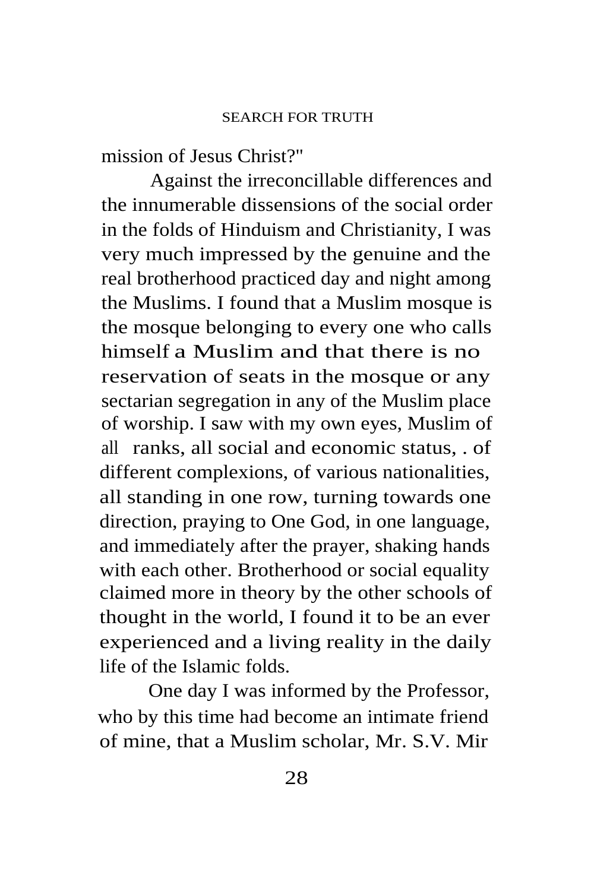mission of Jesus Christ?"

Against the irreconcillable differences and the innumerable dissensions of the social order in the folds of Hinduism and Christianity, I was very much impressed by the genuine and the real brotherhood practiced day and night among the Muslims. I found that a Muslim mosque is the mosque belonging to every one who calls himself a Muslim and that there is no reservation of seats in the mosque or any sectarian segregation in any of the Muslim place of worship. I saw with my own eyes, Muslim of all ranks, all social and economic status, . of different complexions, of various nationalities, all standing in one row, turning towards one direction, praying to One God, in one language, and immediately after the prayer, shaking hands with each other. Brotherhood or social equality claimed more in theory by the other schools of thought in the world, I found it to be an ever experienced and a living reality in the daily life of the Islamic folds.

One day I was informed by the Professor, who by this time had become an intimate friend of mine, that a Muslim scholar, Mr. S.V. Mir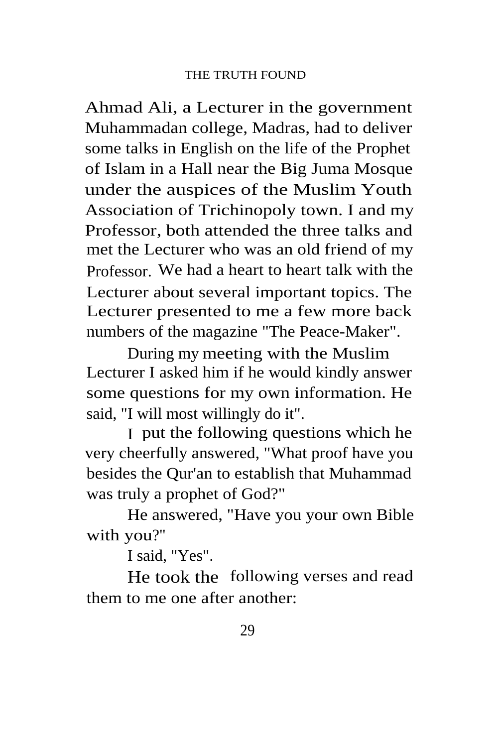Ahmad Ali, a Lecturer in the government Muhammadan college, Madras, had to deliver some talks in English on the life of the Prophet of Islam in a Hall near the Big Juma Mosque under the auspices of the Muslim Youth Association of Trichinopoly town. I and my Professor, both attended the three talks and met the Lecturer who was an old friend of my Professor. We had a heart to heart talk with the Lecturer about several important topics. The Lecturer presented to me a few more back numbers of the magazine "The Peace-Maker".

During my meeting with the Muslim Lecturer I asked him if he would kindly answer some questions for my own information. He said, "I will most willingly do it".

I put the following questions which he very cheerfully answered, "What proof have you besides the Qur'an to establish that Muhammad was truly a prophet of God?"

He answered, "Have you your own Bible with you?"

I said, "Yes".

He took the following verses and read them to me one after another: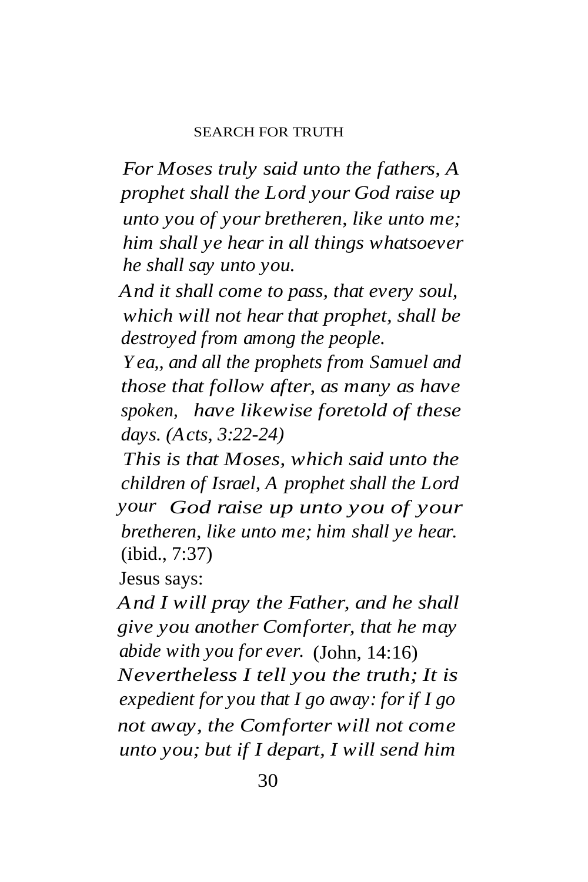*For Moses truly said unto the fathers, A prophet shall the Lord your God raise up unto you of your bretheren, like unto me; him shall ye hear in all things whatsoever he shall say unto you.*

*And it shall come to pass, that every soul, which will not hear that prophet, shall be destroyed from among the people.*

*Yea,, and all the prophets from Samuel and those that follow after, as many as have spoken, have likewise foretold of these days. (Acts, 3:22-24)*

*This is that Moses, which said unto the children of Israel, A prophet shall the Lord your God raise up unto you of your bretheren, like unto me; him shall ye hear.* (ibid., 7:37)

Jesus says:

*And I will pray the Father, and he shall give you another Comforter, that he may abide with you for ever.* (John, 14:16)

*Nevertheless I tell you the truth; It is expedient for you that I go away: for if I go not away, the Comforter will not come unto you; but if I depart, I will send him*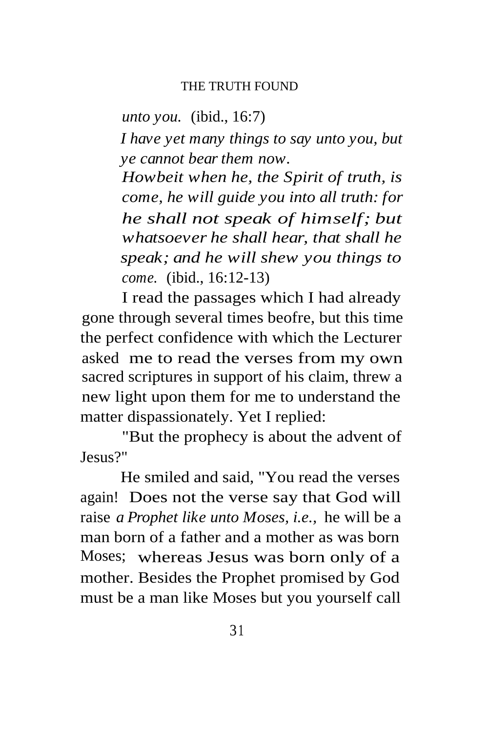*unto you.* (ibid., 16:7)

*I have yet many things to say unto you, but ye cannot bear them now.*

*Howbeit when he, the Spirit of truth, is come, he will guide you into all truth: for he shall not speak of himself; but whatsoever he shall hear, that shall he speak; and he will shew you things to come.* (ibid., 16:12-13)

I read the passages which I had already gone through several times beofre, but this time the perfect confidence with which the Lecturer asked me to read the verses from my own sacred scriptures in support of his claim, threw a new light upon them for me to understand the matter dispassionately. Yet I replied:

"But the prophecy is about the advent of Jesus?"

He smiled and said, "You read the verses again! Does not the verse say that God will raise *a Prophet like unto Moses, i.e.,* he will be a man born of a father and a mother as was born Moses; whereas Jesus was born only of a mother. Besides the Prophet promised by God must be a man like Moses but you yourself call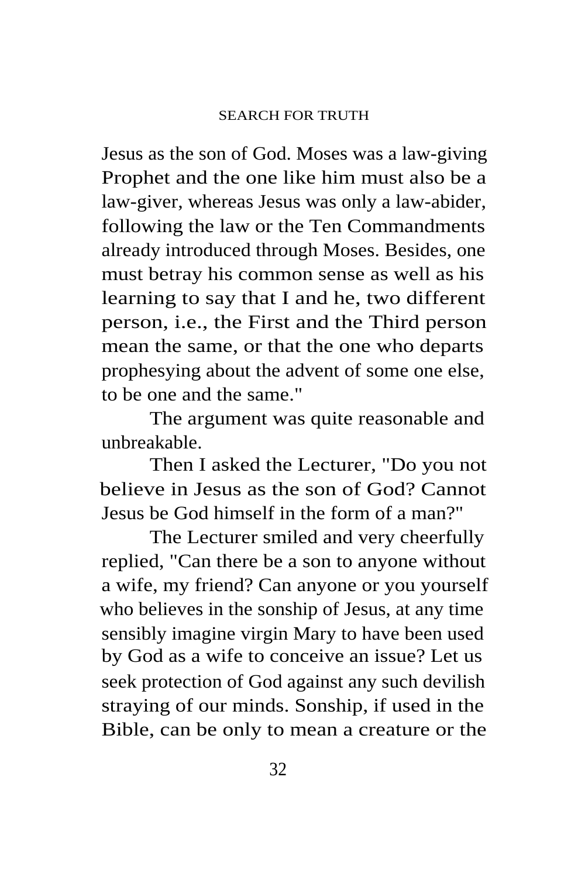Jesus as the son of God. Moses was a law-giving Prophet and the one like him must also be a law-giver, whereas Jesus was only a law-abider, following the law or the Ten Commandments already introduced through Moses. Besides, one must betray his common sense as well as his learning to say that I and he, two different person, i.e., the First and the Third person mean the same, or that the one who departs prophesying about the advent of some one else, to be one and the same."

The argument was quite reasonable and unbreakable.

Then I asked the Lecturer, "Do you not believe in Jesus as the son of God? Cannot Jesus be God himself in the form of a man?"

The Lecturer smiled and very cheerfully replied, "Can there be a son to anyone without a wife, my friend? Can anyone or you yourself who believes in the sonship of Jesus, at any time sensibly imagine virgin Mary to have been used by God as a wife to conceive an issue? Let us seek protection of God against any such devilish straying of our minds. Sonship, if used in the Bible, can be only to mean a creature or the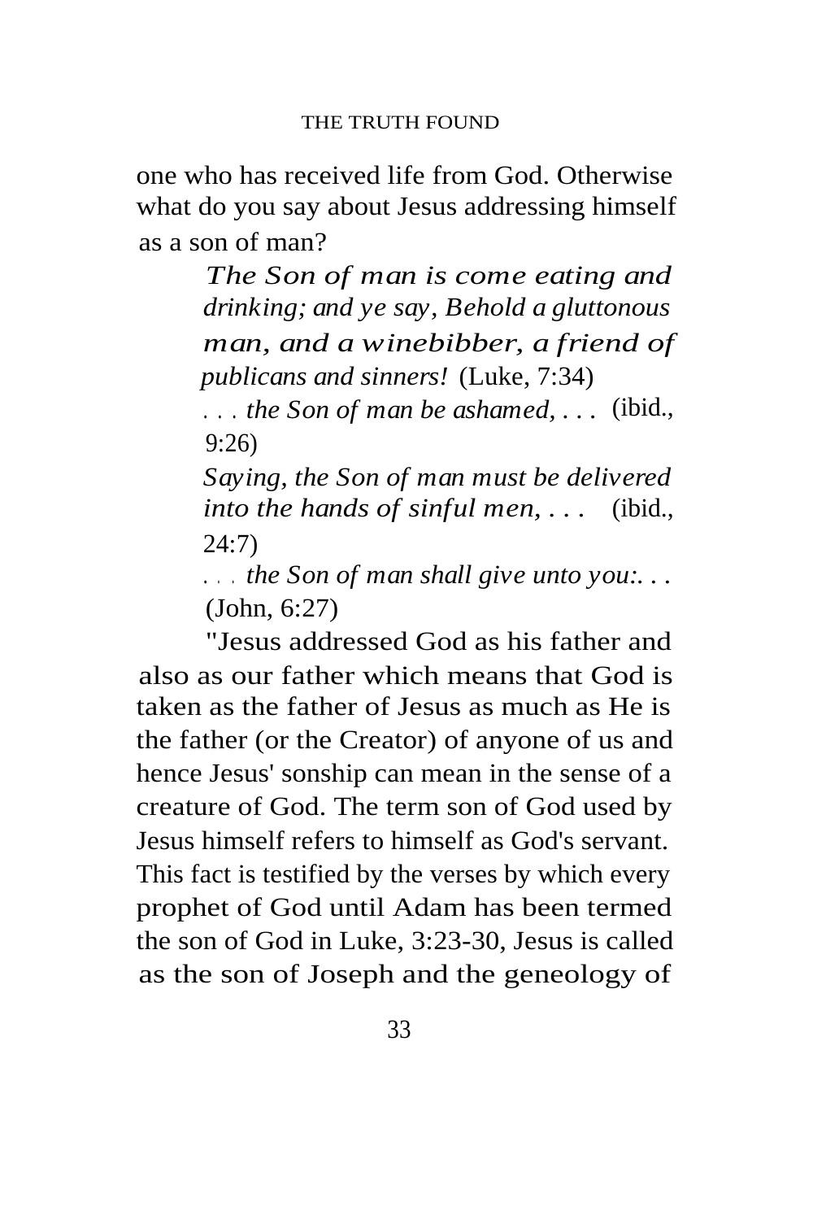one who has received life from God. Otherwise what do you say about Jesus addressing himself as a son of man?

> *The Son of man is come eating and drinking; and ye say, Behold a gluttonous man, and a winebibber, a friend of publicans and sinners!* (Luke, 7:34)
>
> *. . . the Son of man be ashamed, . . .* (ibid., 9:26)
>
> *Saying, the Son of man must be delivered into the hands of sinful men, . . .* (ibid., 24:7)
>
> *. . . the Son of man shall give unto you:. . .* (John, 6:27)

"Jesus addressed God as his father and also as our father which means that God is taken as the father of Jesus as much as He is the father (or the Creator) of anyone of us and hence Jesus' sonship can mean in the sense of a creature of God. The term son of God used by Jesus himself refers to himself as God's servant. This fact is testified by the verses by which every prophet of God until Adam has been termed the son of God in Luke, 3:23-30, Jesus is called as the son of Joseph and the geneology of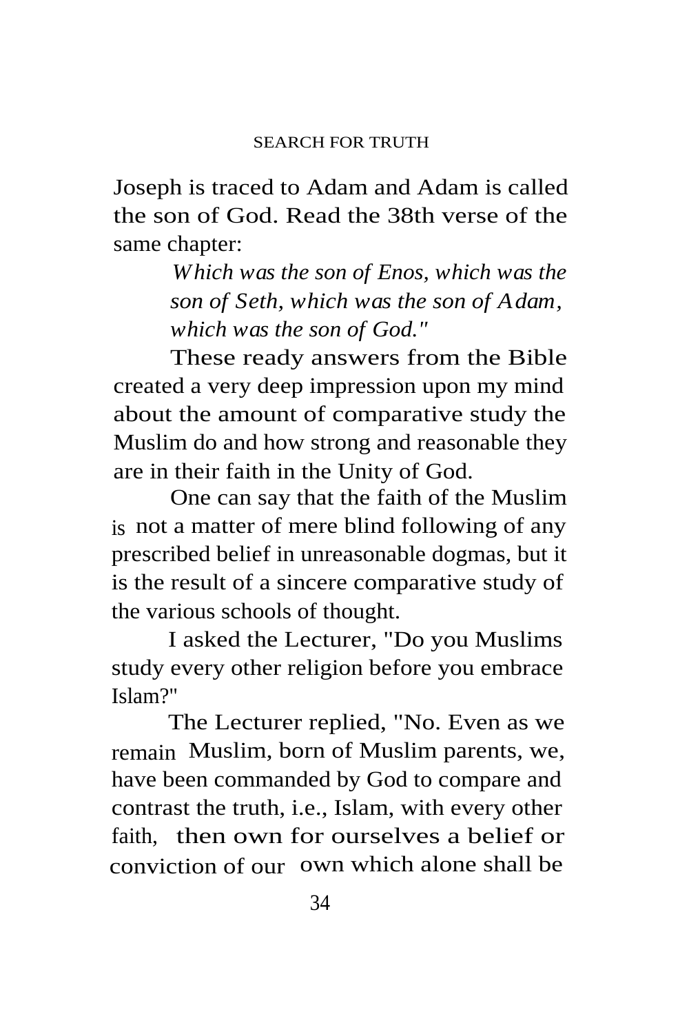Joseph is traced to Adam and Adam is called the son of God. Read the 38th verse of the same chapter:

> *Which was the son of Enos, which was the son of Seth, which was the son of Adam, which was the son of God."*

These ready answers from the Bible created a very deep impression upon my mind about the amount of comparative study the Muslim do and how strong and reasonable they are in their faith in the Unity of God.

One can say that the faith of the Muslim is not a matter of mere blind following of any prescribed belief in unreasonable dogmas, but it is the result of a sincere comparative study of the various schools of thought.

I asked the Lecturer, "Do you Muslims study every other religion before you embrace Islam?"

The Lecturer replied, "No. Even as we remain Muslim, born of Muslim parents, we, have been commanded by God to compare and contrast the truth, i.e., Islam, with every other faith, then own for ourselves a belief or conviction of our own which alone shall be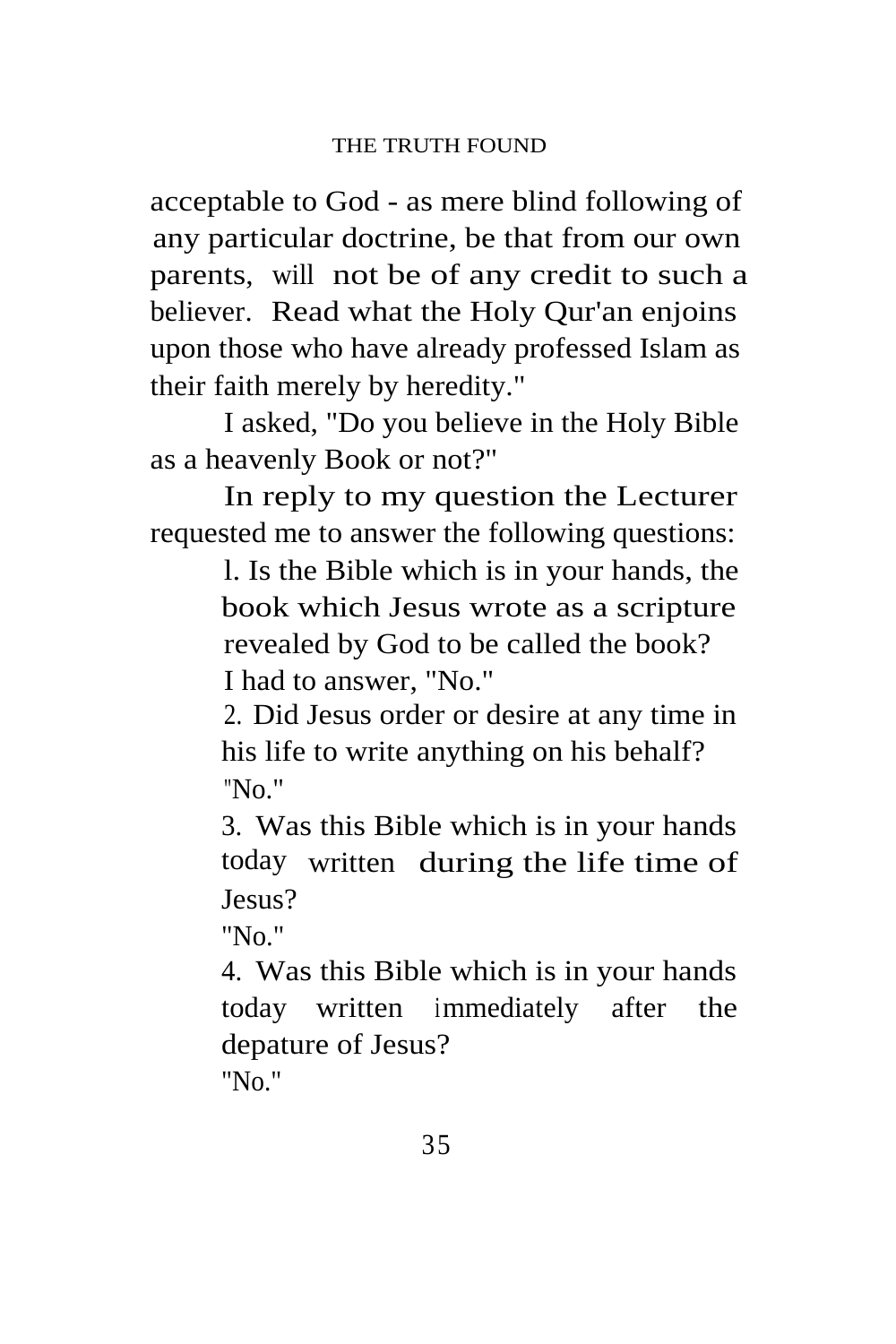acceptable to God - as mere blind following of any particular doctrine, be that from our own parents, will not be of any credit to such a believer. Read what the Holy Qur'an enjoins upon those who have already professed Islam as their faith merely by heredity."

I asked, "Do you believe in the Holy Bible as a heavenly Book or not?"

In reply to my question the Lecturer requested me to answer the following questions:

1. Is the Bible which is in your hands, the book which Jesus wrote as a scripture revealed by God to be called the book?
   I had to answer, "No."
2. Did Jesus order or desire at any time in his life to write anything on his behalf?
   "No."
3. Was this Bible which is in your hands today written during the life time of Jesus?
   "No."
4. Was this Bible which is in your hands today written immediately after the depature of Jesus?
   "No."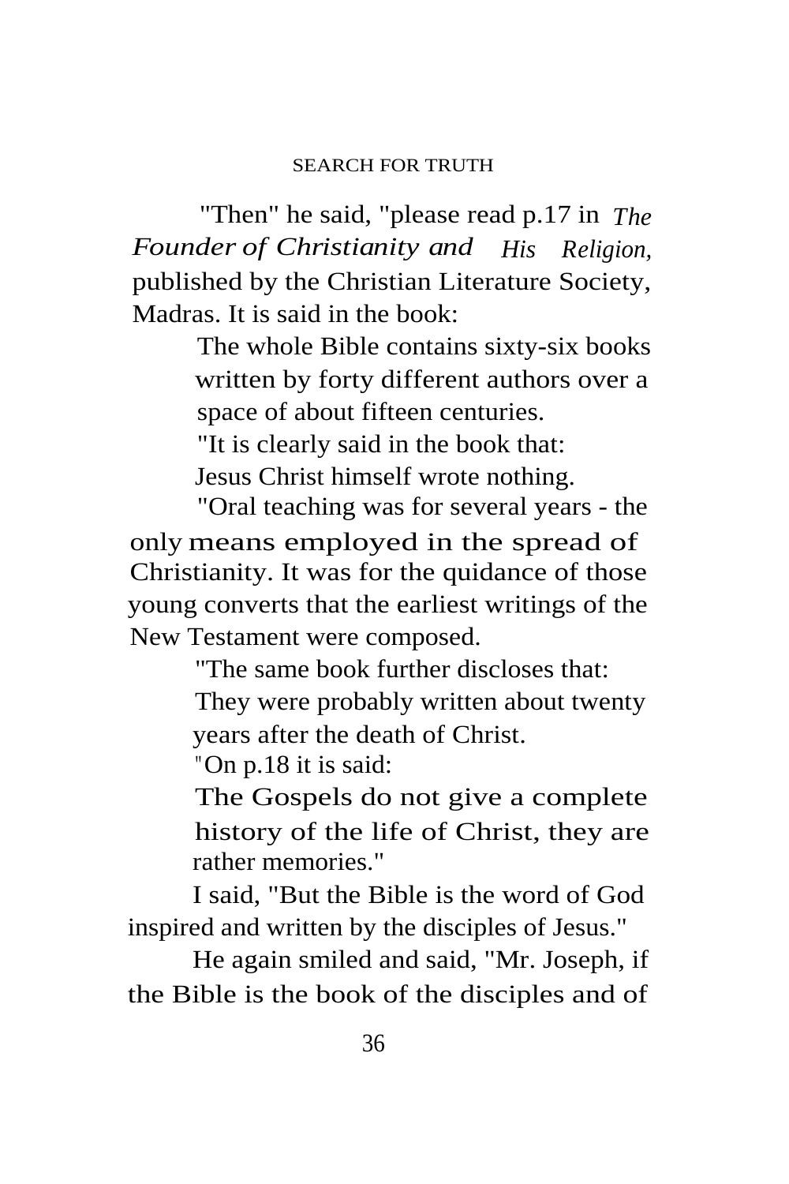"Then" he said, "please read p.17 in *The Founder of Christianity and His Religion,* published by the Christian Literature Society, Madras. It is said in the book:

> The whole Bible contains sixty-six books written by forty different authors over a space of about fifteen centuries.

"It is clearly said in the book that:

> Jesus Christ himself wrote nothing.

"Oral teaching was for several years - the only means employed in the spread of Christianity. It was for the quidance of those young converts that the earliest writings of the New Testament were composed.

"The same book further discloses that:

> They were probably written about twenty years after the death of Christ.

"On p.18 it is said:

> The Gospels do not give a complete history of the life of Christ, they are rather memories."

I said, "But the Bible is the word of God inspired and written by the disciples of Jesus."

He again smiled and said, "Mr. Joseph, if the Bible is the book of the disciples and of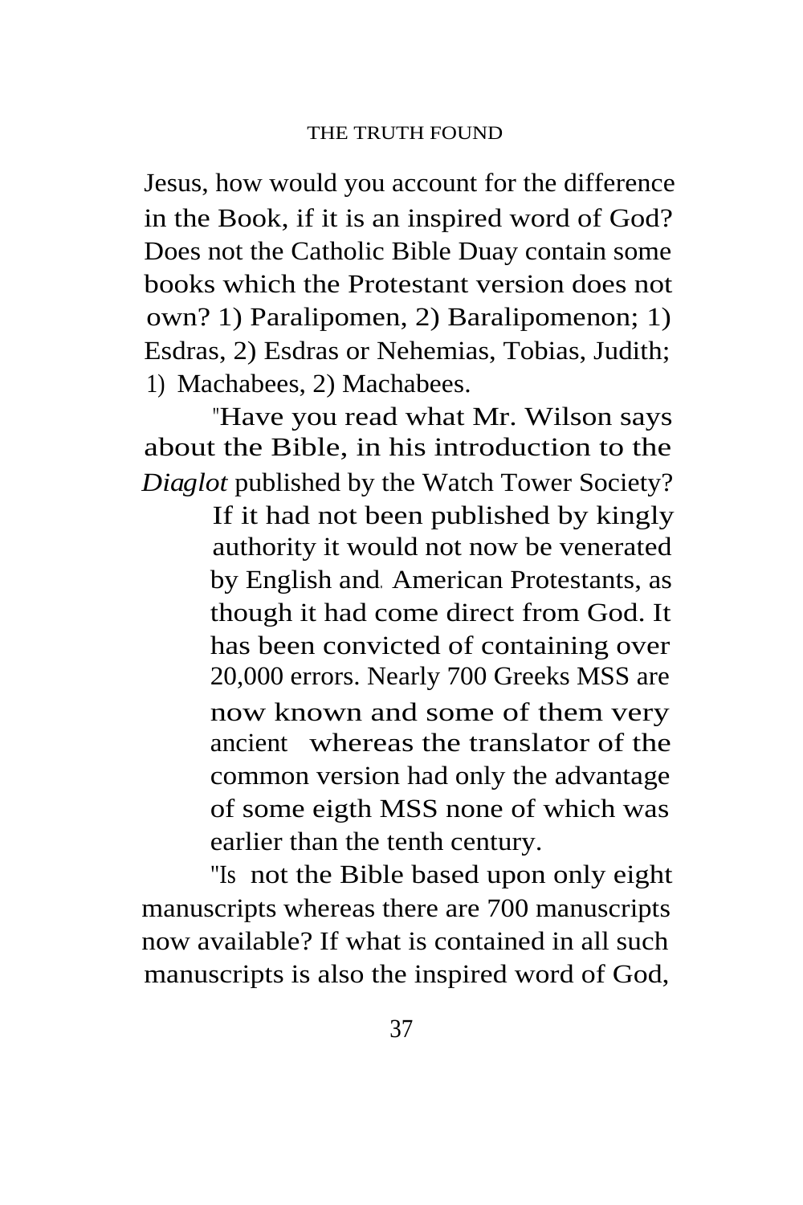Jesus, how would you account for the difference in the Book, if it is an inspired word of God? Does not the Catholic Bible Duay contain some books which the Protestant version does not own? 1) Paralipomen, 2) Baralipomenon; 1) Esdras, 2) Esdras or Nehemias, Tobias, Judith; 1) Machabees, 2) Machabees.

"Have you read what Mr. Wilson says about the Bible, in his introduction to the *Diaglot* published by the Watch Tower Society?

> If it had not been published by kingly authority it would not now be venerated by English and American Protestants, as though it had come direct from God. It has been convicted of containing over 20,000 errors. Nearly 700 Greeks MSS are now known and some of them very ancient whereas the translator of the common version had only the advantage of some eigth MSS none of which was earlier than the tenth century.

"Is not the Bible based upon only eight manuscripts whereas there are 700 manuscripts now available? If what is contained in all such manuscripts is also the inspired word of God,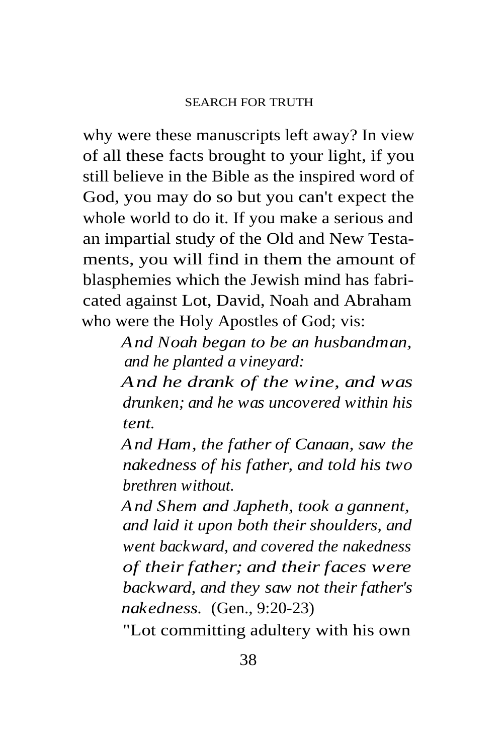why were these manuscripts left away? In view of all these facts brought to your light, if you still believe in the Bible as the inspired word of God, you may do so but you can't expect the whole world to do it. If you make a serious and an impartial study of the Old and New Testaments, you will find in them the amount of blasphemies which the Jewish mind has fabricated against Lot, David, Noah and Abraham who were the Holy Apostles of God; vis:

> *And Noah began to be an husbandman, and he planted a vineyard:*
>
> *And he drank of the wine, and was drunken; and he was uncovered within his tent.*
>
> *And Ham, the father of Canaan, saw the nakedness of his father, and told his two brethren without.*
>
> *And Shem and Japheth, took a gannent, and laid it upon both their shoulders, and went backward, and covered the nakedness of their father; and their faces were backward, and they saw not their father's nakedness.* (Gen., 9:20-23)

"Lot committing adultery with his own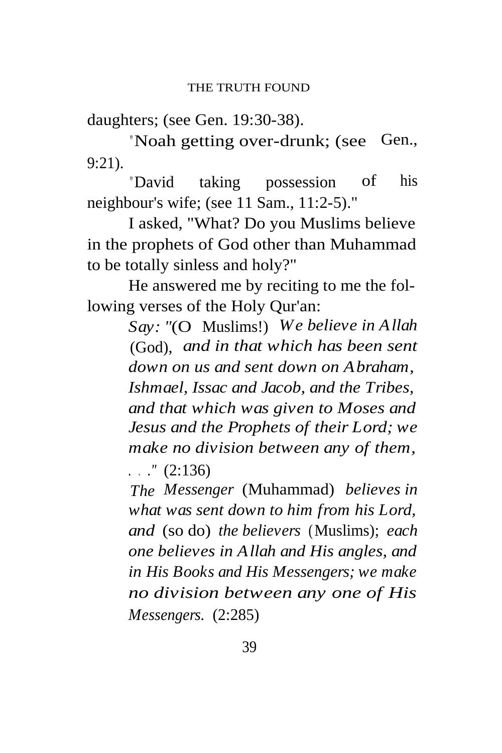daughters; (see Gen. 19:30-38).

"Noah getting over-drunk; (see Gen., 9:21).

"David taking possession of his neighbour's wife; (see 11 Sam., 11:2-5)."

I asked, "What? Do you Muslims believe in the prophets of God other than Muhammad to be totally sinless and holy?"

He answered me by reciting to me the following verses of the Holy Qur'an:

> *Say: "*(O Muslims!) *We believe in Allah* (God), *and in that which has been sent down on us and sent down on Abraham, Ishmael, Issac and Jacob, and the Tribes, and that which was given to Moses and Jesus and the Prophets of their Lord; we make no division between any of them, . . ."* (2:136)
>
> *The Messenger* (Muhammad) *believes in what was sent down to him from his Lord, and* (so do) *the believers* (Muslims); *each one believes in Allah and His angles, and in His Books and His Messengers; we make no division between any one of His Messengers.* (2:285)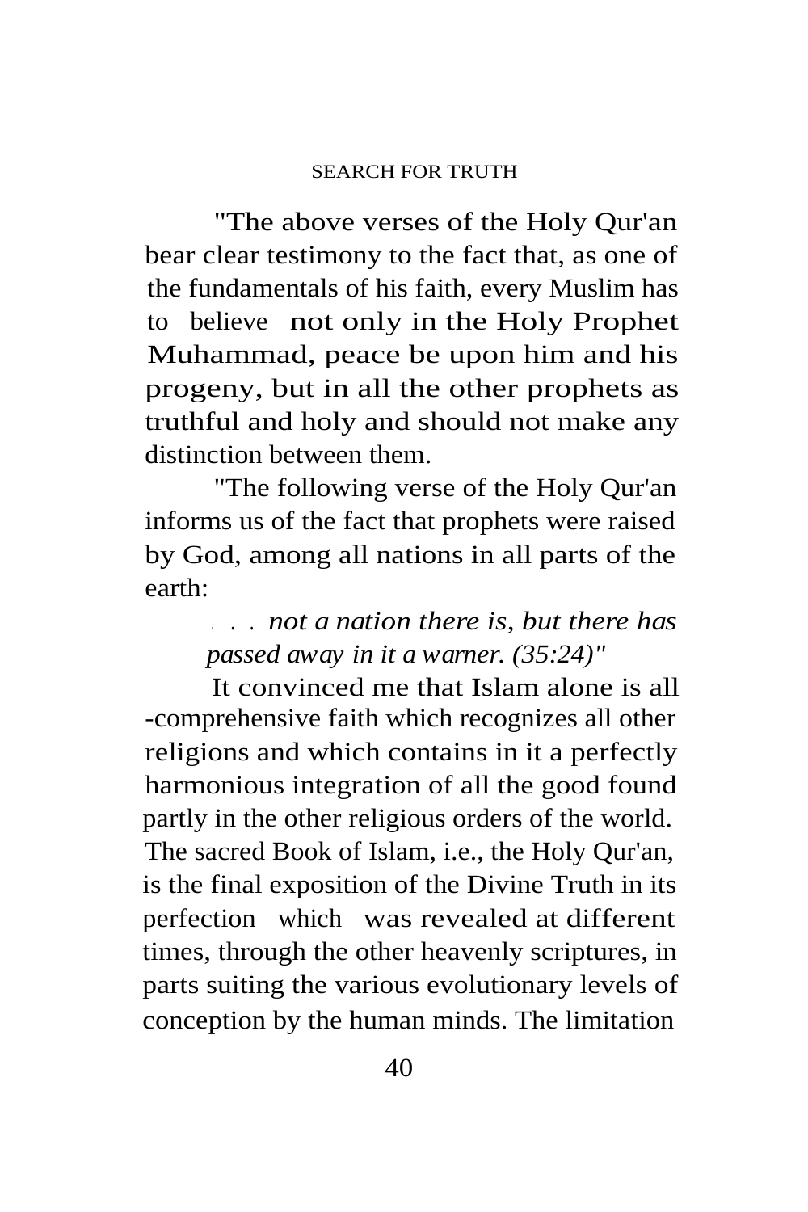"The above verses of the Holy Qur'an bear clear testimony to the fact that, as one of the fundamentals of his faith, every Muslim has to believe not only in the Holy Prophet Muhammad, peace be upon him and his progeny, but in all the other prophets as truthful and holy and should not make any distinction between them.

"The following verse of the Holy Qur'an informs us of the fact that prophets were raised by God, among all nations in all parts of the earth:

> *. . . not a nation there is, but there has passed away in it a warner. (35:24)"*

It convinced me that Islam alone is all -comprehensive faith which recognizes all other religions and which contains in it a perfectly harmonious integration of all the good found partly in the other religious orders of the world. The sacred Book of Islam, i.e., the Holy Qur'an, is the final exposition of the Divine Truth in its perfection which was revealed at different times, through the other heavenly scriptures, in parts suiting the various evolutionary levels of conception by the human minds. The limitation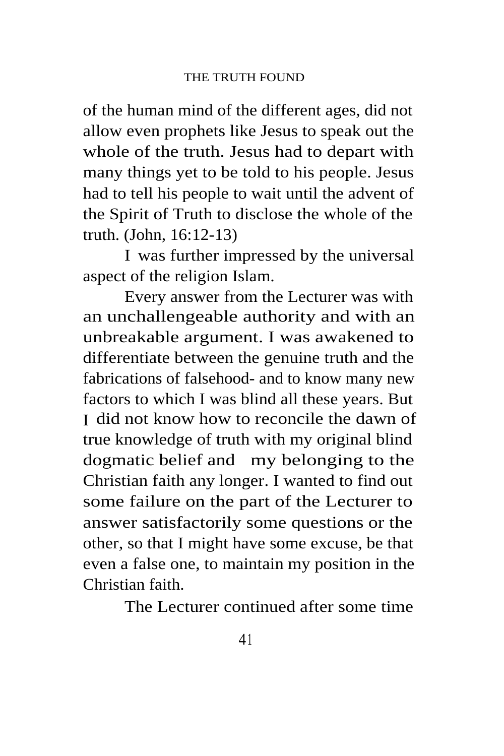of the human mind of the different ages, did not allow even prophets like Jesus to speak out the whole of the truth. Jesus had to depart with many things yet to be told to his people. Jesus had to tell his people to wait until the advent of the Spirit of Truth to disclose the whole of the truth. (John, 16:12-13)

I was further impressed by the universal aspect of the religion Islam.

Every answer from the Lecturer was with an unchallengeable authority and with an unbreakable argument. I was awakened to differentiate between the genuine truth and the fabrications of falsehood- and to know many new factors to which I was blind all these years. But I did not know how to reconcile the dawn of true knowledge of truth with my original blind dogmatic belief and my belonging to the Christian faith any longer. I wanted to find out some failure on the part of the Lecturer to answer satisfactorily some questions or the other, so that I might have some excuse, be that even a false one, to maintain my position in the Christian faith.

The Lecturer continued after some time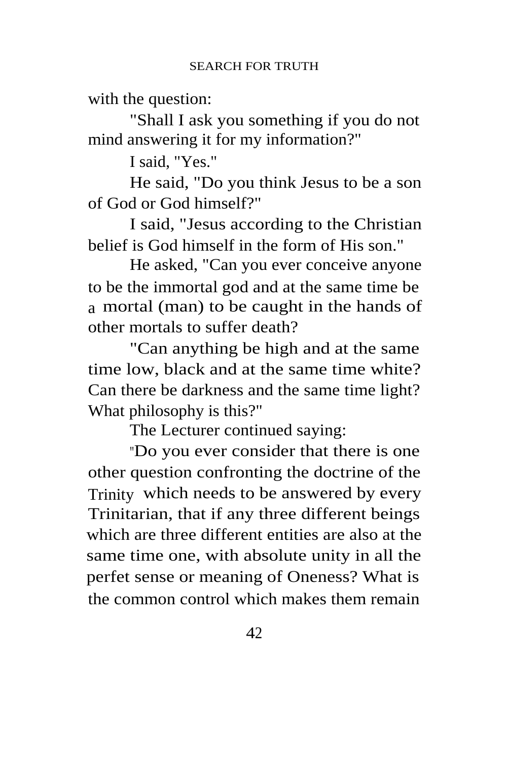with the question:

"Shall I ask you something if you do not mind answering it for my information?"

I said, "Yes."

He said, "Do you think Jesus to be a son of God or God himself?"

I said, "Jesus according to the Christian belief is God himself in the form of His son."

He asked, "Can you ever conceive anyone to be the immortal god and at the same time be a mortal (man) to be caught in the hands of other mortals to suffer death?

"Can anything be high and at the same time low, black and at the same time white? Can there be darkness and the same time light? What philosophy is this?"

The Lecturer continued saying:

"Do you ever consider that there is one other question confronting the doctrine of the Trinity which needs to be answered by every Trinitarian, that if any three different beings which are three different entities are also at the same time one, with absolute unity in all the perfet sense or meaning of Oneness? What is the common control which makes them remain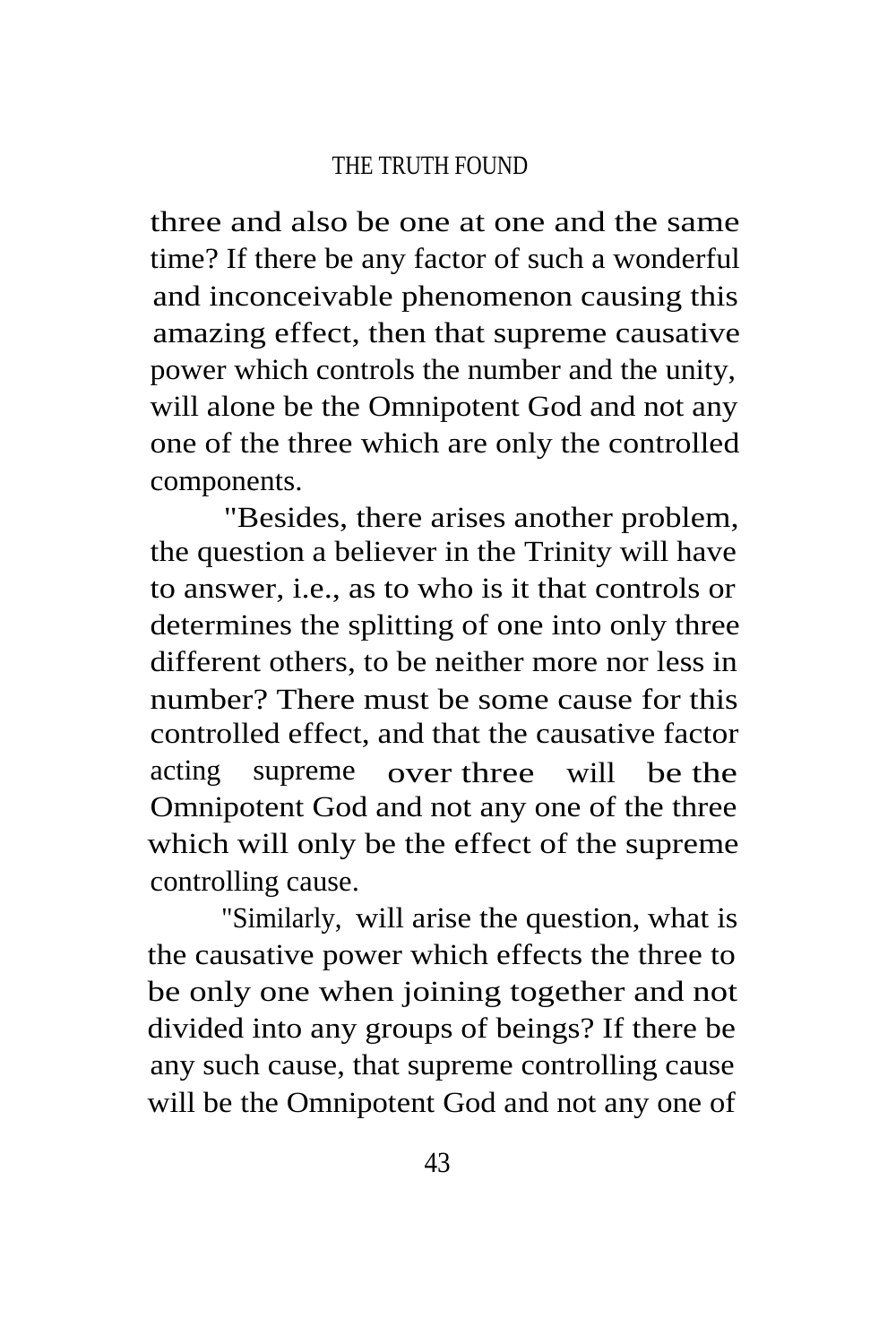three and also be one at one and the same time? If there be any factor of such a wonderful and inconceivable phenomenon causing this amazing effect, then that supreme causative power which controls the number and the unity, will alone be the Omnipotent God and not any one of the three which are only the controlled components.

"Besides, there arises another problem, the question a believer in the Trinity will have to answer, i.e., as to who is it that controls or determines the splitting of one into only three different others, to be neither more nor less in number? There must be some cause for this controlled effect, and that the causative factor acting supreme over three will be the Omnipotent God and not any one of the three which will only be the effect of the supreme controlling cause.

"Similarly, will arise the question, what is the causative power which effects the three to be only one when joining together and not divided into any groups of beings? If there be any such cause, that supreme controlling cause will be the Omnipotent God and not any one of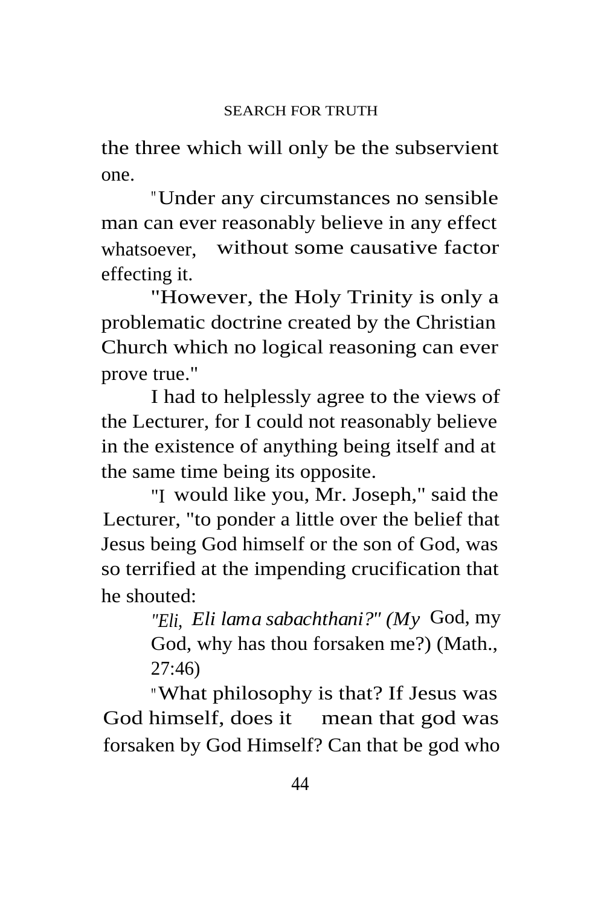the three which will only be the subservient one.

"Under any circumstances no sensible man can ever reasonably believe in any effect whatsoever, without some causative factor effecting it.

"However, the Holy Trinity is only a problematic doctrine created by the Christian Church which no logical reasoning can ever prove true."

I had to helplessly agree to the views of the Lecturer, for I could not reasonably believe in the existence of anything being itself and at the same time being its opposite.

"I would like you, Mr. Joseph," said the Lecturer, "to ponder a little over the belief that Jesus being God himself or the son of God, was so terrified at the impending crucification that he shouted:

> *"Eli, Eli lama sabachthani?" (My* God, my God, why has thou forsaken me?) (Math., 27:46)

"What philosophy is that? If Jesus was God himself, does it mean that god was forsaken by God Himself? Can that be god who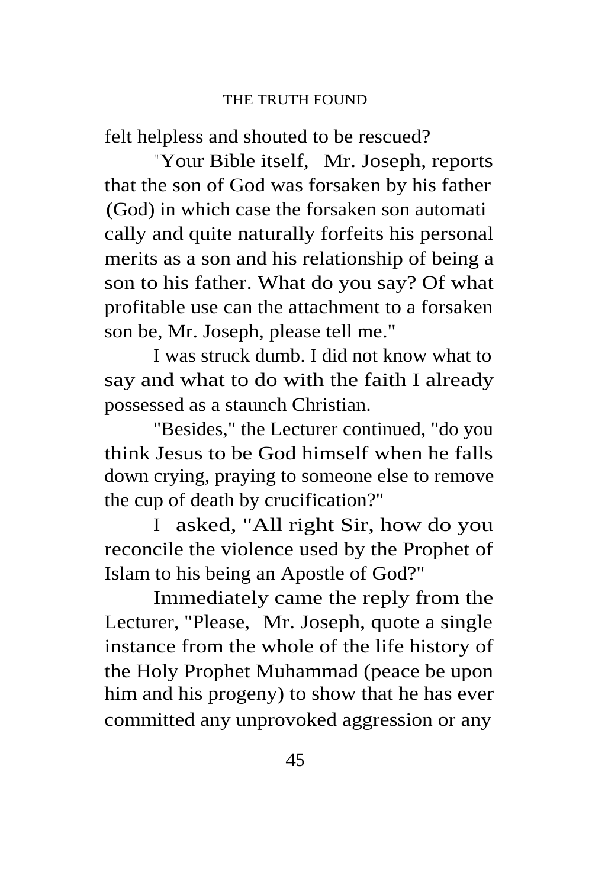felt helpless and shouted to be rescued?

"Your Bible itself, Mr. Joseph, reports that the son of God was forsaken by his father (God) in which case the forsaken son automatically and quite naturally forfeits his personal merits as a son and his relationship of being a son to his father. What do you say? Of what profitable use can the attachment to a forsaken son be, Mr. Joseph, please tell me."

I was struck dumb. I did not know what to say and what to do with the faith I already possessed as a staunch Christian.

"Besides," the Lecturer continued, "do you think Jesus to be God himself when he falls down crying, praying to someone else to remove the cup of death by crucification?"

I asked, "All right Sir, how do you reconcile the violence used by the Prophet of Islam to his being an Apostle of God?"

Immediately came the reply from the Lecturer, "Please, Mr. Joseph, quote a single instance from the whole of the life history of the Holy Prophet Muhammad (peace be upon him and his progeny) to show that he has ever committed any unprovoked aggression or any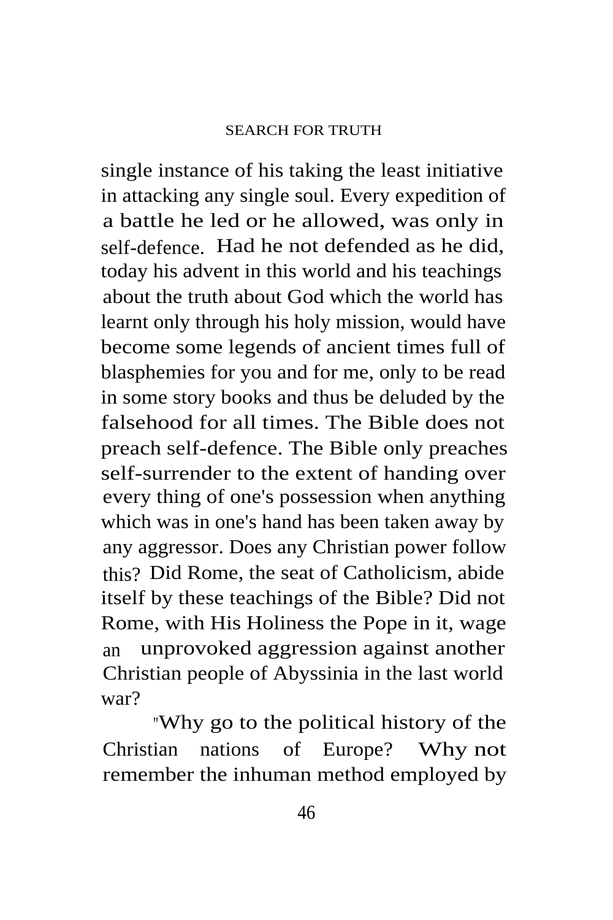single instance of his taking the least initiative in attacking any single soul. Every expedition of a battle he led or he allowed, was only in self-defence. Had he not defended as he did, today his advent in this world and his teachings about the truth about God which the world has learnt only through his holy mission, would have become some legends of ancient times full of blasphemies for you and for me, only to be read in some story books and thus be deluded by the falsehood for all times. The Bible does not preach self-defence. The Bible only preaches self-surrender to the extent of handing over every thing of one's possession when anything which was in one's hand has been taken away by any aggressor. Does any Christian power follow this? Did Rome, the seat of Catholicism, abide itself by these teachings of the Bible? Did not Rome, with His Holiness the Pope in it, wage an unprovoked aggression against another Christian people of Abyssinia in the last world war?

"Why go to the political history of the Christian nations of Europe? Why not remember the inhuman method employed by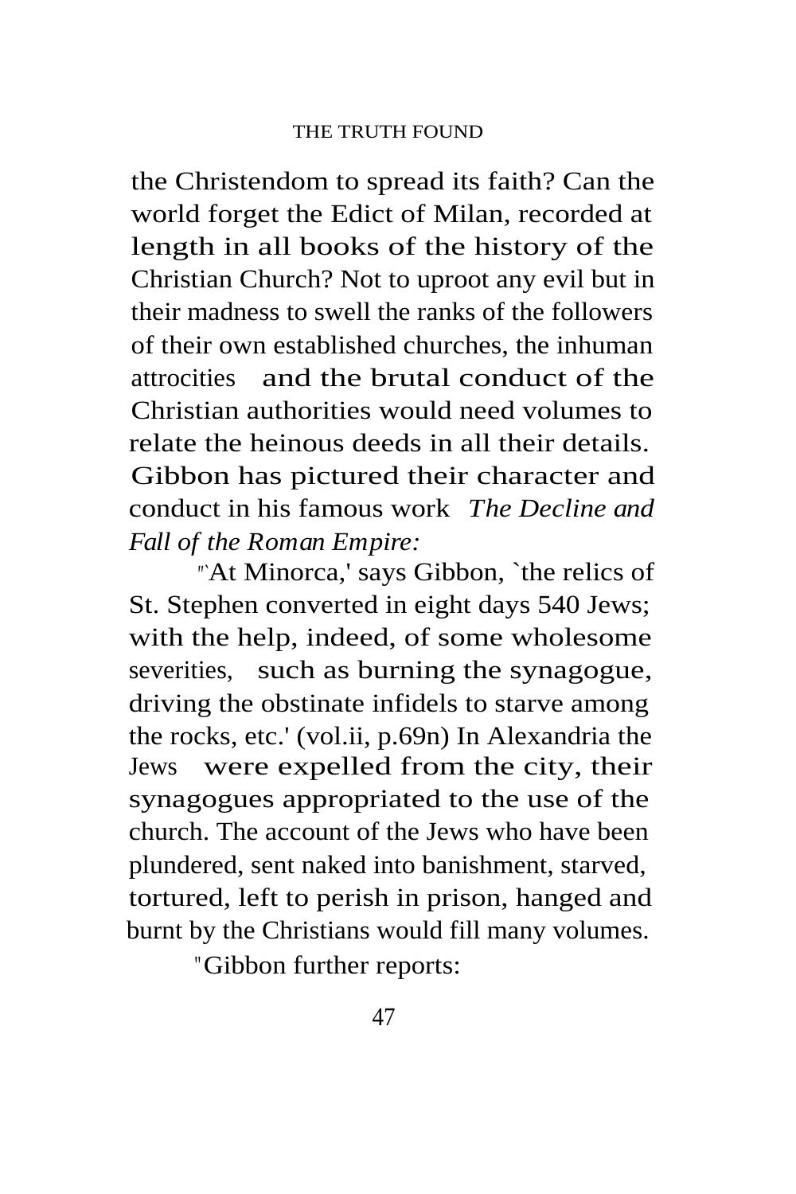the Christendom to spread its faith? Can the world forget the Edict of Milan, recorded at length in all books of the history of the Christian Church? Not to uproot any evil but in their madness to swell the ranks of the followers of their own established churches, the inhuman attrocities and the brutal conduct of the Christian authorities would need volumes to relate the heinous deeds in all their details. Gibbon has pictured their character and conduct in his famous work *The Decline and Fall of the Roman Empire:*

"`At Minorca,' says Gibbon, `the relics of St. Stephen converted in eight days 540 Jews; with the help, indeed, of some wholesome severities, such as burning the synagogue, driving the obstinate infidels to starve among the rocks, etc.' (vol.ii, p.69n) In Alexandria the Jews were expelled from the city, their synagogues appropriated to the use of the church. The account of the Jews who have been plundered, sent naked into banishment, starved, tortured, left to perish in prison, hanged and burnt by the Christians would fill many volumes.

"Gibbon further reports: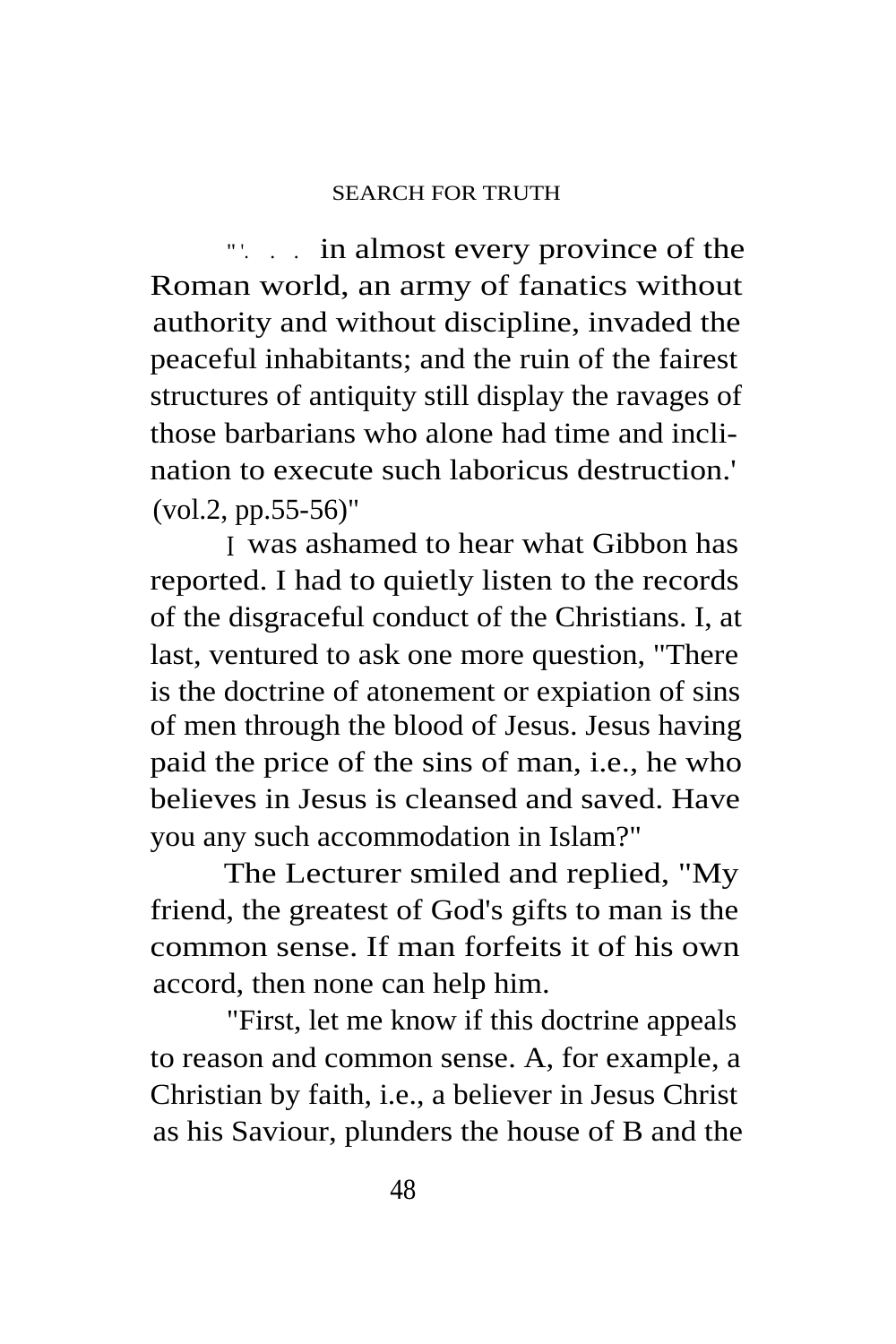"'. . . in almost every province of the Roman world, an army of fanatics without authority and without discipline, invaded the peaceful inhabitants; and the ruin of the fairest structures of antiquity still display the ravages of those barbarians who alone had time and inclination to execute such laboricus destruction.' (vol.2, pp.55-56)"

I was ashamed to hear what Gibbon has reported. I had to quietly listen to the records of the disgraceful conduct of the Christians. I, at last, ventured to ask one more question, "There is the doctrine of atonement or expiation of sins of men through the blood of Jesus. Jesus having paid the price of the sins of man, i.e., he who believes in Jesus is cleansed and saved. Have you any such accommodation in Islam?"

The Lecturer smiled and replied, "My friend, the greatest of God's gifts to man is the common sense. If man forfeits it of his own accord, then none can help him.

"First, let me know if this doctrine appeals to reason and common sense. A, for example, a Christian by faith, i.e., a believer in Jesus Christ as his Saviour, plunders the house of B and the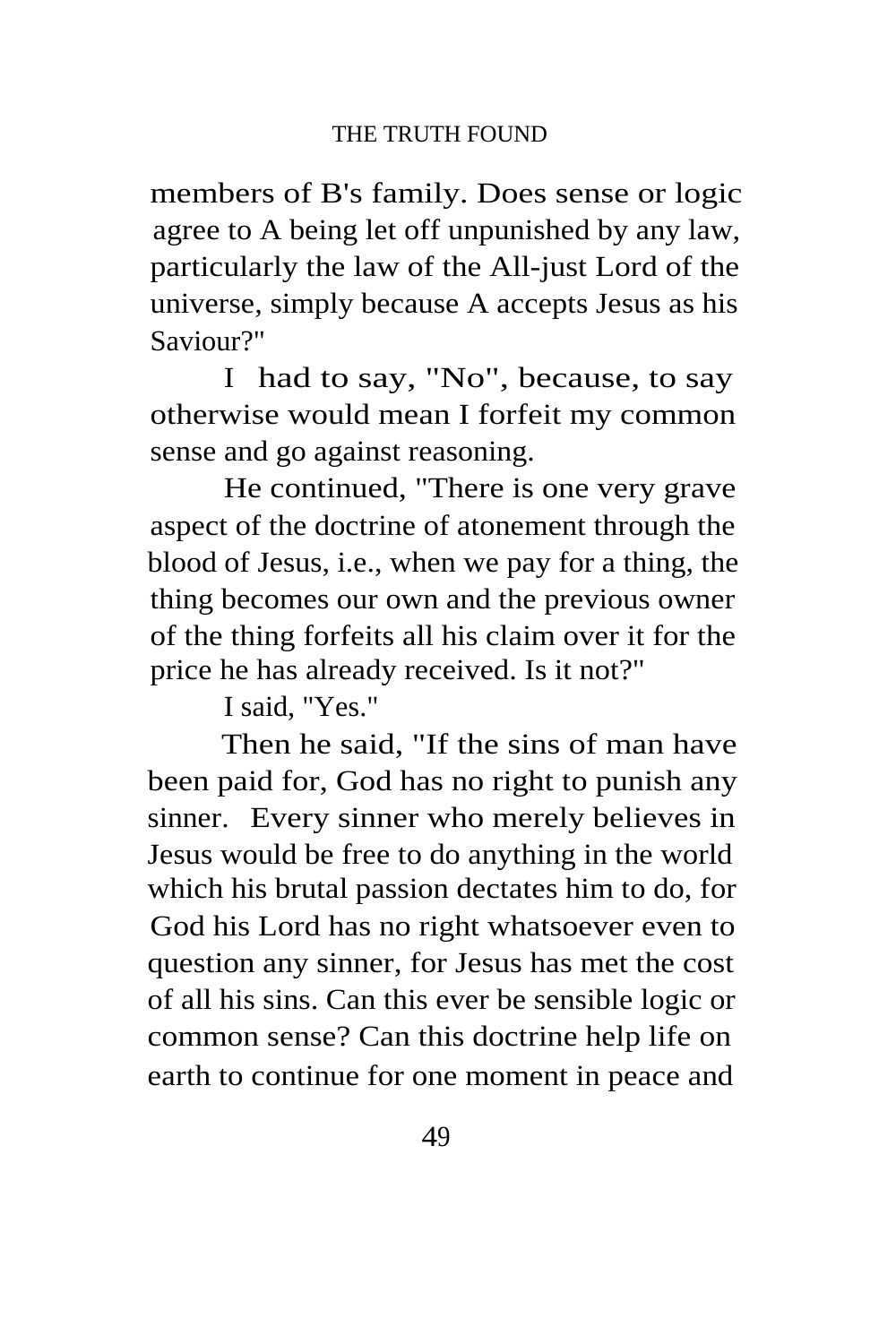members of B's family. Does sense or logic agree to A being let off unpunished by any law, particularly the law of the All-just Lord of the universe, simply because A accepts Jesus as his Saviour?"

I had to say, "No", because, to say otherwise would mean I forfeit my common sense and go against reasoning.

He continued, "There is one very grave aspect of the doctrine of atonement through the blood of Jesus, i.e., when we pay for a thing, the thing becomes our own and the previous owner of the thing forfeits all his claim over it for the price he has already received. Is it not?"

I said, "Yes."

Then he said, "If the sins of man have been paid for, God has no right to punish any sinner. Every sinner who merely believes in Jesus would be free to do anything in the world which his brutal passion dectates him to do, for God his Lord has no right whatsoever even to question any sinner, for Jesus has met the cost of all his sins. Can this ever be sensible logic or common sense? Can this doctrine help life on earth to continue for one moment in peace and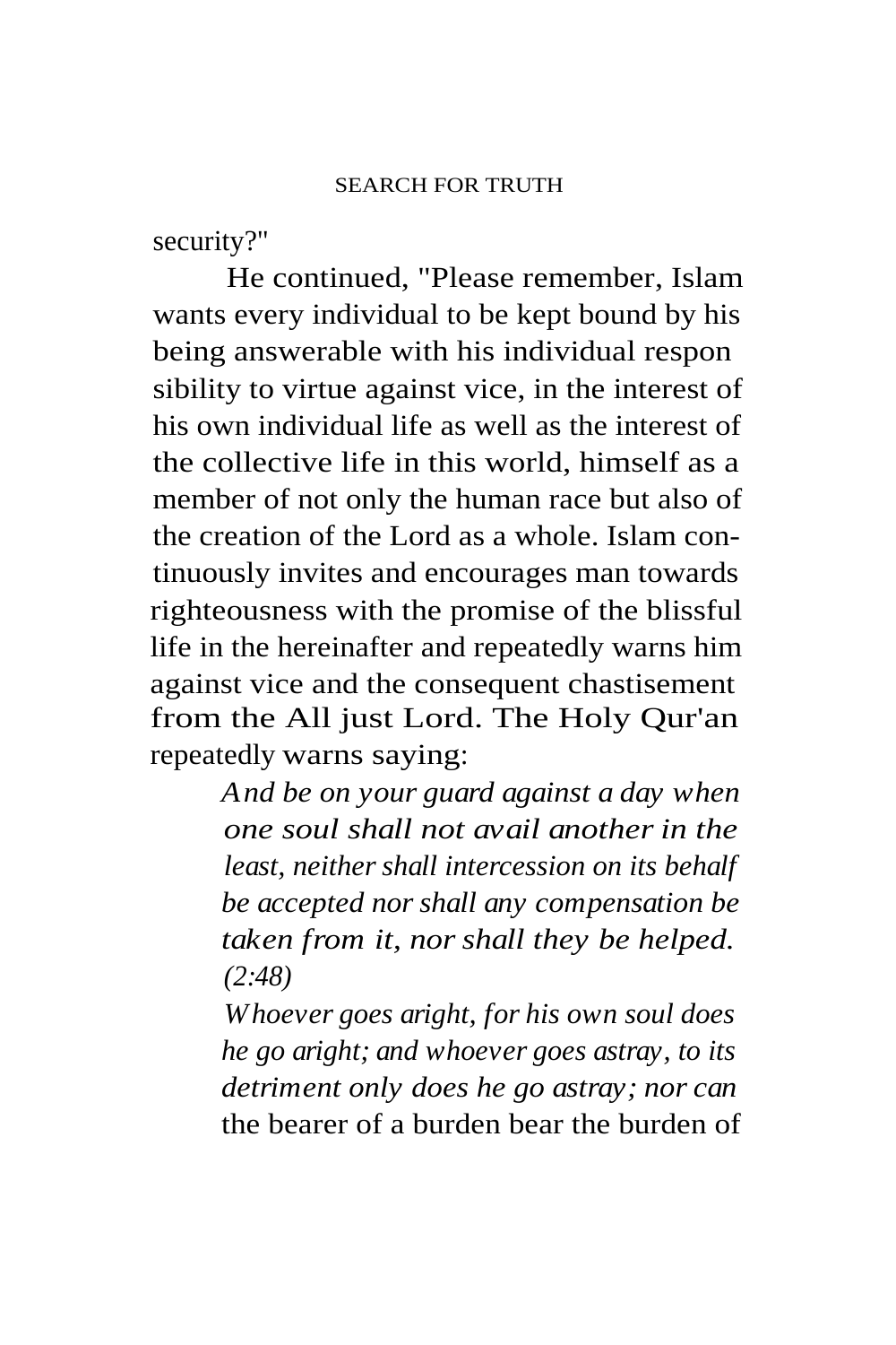security?"

He continued, "Please remember, Islam wants every individual to be kept bound by his being answerable with his individual responsibility to virtue against vice, in the interest of his own individual life as well as the interest of the collective life in this world, himself as a member of not only the human race but also of the creation of the Lord as a whole. Islam continuously invites and encourages man towards righteousness with the promise of the blissful life in the hereinafter and repeatedly warns him against vice and the consequent chastisement from the All just Lord. The Holy Qur'an repeatedly warns saying:

> *And be on your guard against a day when one soul shall not avail another in the least, neither shall intercession on its behalf be accepted nor shall any compensation be taken from it, nor shall they be helped. (2:48)*
>
> *Whoever goes aright, for his own soul does he go aright; and whoever goes astray, to its detriment only does he go astray; nor can* the bearer of a burden bear the burden of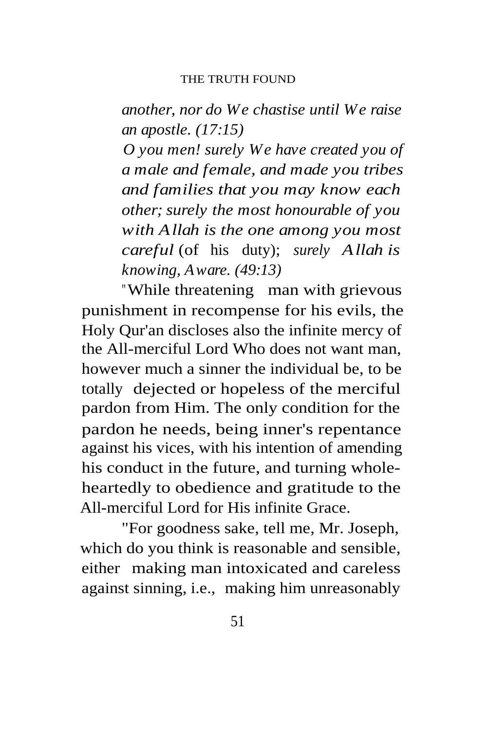*another, nor do We chastise until We raise an apostle. (17:15)*

*O you men! surely We have created you of a male and female, and made you tribes and families that you may know each other; surely the most honourable of you with Allah is the one among you most careful* (of his duty); *surely Allah is knowing, Aware. (49:13)*

"While threatening man with grievous punishment in recompense for his evils, the Holy Qur'an discloses also the infinite mercy of the All-merciful Lord Who does not want man, however much a sinner the individual be, to be totally dejected or hopeless of the merciful pardon from Him. The only condition for the pardon he needs, being inner's repentance against his vices, with his intention of amending his conduct in the future, and turning whole-heartedly to obedience and gratitude to the All-merciful Lord for His infinite Grace.

"For goodness sake, tell me, Mr. Joseph, which do you think is reasonable and sensible, either making man intoxicated and careless against sinning, i.e., making him unreasonably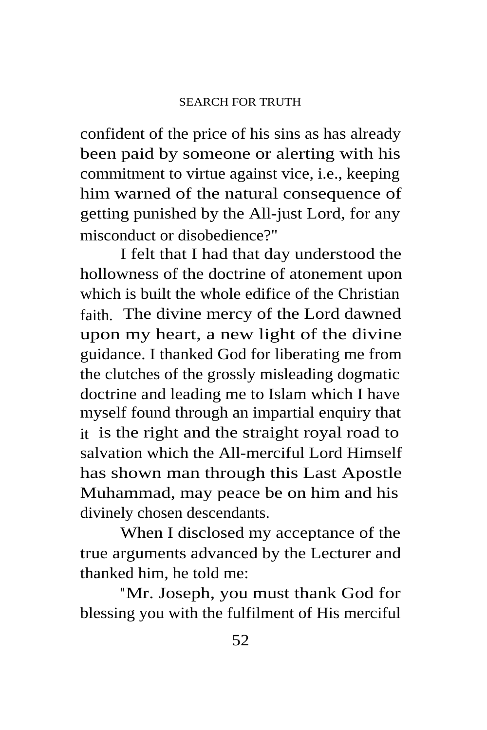confident of the price of his sins as has already been paid by someone or alerting with his commitment to virtue against vice, i.e., keeping him warned of the natural consequence of getting punished by the All-just Lord, for any misconduct or disobedience?"

I felt that I had that day understood the hollowness of the doctrine of atonement upon which is built the whole edifice of the Christian faith. The divine mercy of the Lord dawned upon my heart, a new light of the divine guidance. I thanked God for liberating me from the clutches of the grossly misleading dogmatic doctrine and leading me to Islam which I have myself found through an impartial enquiry that it is the right and the straight royal road to salvation which the All-merciful Lord Himself has shown man through this Last Apostle Muhammad, may peace be on him and his divinely chosen descendants.

When I disclosed my acceptance of the true arguments advanced by the Lecturer and thanked him, he told me:

"Mr. Joseph, you must thank God for blessing you with the fulfilment of His merciful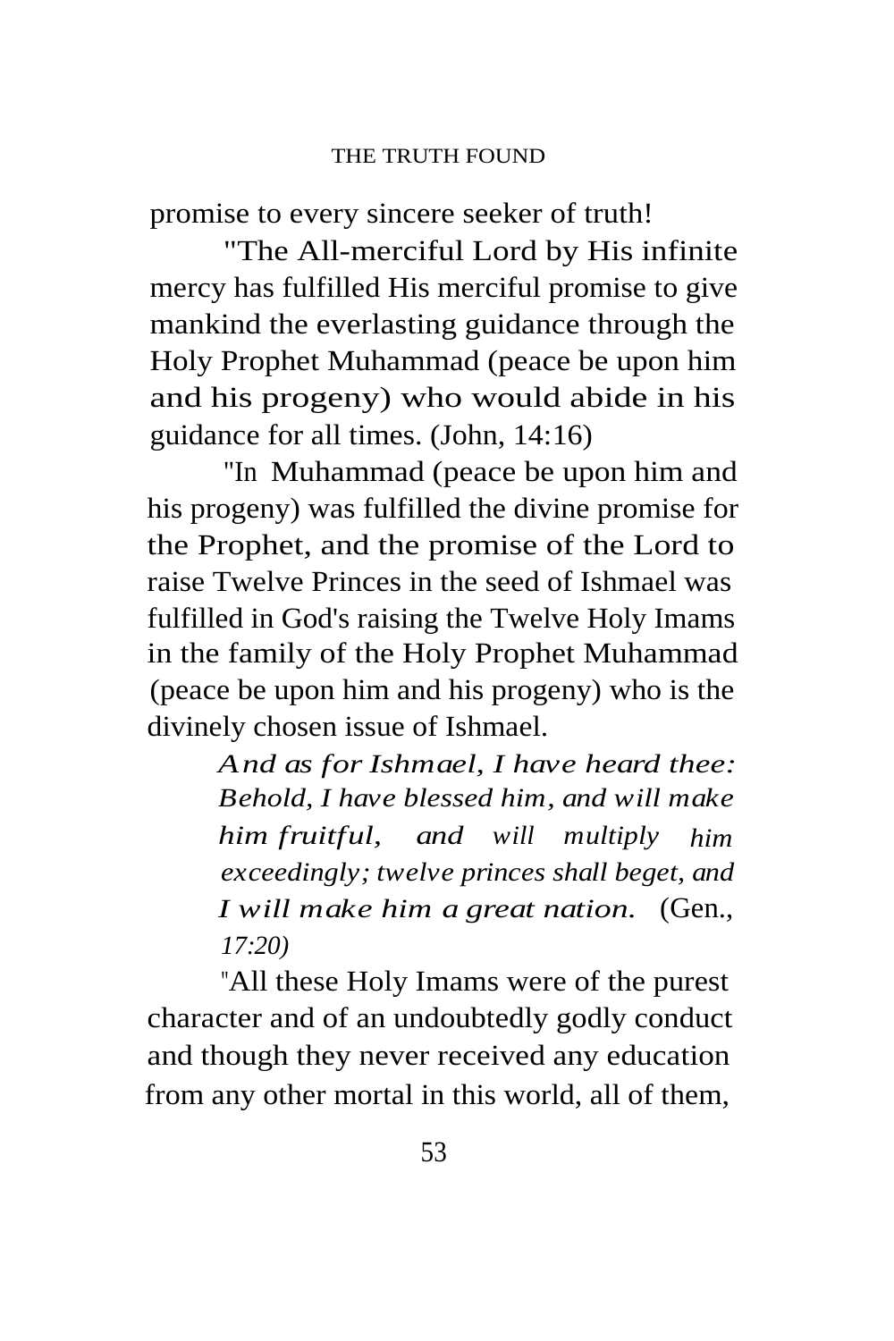promise to every sincere seeker of truth!

"The All-merciful Lord by His infinite mercy has fulfilled His merciful promise to give mankind the everlasting guidance through the Holy Prophet Muhammad (peace be upon him and his progeny) who would abide in his guidance for all times. (John, 14:16)

"In Muhammad (peace be upon him and his progeny) was fulfilled the divine promise for the Prophet, and the promise of the Lord to raise Twelve Princes in the seed of Ishmael was fulfilled in God's raising the Twelve Holy Imams in the family of the Holy Prophet Muhammad (peace be upon him and his progeny) who is the divinely chosen issue of Ishmael.

> *And as for Ishmael, I have heard thee: Behold, I have blessed him, and will make him fruitful, and will multiply him exceedingly; twelve princes shall beget, and I will make him a great nation.* (Gen., *17:20)*

"All these Holy Imams were of the purest character and of an undoubtedly godly conduct and though they never received any education from any other mortal in this world, all of them,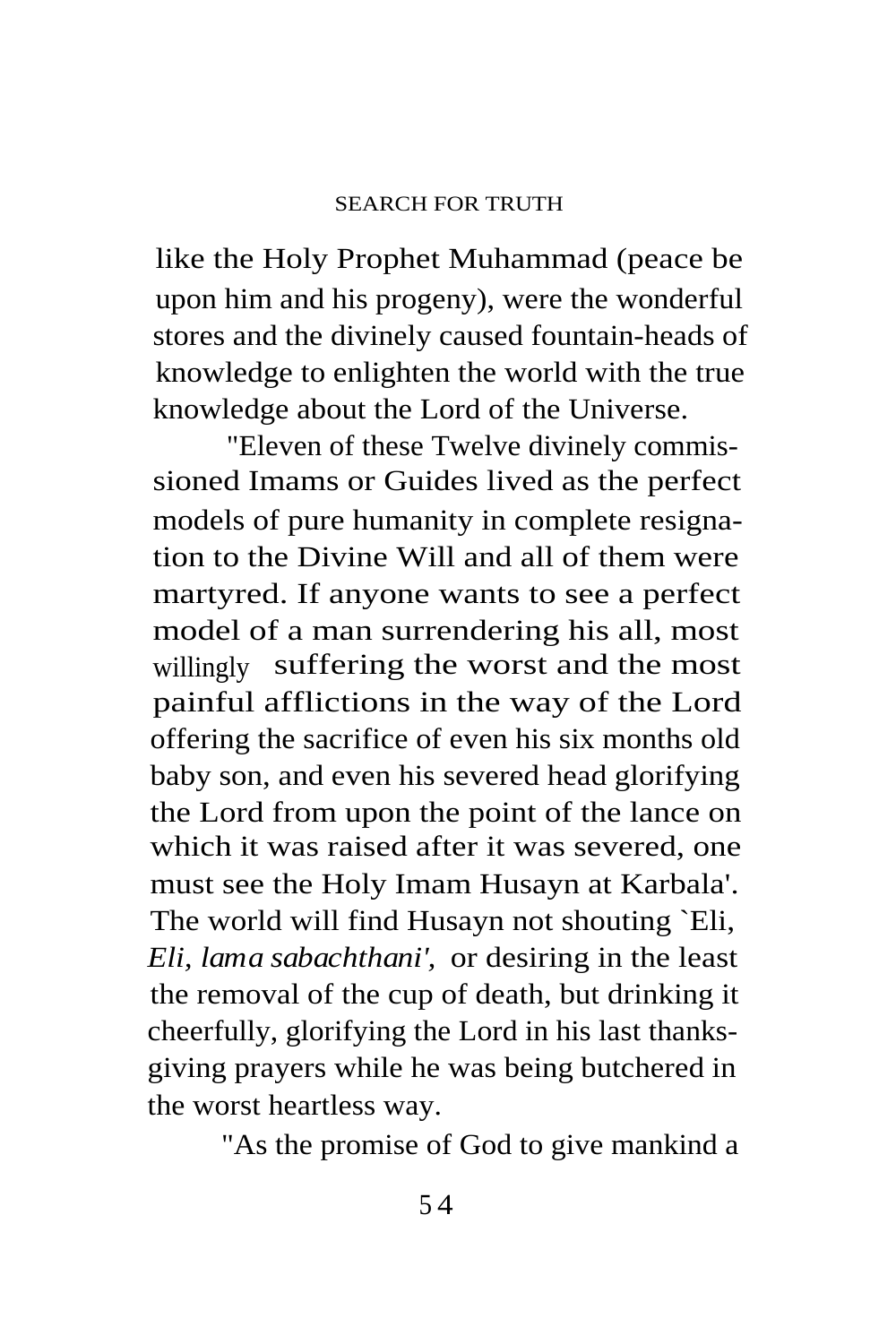like the Holy Prophet Muhammad (peace be upon him and his progeny), were the wonderful stores and the divinely caused fountain-heads of knowledge to enlighten the world with the true knowledge about the Lord of the Universe.

"Eleven of these Twelve divinely commissioned Imams or Guides lived as the perfect models of pure humanity in complete resignation to the Divine Will and all of them were martyred. If anyone wants to see a perfect model of a man surrendering his all, most willingly suffering the worst and the most painful afflictions in the way of the Lord offering the sacrifice of even his six months old baby son, and even his severed head glorifying the Lord from upon the point of the lance on which it was raised after it was severed, one must see the Holy Imam Husayn at Karbala'. The world will find Husayn not shouting `Eli, *Eli, lama sabachthani',* or desiring in the least the removal of the cup of death, but drinking it cheerfully, glorifying the Lord in his last thanksgiving prayers while he was being butchered in the worst heartless way.

"As the promise of God to give mankind a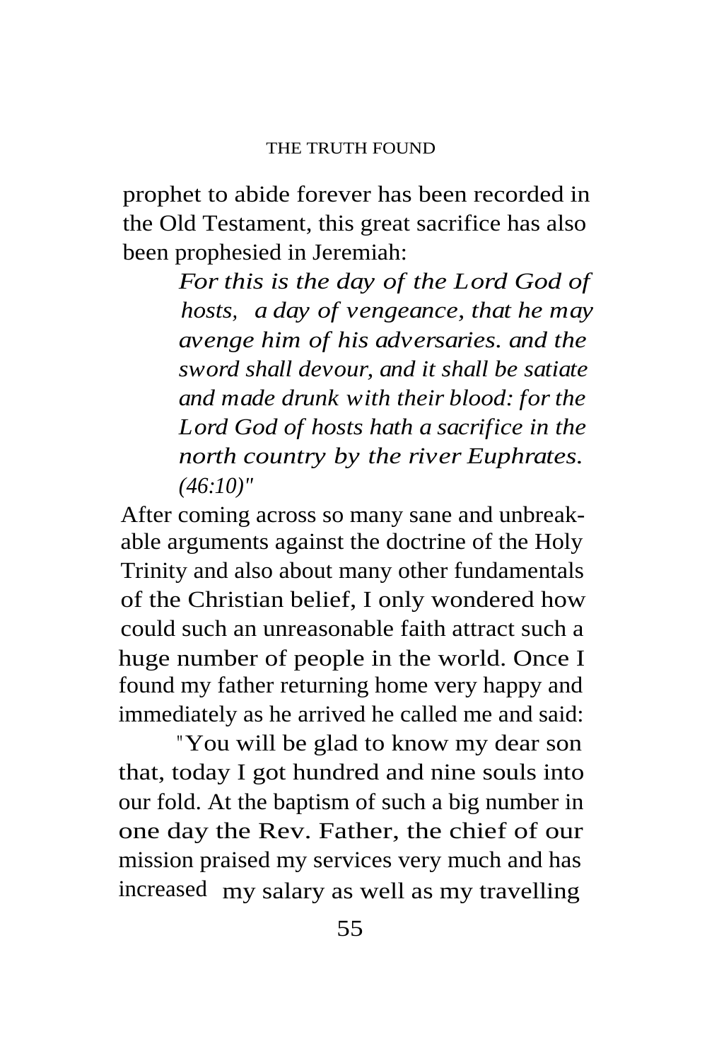prophet to abide forever has been recorded in the Old Testament, this great sacrifice has also been prophesied in Jeremiah:

> *For this is the day of the Lord God of hosts, a day of vengeance, that he may avenge him of his adversaries. and the sword shall devour, and it shall be satiate and made drunk with their blood: for the Lord God of hosts hath a sacrifice in the north country by the river Euphrates. (46:10)"*

After coming across so many sane and unbreakable arguments against the doctrine of the Holy Trinity and also about many other fundamentals of the Christian belief, I only wondered how could such an unreasonable faith attract such a huge number of people in the world. Once I found my father returning home very happy and immediately as he arrived he called me and said:

"You will be glad to know my dear son that, today I got hundred and nine souls into our fold. At the baptism of such a big number in one day the Rev. Father, the chief of our mission praised my services very much and has increased my salary as well as my travelling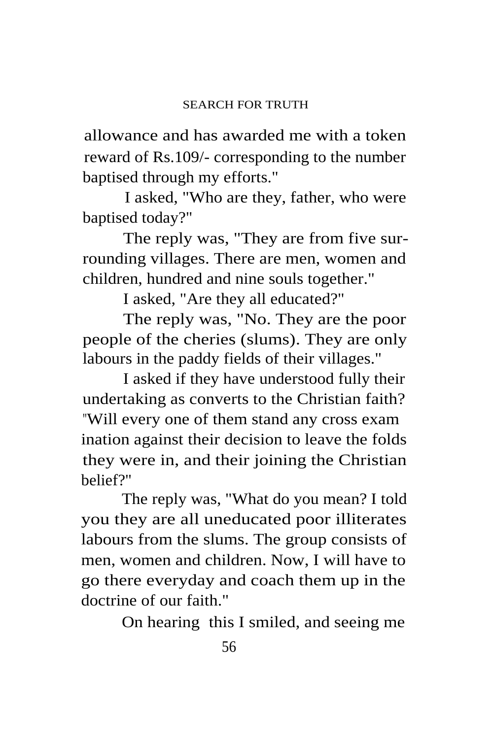allowance and has awarded me with a token reward of Rs.109/- corresponding to the number baptised through my efforts."

I asked, "Who are they, father, who were baptised today?"

The reply was, "They are from five surrounding villages. There are men, women and children, hundred and nine souls together."

I asked, "Are they all educated?"

The reply was, "No. They are the poor people of the cheries (slums). They are only labours in the paddy fields of their villages."

I asked if they have understood fully their undertaking as converts to the Christian faith? "Will every one of them stand any cross examination against their decision to leave the folds they were in, and their joining the Christian belief?"

The reply was, "What do you mean? I told you they are all uneducated poor illiterates labours from the slums. The group consists of men, women and children. Now, I will have to go there everyday and coach them up in the doctrine of our faith."

On hearing this I smiled, and seeing me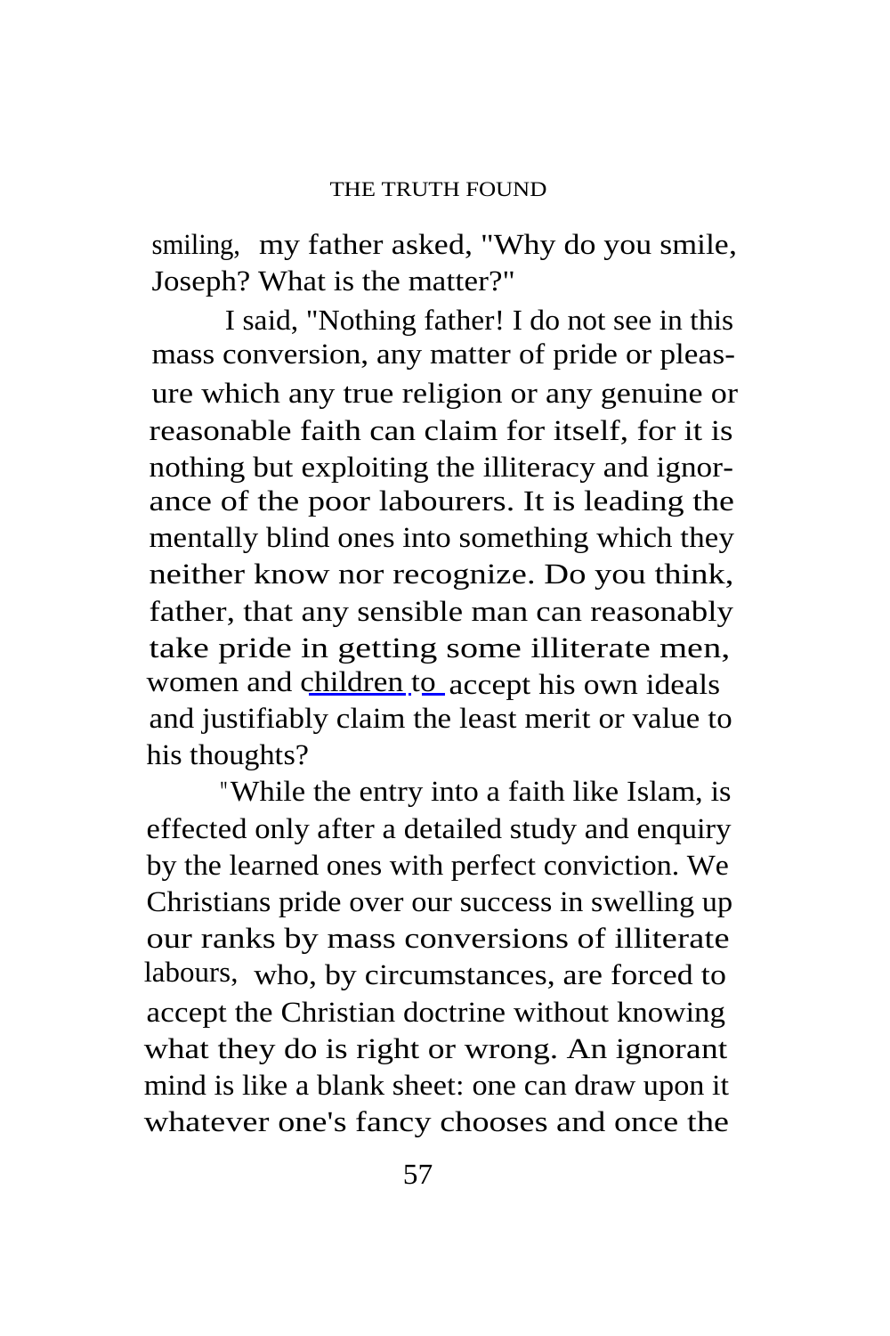smiling, my father asked, "Why do you smile, Joseph? What is the matter?"

I said, "Nothing father! I do not see in this mass conversion, any matter of pride or pleasure which any true religion or any genuine or reasonable faith can claim for itself, for it is nothing but exploiting the illiteracy and ignorance of the poor labourers. It is leading the mentally blind ones into something which they neither know nor recognize. Do you think, father, that any sensible man can reasonably take pride in getting some illiterate men, women and children to accept his own ideals and justifiably claim the least merit or value to his thoughts?

"While the entry into a faith like Islam, is effected only after a detailed study and enquiry by the learned ones with perfect conviction. We Christians pride over our success in swelling up our ranks by mass conversions of illiterate labours, who, by circumstances, are forced to accept the Christian doctrine without knowing what they do is right or wrong. An ignorant mind is like a blank sheet: one can draw upon it whatever one's fancy chooses and once the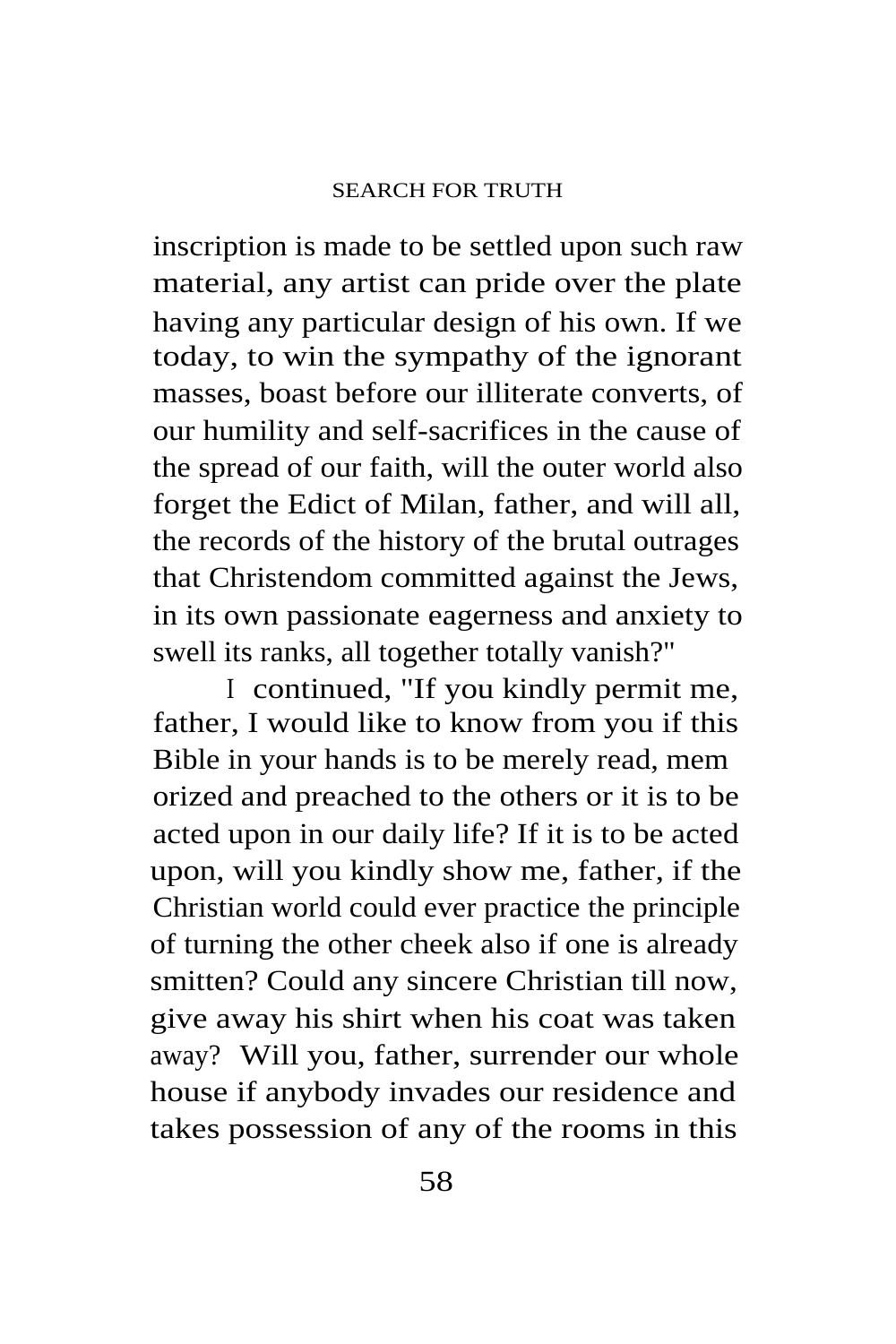inscription is made to be settled upon such raw material, any artist can pride over the plate having any particular design of his own. If we today, to win the sympathy of the ignorant masses, boast before our illiterate converts, of our humility and self-sacrifices in the cause of the spread of our faith, will the outer world also forget the Edict of Milan, father, and will all, the records of the history of the brutal outrages that Christendom committed against the Jews, in its own passionate eagerness and anxiety to swell its ranks, all together totally vanish?"

I continued, "If you kindly permit me, father, I would like to know from you if this Bible in your hands is to be merely read, memorized and preached to the others or it is to be acted upon in our daily life? If it is to be acted upon, will you kindly show me, father, if the Christian world could ever practice the principle of turning the other cheek also if one is already smitten? Could any sincere Christian till now, give away his shirt when his coat was taken away? Will you, father, surrender our whole house if anybody invades our residence and takes possession of any of the rooms in this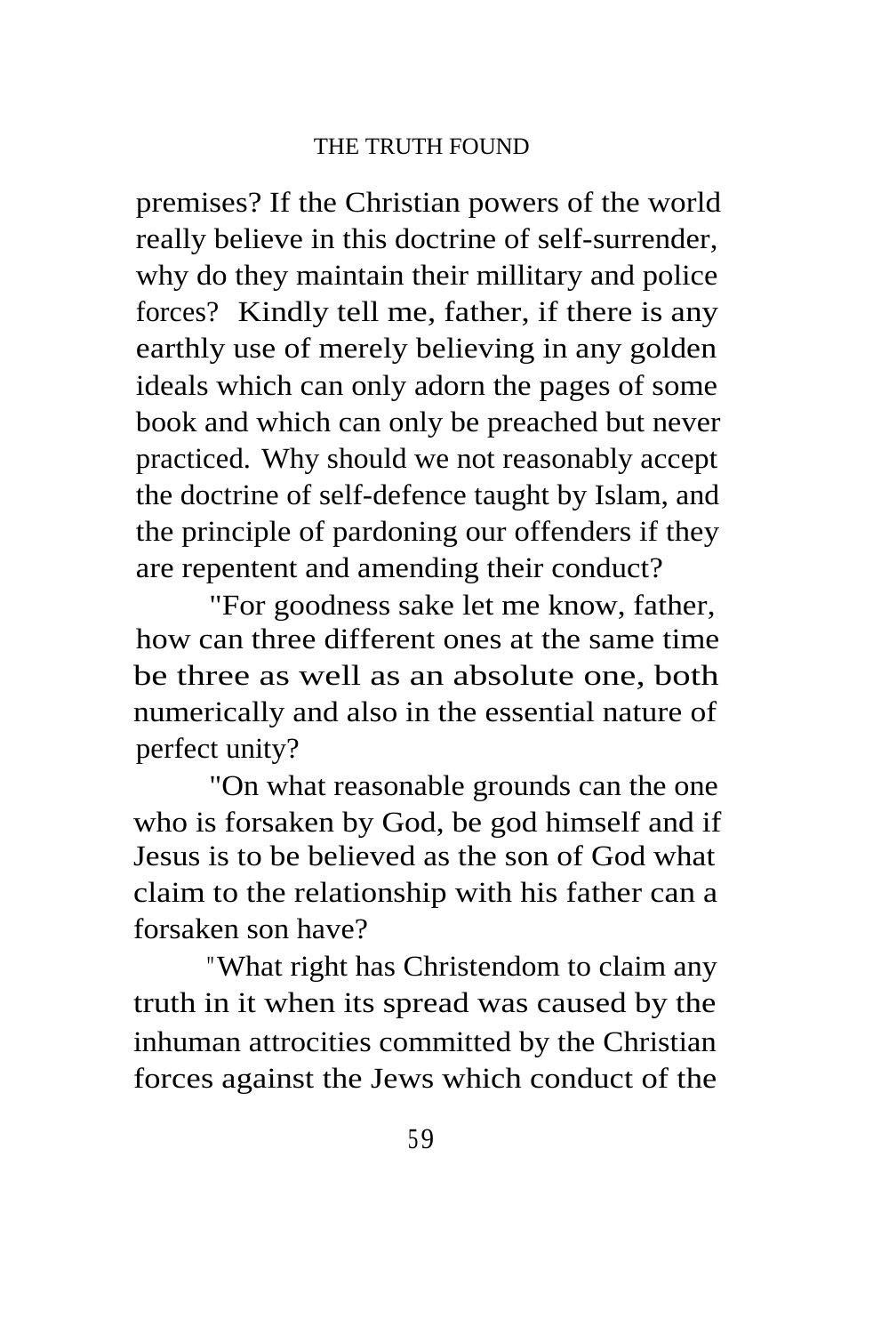premises? If the Christian powers of the world really believe in this doctrine of self-surrender, why do they maintain their millitary and police forces? Kindly tell me, father, if there is any earthly use of merely believing in any golden ideals which can only adorn the pages of some book and which can only be preached but never practiced. Why should we not reasonably accept the doctrine of self-defence taught by Islam, and the principle of pardoning our offenders if they are repentent and amending their conduct?

"For goodness sake let me know, father, how can three different ones at the same time be three as well as an absolute one, both numerically and also in the essential nature of perfect unity?

"On what reasonable grounds can the one who is forsaken by God, be god himself and if Jesus is to be believed as the son of God what claim to the relationship with his father can a forsaken son have?

"What right has Christendom to claim any truth in it when its spread was caused by the inhuman attrocities committed by the Christian forces against the Jews which conduct of the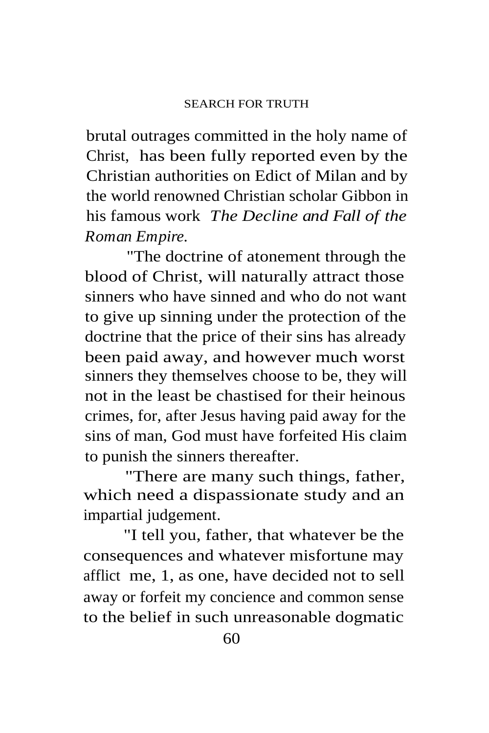brutal outrages committed in the holy name of Christ, has been fully reported even by the Christian authorities on Edict of Milan and by the world renowned Christian scholar Gibbon in his famous work *The Decline and Fall of the Roman Empire.*

"The doctrine of atonement through the blood of Christ, will naturally attract those sinners who have sinned and who do not want to give up sinning under the protection of the doctrine that the price of their sins has already been paid away, and however much worst sinners they themselves choose to be, they will not in the least be chastised for their heinous crimes, for, after Jesus having paid away for the sins of man, God must have forfeited His claim to punish the sinners thereafter.

"There are many such things, father, which need a dispassionate study and an impartial judgement.

"I tell you, father, that whatever be the consequences and whatever misfortune may afflict me, 1, as one, have decided not to sell away or forfeit my concience and common sense to the belief in such unreasonable dogmatic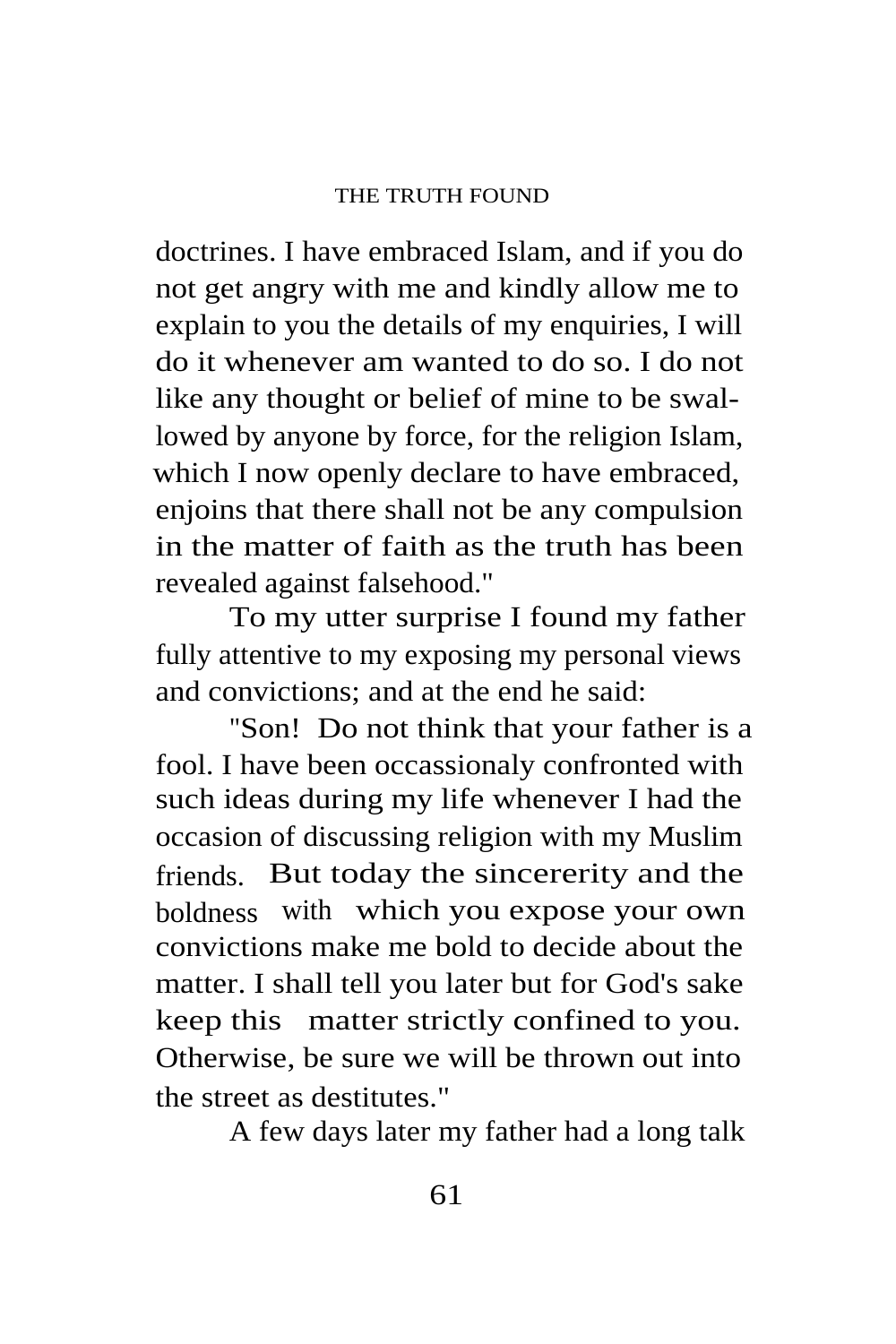doctrines. I have embraced Islam, and if you do not get angry with me and kindly allow me to explain to you the details of my enquiries, I will do it whenever am wanted to do so. I do not like any thought or belief of mine to be swallowed by anyone by force, for the religion Islam, which I now openly declare to have embraced, enjoins that there shall not be any compulsion in the matter of faith as the truth has been revealed against falsehood."

To my utter surprise I found my father fully attentive to my exposing my personal views and convictions; and at the end he said:

"Son! Do not think that your father is a fool. I have been occassionaly confronted with such ideas during my life whenever I had the occasion of discussing religion with my Muslim friends. But today the sincererity and the boldness with which you expose your own convictions make me bold to decide about the matter. I shall tell you later but for God's sake keep this matter strictly confined to you. Otherwise, be sure we will be thrown out into the street as destitutes."

A few days later my father had a long talk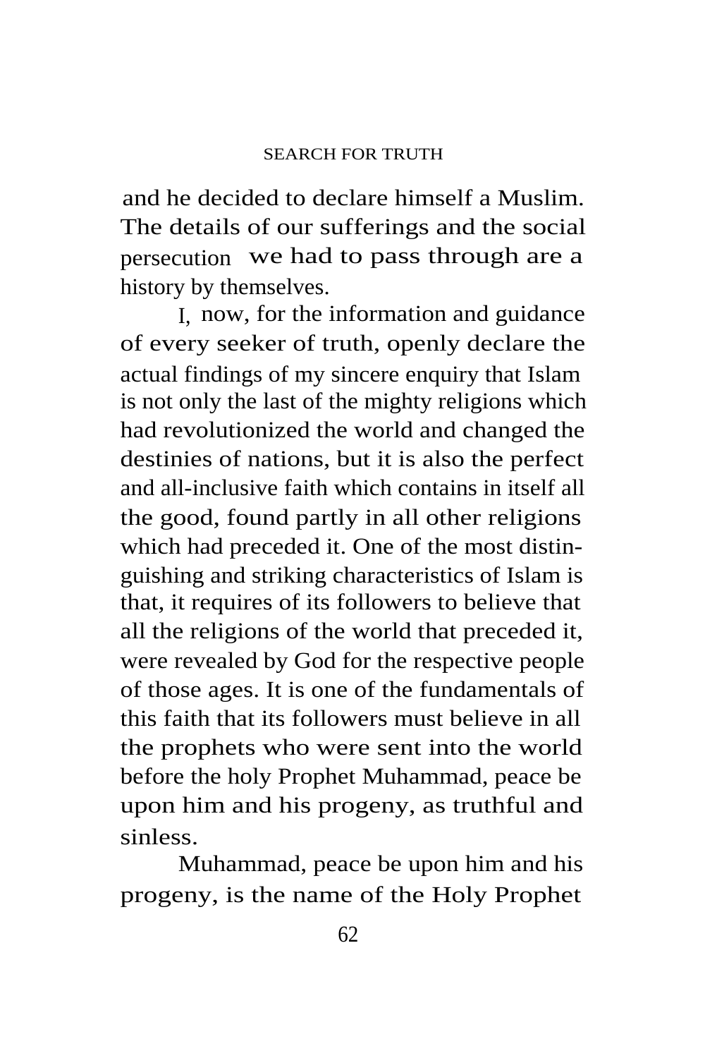and he decided to declare himself a Muslim. The details of our sufferings and the social persecution we had to pass through are a history by themselves.

I, now, for the information and guidance of every seeker of truth, openly declare the actual findings of my sincere enquiry that Islam is not only the last of the mighty religions which had revolutionized the world and changed the destinies of nations, but it is also the perfect and all-inclusive faith which contains in itself all the good, found partly in all other religions which had preceded it. One of the most distinguishing and striking characteristics of Islam is that, it requires of its followers to believe that all the religions of the world that preceded it, were revealed by God for the respective people of those ages. It is one of the fundamentals of this faith that its followers must believe in all the prophets who were sent into the world before the holy Prophet Muhammad, peace be upon him and his progeny, as truthful and sinless.

Muhammad, peace be upon him and his progeny, is the name of the Holy Prophet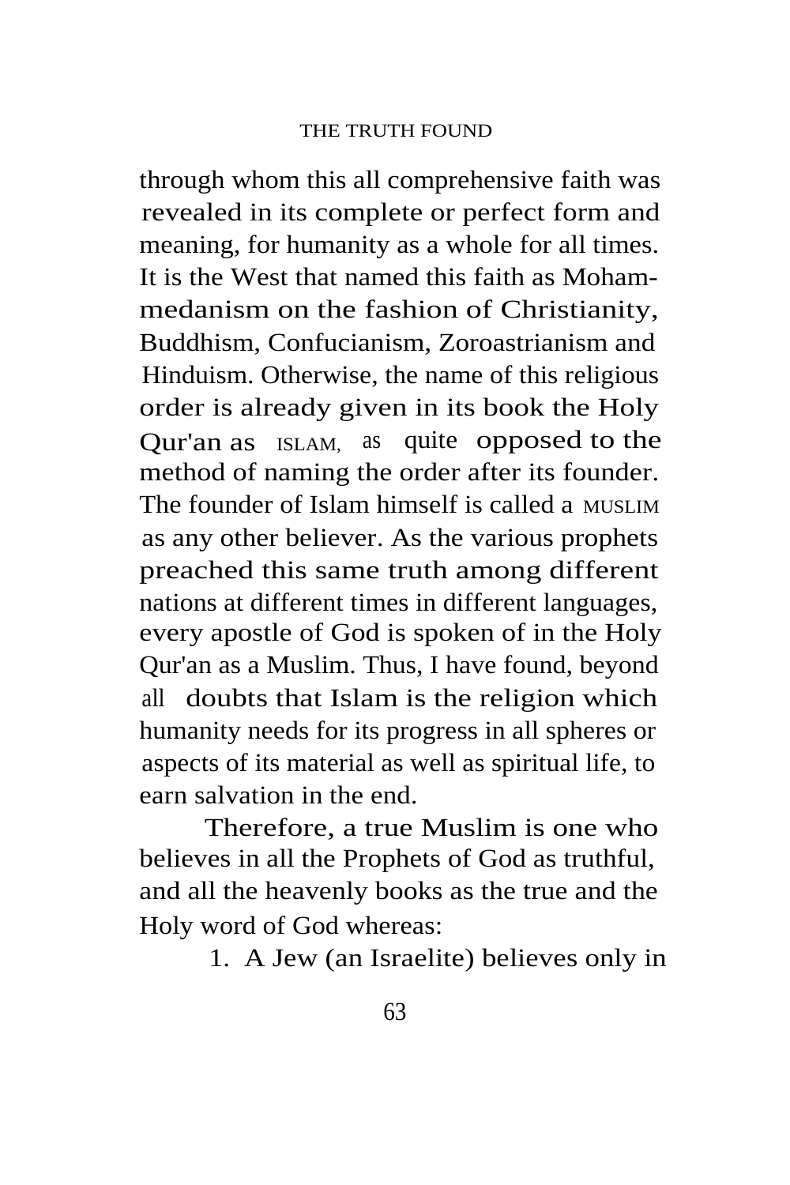through whom this all comprehensive faith was revealed in its complete or perfect form and meaning, for humanity as a whole for all times. It is the West that named this faith as Mohammedanism on the fashion of Christianity, Buddhism, Confucianism, Zoroastrianism and Hinduism. Otherwise, the name of this religious order is already given in its book the Holy Qur'an as ISLAM, as quite opposed to the method of naming the order after its founder. The founder of Islam himself is called a MUSLIM as any other believer. As the various prophets preached this same truth among different nations at different times in different languages, every apostle of God is spoken of in the Holy Qur'an as a Muslim. Thus, I have found, beyond all doubts that Islam is the religion which humanity needs for its progress in all spheres or aspects of its material as well as spiritual life, to earn salvation in the end.

Therefore, a true Muslim is one who believes in all the Prophets of God as truthful, and all the heavenly books as the true and the Holy word of God whereas:

1. A Jew (an Israelite) believes only in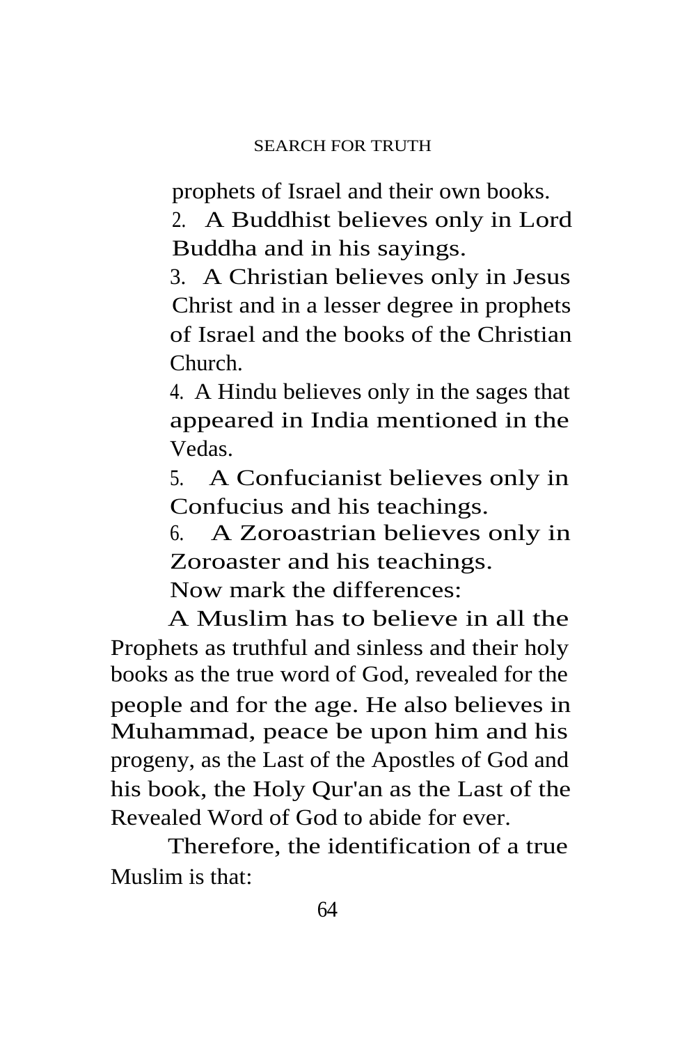prophets of Israel and their own books.

2. A Buddhist believes only in Lord Buddha and in his sayings.
3. A Christian believes only in Jesus Christ and in a lesser degree in prophets of Israel and the books of the Christian Church.
4. A Hindu believes only in the sages that appeared in India mentioned in the Vedas.
5. A Confucianist believes only in Confucius and his teachings.
6. A Zoroastrian believes only in Zoroaster and his teachings.

Now mark the differences:

A Muslim has to believe in all the Prophets as truthful and sinless and their holy books as the true word of God, revealed for the people and for the age. He also believes in Muhammad, peace be upon him and his progeny, as the Last of the Apostles of God and his book, the Holy Qur'an as the Last of the Revealed Word of God to abide for ever.

Therefore, the identification of a true Muslim is that: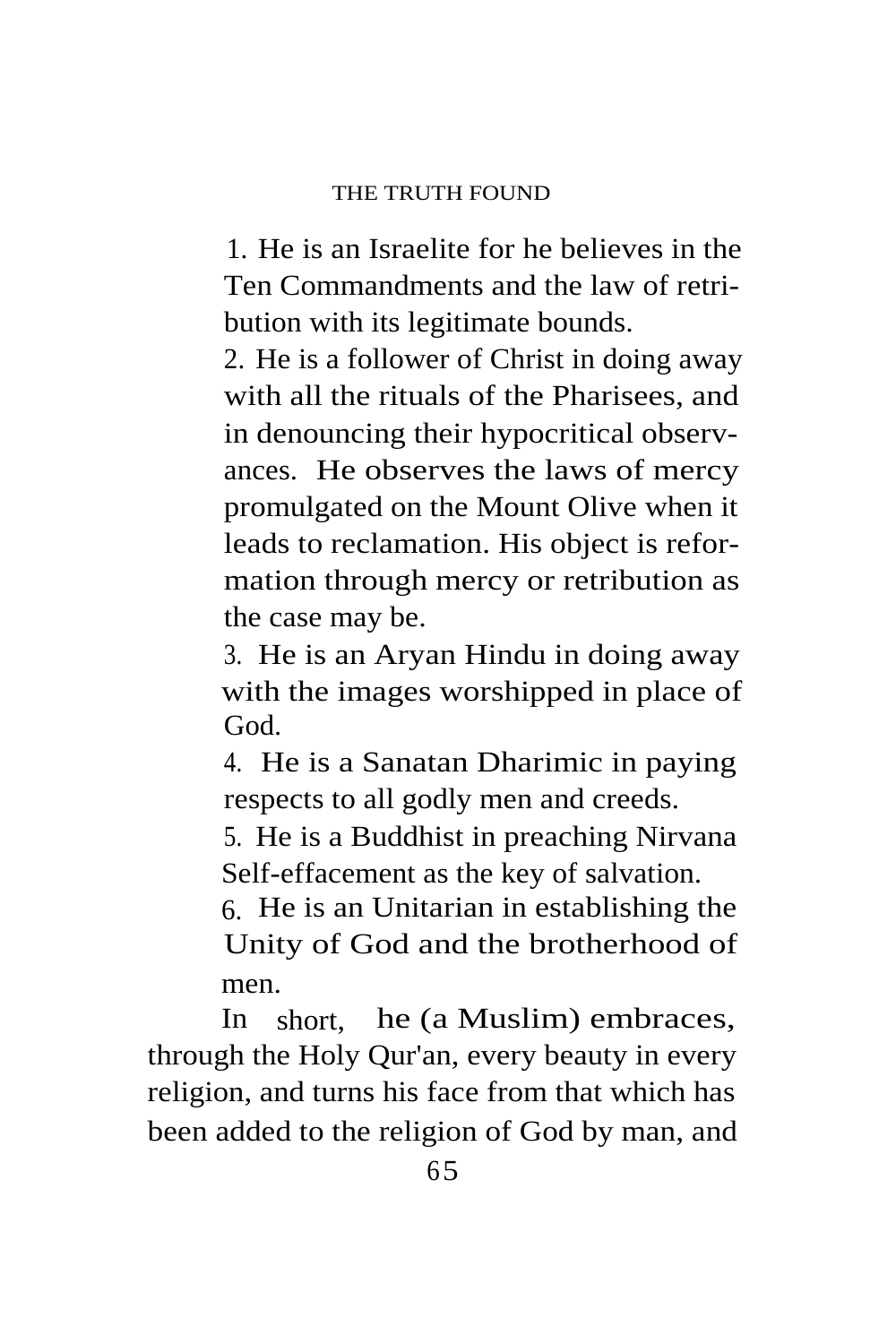1. He is an Israelite for he believes in the Ten Commandments and the law of retribution with its legitimate bounds.
2. He is a follower of Christ in doing away with all the rituals of the Pharisees, and in denouncing their hypocritical observances. He observes the laws of mercy promulgated on the Mount Olive when it leads to reclamation. His object is reformation through mercy or retribution as the case may be.
3. He is an Aryan Hindu in doing away with the images worshipped in place of God.
4. He is a Sanatan Dharimic in paying respects to all godly men and creeds.
5. He is a Buddhist in preaching Nirvana Self-effacement as the key of salvation.
6. He is an Unitarian in establishing the Unity of God and the brotherhood of men.

In short, he (a Muslim) embraces, through the Holy Qur'an, every beauty in every religion, and turns his face from that which has been added to the religion of God by man, and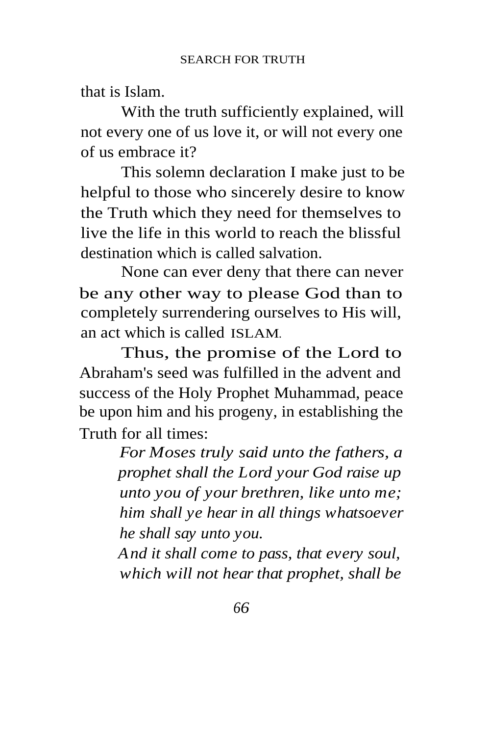that is Islam.

With the truth sufficiently explained, will not every one of us love it, or will not every one of us embrace it?

This solemn declaration I make just to be helpful to those who sincerely desire to know the Truth which they need for themselves to live the life in this world to reach the blissful destination which is called salvation.

None can ever deny that there can never be any other way to please God than to completely surrendering ourselves to His will, an act which is called ISLAM.

Thus, the promise of the Lord to Abraham's seed was fulfilled in the advent and success of the Holy Prophet Muhammad, peace be upon him and his progeny, in establishing the Truth for all times:

> *For Moses truly said unto the fathers, a prophet shall the Lord your God raise up unto you of your brethren, like unto me; him shall ye hear in all things whatsoever he shall say unto you.*
>
> *And it shall come to pass, that every soul, which will not hear that prophet, shall be*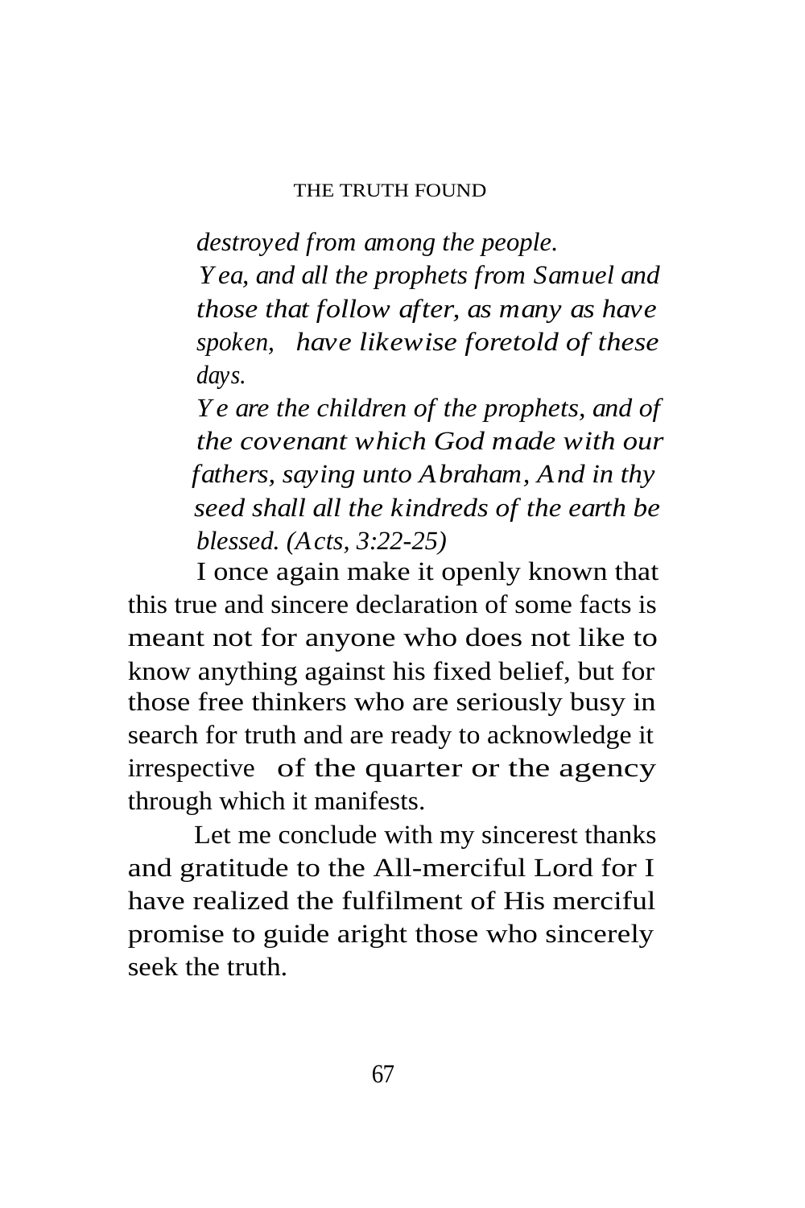*destroyed from among the people.*

*Yea, and all the prophets from Samuel and those that follow after, as many as have spoken, have likewise foretold of these days.*

*Ye are the children of the prophets, and of the covenant which God made with our fathers, saying unto Abraham, And in thy seed shall all the kindreds of the earth be blessed. (Acts, 3:22-25)*

I once again make it openly known that this true and sincere declaration of some facts is meant not for anyone who does not like to know anything against his fixed belief, but for those free thinkers who are seriously busy in search for truth and are ready to acknowledge it irrespective of the quarter or the agency through which it manifests.

Let me conclude with my sincerest thanks and gratitude to the All-merciful Lord for I have realized the fulfilment of His merciful promise to guide aright those who sincerely seek the truth.